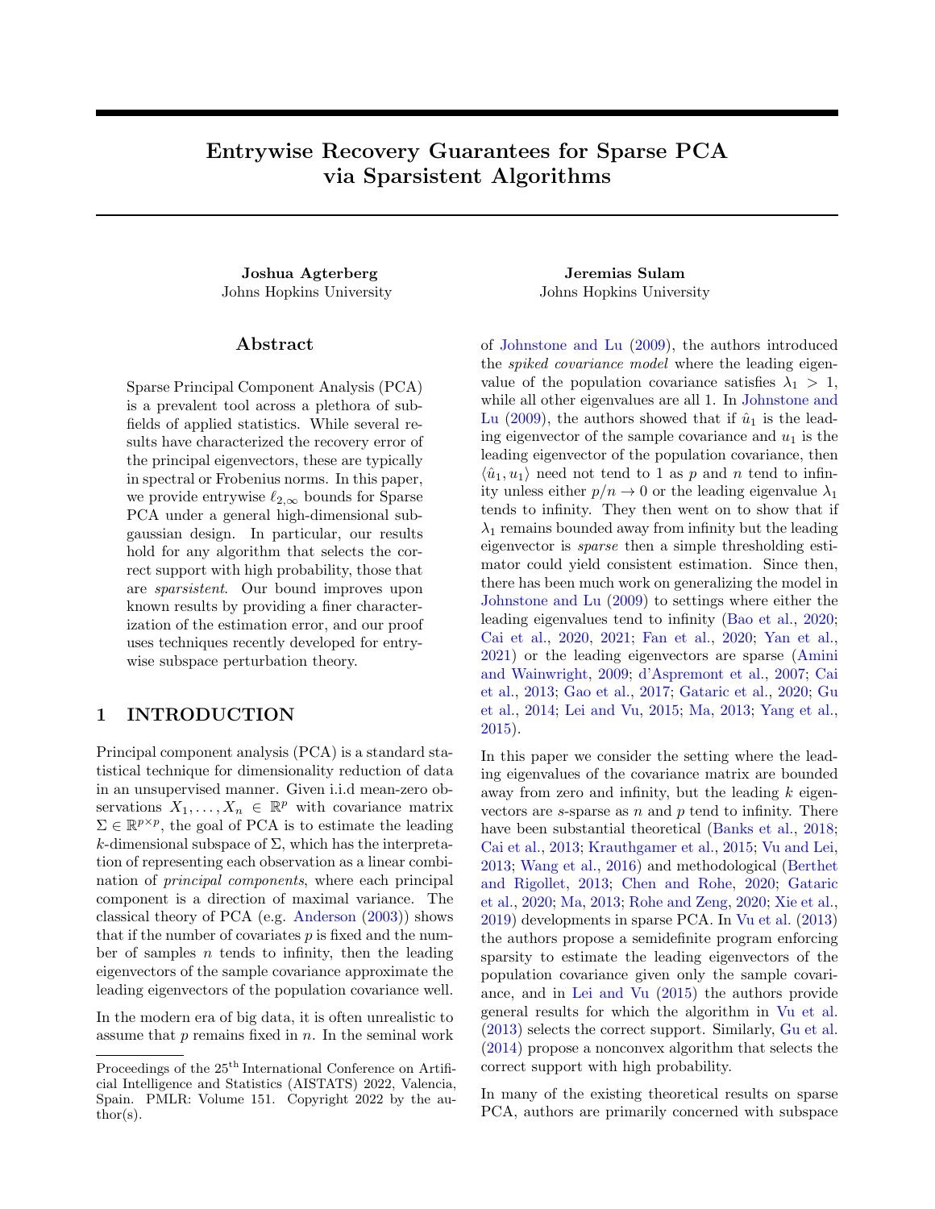# Entrywise Recovery Guarantees for Sparse PCA via Sparsistent Algorithms

**Joshua Agterberg**
Johns Hopkins University

**Jeremias Sulam**
Johns Hopkins University

## Abstract

Sparse Principal Component Analysis (PCA) is a prevalent tool across a plethora of subfields of applied statistics. While several results have characterized the recovery error of the principal eigenvectors, these are typically in spectral or Frobenius norms. In this paper, we provide entrywise $\ell_{2,\infty}$ bounds for Sparse PCA under a general high-dimensional subgaussian design. In particular, our results hold for any algorithm that selects the correct support with high probability, those that are *sparsistent*. Our bound improves upon known results by providing a finer characterization of the estimation error, and our proof uses techniques recently developed for entrywise subspace perturbation theory.

## 1 INTRODUCTION

Principal component analysis (PCA) is a standard statistical technique for dimensionality reduction of data in an unsupervised manner. Given i.i.d mean-zero observations $X_1, \ldots, X_n \in \mathbb{R}^p$ with covariance matrix $\Sigma \in \mathbb{R}^{p \times p}$, the goal of PCA is to estimate the leading $k$-dimensional subspace of $\Sigma$, which has the interpretation of representing each observation as a linear combination of *principal components*, where each principal component is a direction of maximal variance. The classical theory of PCA (e.g. Anderson (2003)) shows that if the number of covariates $p$ is fixed and the number of samples $n$ tends to infinity, then the leading eigenvectors of the sample covariance approximate the leading eigenvectors of the population covariance well.

In the modern era of big data, it is often unrealistic to assume that $p$ remains fixed in $n$. In the seminal work of Johnstone and Lu (2009), the authors introduced the *spiked covariance model* where the leading eigenvalue of the population covariance satisfies $\lambda_1 > 1$, while all other eigenvalues are all 1. In Johnstone and Lu (2009), the authors showed that if $\hat{u}_1$ is the leading eigenvector of the sample covariance and $u_1$ is the leading eigenvector of the population covariance, then $\langle \hat{u}_1, u_1 \rangle$ need not tend to 1 as $p$ and $n$ tend to infinity unless either $p/n \to 0$ or the leading eigenvalue $\lambda_1$ tends to infinity. They then went on to show that if $\lambda_1$ remains bounded away from infinity but the leading eigenvector is *sparse* then a simple thresholding estimator could yield consistent estimation. Since then, there has been much work on generalizing the model in Johnstone and Lu (2009) to settings where either the leading eigenvalues tend to infinity (Bao et al., 2020; Cai et al., 2020, 2021; Fan et al., 2020; Yan et al., 2021) or the leading eigenvectors are sparse (Amini and Wainwright, 2009; d'Aspremont et al., 2007; Cai et al., 2013; Gao et al., 2017; Gataric et al., 2020; Gu et al., 2014; Lei and Vu, 2015; Ma, 2013; Yang et al., 2015).

In this paper we consider the setting where the leading eigenvalues of the covariance matrix are bounded away from zero and infinity, but the leading $k$ eigenvectors are $s$-sparse as $n$ and $p$ tend to infinity. There have been substantial theoretical (Banks et al., 2018; Cai et al., 2013; Krauthgamer et al., 2015; Vu and Lei, 2013; Wang et al., 2016) and methodological (Berthet and Rigollet, 2013; Chen and Rohe, 2020; Gataric et al., 2020; Ma, 2013; Rohe and Zeng, 2020; Xie et al., 2019) developments in sparse PCA. In Vu et al. (2013) the authors propose a semidefinite program enforcing sparsity to estimate the leading eigenvectors of the population covariance given only the sample covariance, and in Lei and Vu (2015) the authors provide general results for which the algorithm in Vu et al. (2013) selects the correct support. Similarly, Gu et al. (2014) propose a nonconvex algorithm that selects the correct support with high probability.

In many of the existing theoretical results on sparse PCA, authors are primarily concerned with subspace

Proceedings of the 25[th] International Conference on Artificial Intelligence and Statistics (AISTATS) 2022, Valencia, Spain. PMLR: Volume 151. Copyright 2022 by the author(s).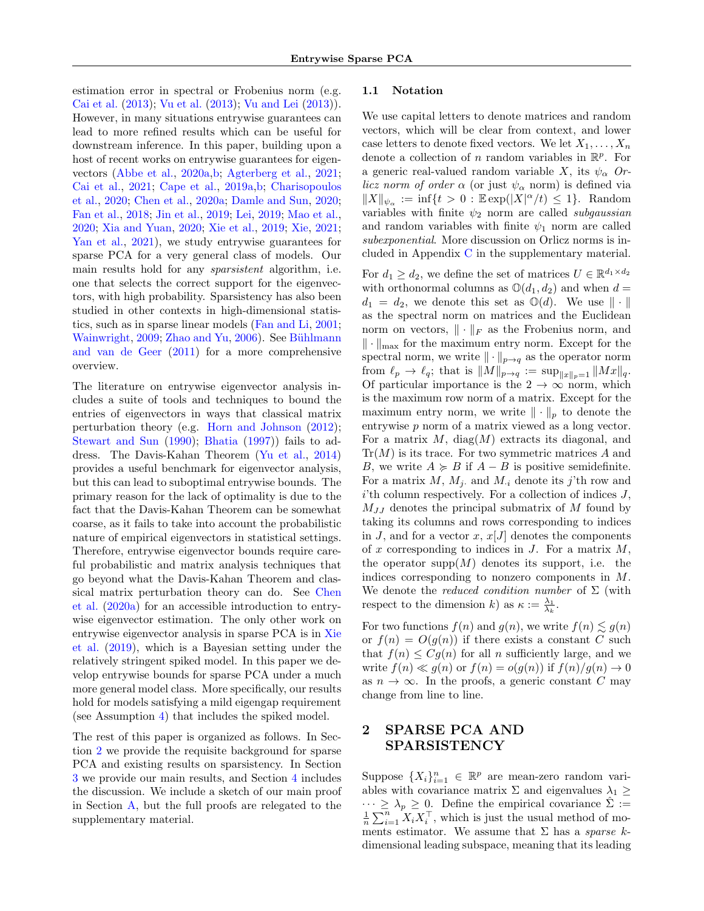estimation error in spectral or Frobenius norm (e.g. Cai et al. (2013); Vu et al. (2013); Vu and Lei (2013)). However, in many situations entrywise guarantees can lead to more refined results which can be useful for downstream inference. In this paper, building upon a host of recent works on entrywise guarantees for eigenvectors (Abbe et al., 2020a,b; Agterberg et al., 2021; Cai et al., 2021; Cape et al., 2019a,b; Charisopoulos et al., 2020; Chen et al., 2020a; Damle and Sun, 2020; Fan et al., 2018; Jin et al., 2019; Lei, 2019; Mao et al., 2020; Xia and Yuan, 2020; Xie et al., 2019; Xie, 2021; Yan et al., 2021), we study entrywise guarantees for sparse PCA for a very general class of models. Our main results hold for any *sparsistent* algorithm, i.e. one that selects the correct support for the eigenvectors, with high probability. Sparsistency has also been studied in other contexts in high-dimensional statistics, such as in sparse linear models (Fan and Li, 2001; Wainwright, 2009; Zhao and Yu, 2006). See Bühlmann and van de Geer (2011) for a more comprehensive overview.

The literature on entrywise eigenvector analysis includes a suite of tools and techniques to bound the entries of eigenvectors in ways that classical matrix perturbation theory (e.g. Horn and Johnson (2012); Stewart and Sun (1990); Bhatia (1997)) fails to address. The Davis-Kahan Theorem (Yu et al., 2014) provides a useful benchmark for eigenvector analysis, but this can lead to suboptimal entrywise bounds. The primary reason for the lack of optimality is due to the fact that the Davis-Kahan Theorem can be somewhat coarse, as it fails to take into account the probabilistic nature of empirical eigenvectors in statistical settings. Therefore, entrywise eigenvector bounds require careful probabilistic and matrix analysis techniques that go beyond what the Davis-Kahan Theorem and classical matrix perturbation theory can do. See Chen et al. (2020a) for an accessible introduction to entrywise eigenvector estimation. The only other work on entrywise eigenvector analysis in sparse PCA is in Xie et al. (2019), which is a Bayesian setting under the relatively stringent spiked model. In this paper we develop entrywise bounds for sparse PCA under a much more general model class. More specifically, our results hold for models satisfying a mild eigengap requirement (see Assumption 4) that includes the spiked model.

The rest of this paper is organized as follows. In Section 2 we provide the requisite background for sparse PCA and existing results on sparsistency. In Section 3 we provide our main results, and Section 4 includes the discussion. We include a sketch of our main proof in Section A, but the full proofs are relegated to the supplementary material.

### 1.1 Notation

We use capital letters to denote matrices and random vectors, which will be clear from context, and lower case letters to denote fixed vectors. We let $X_1, \ldots, X_n$ denote a collection of $n$ random variables in $\mathbb{R}^p$. For a generic real-valued random variable $X$, its $\psi_\alpha$ *Orlicz norm of order* $\alpha$ (or just $\psi_\alpha$ norm) is defined via $\|X\|_{\psi_\alpha} := \inf\{t > 0 : \mathbb{E}\exp(|X|^\alpha/t) \leq 1\}$. Random variables with finite $\psi_2$ norm are called *subgaussian* and random variables with finite $\psi_1$ norm are called *subexponential*. More discussion on Orlicz norms is included in Appendix C in the supplementary material.

For $d_1 \geq d_2$, we define the set of matrices $U \in \mathbb{R}^{d_1 \times d_2}$ with orthonormal columns as $\mathbb{O}(d_1, d_2)$ and when $d = d_1 = d_2$, we denote this set as $\mathbb{O}(d)$. We use $\|\cdot\|$ as the spectral norm on matrices and the Euclidean norm on vectors, $\|\cdot\|_F$ as the Frobenius norm, and $\|\cdot\|_{\max}$ for the maximum entry norm. Except for the spectral norm, we write $\|\cdot\|_{p\to q}$ as the operator norm from $\ell_p \to \ell_q$; that is $\|M\|_{p\to q} := \sup_{\|x\|_p=1} \|Mx\|_q$. Of particular importance is the $2 \to \infty$ norm, which is the maximum row norm of a matrix. Except for the maximum entry norm, we write $\|\cdot\|_p$ to denote the entrywise $p$ norm of a matrix viewed as a long vector. For a matrix $M$, $\mathrm{diag}(M)$ extracts its diagonal, and $\mathrm{Tr}(M)$ is its trace. For two symmetric matrices $A$ and $B$, we write $A \succcurlyeq B$ if $A - B$ is positive semidefinite. For a matrix $M$, $M_{j\cdot}$ and $M_{\cdot i}$ denote its $j$'th row and $i$'th column respectively. For a collection of indices $J$, $M_{JJ}$ denotes the principal submatrix of $M$ found by taking its columns and rows corresponding to indices in $J$, and for a vector $x$, $x[J]$ denotes the components of $x$ corresponding to indices in $J$. For a matrix $M$, the operator $\mathrm{supp}(M)$ denotes its support, i.e. the indices corresponding to nonzero components in $M$. We denote the *reduced condition number* of $\Sigma$ (with respect to the dimension $k$) as $\kappa := \frac{\lambda_1}{\lambda_k}$.

For two functions $f(n)$ and $g(n)$, we write $f(n) \lesssim g(n)$ or $f(n) = O(g(n))$ if there exists a constant $C$ such that $f(n) \leq Cg(n)$ for all $n$ sufficiently large, and we write $f(n) \ll g(n)$ or $f(n) = o(g(n))$ if $f(n)/g(n) \to 0$ as $n \to \infty$. In the proofs, a generic constant $C$ may change from line to line.

# 2 SPARSE PCA AND SPARSISTENCY

Suppose $\{X_i\}_{i=1}^n \in \mathbb{R}^p$ are mean-zero random variables with covariance matrix $\Sigma$ and eigenvalues $\lambda_1 \geq \cdots \geq \lambda_p \geq 0$. Define the empirical covariance $\hat{\Sigma} := \frac{1}{n}\sum_{i=1}^n X_i X_i^\top$, which is just the usual method of moments estimator. We assume that $\Sigma$ has a *sparse* $k$-dimensional leading subspace, meaning that its leading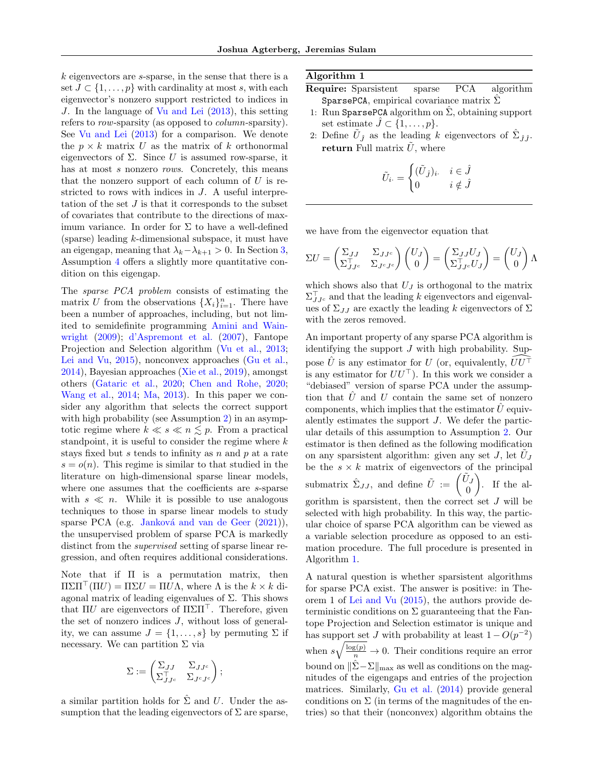$k$ eigenvectors are $s$-sparse, in the sense that there is a set $J \subset \{1, \ldots, p\}$ with cardinality at most $s$, with each eigenvector's nonzero support restricted to indices in $J$. In the language of Vu and Lei (2013), this setting refers to *row*-sparsity (as opposed to *column*-sparsity). See Vu and Lei (2013) for a comparison. We denote the $p \times k$ matrix $U$ as the matrix of $k$ orthonormal eigenvectors of $\Sigma$. Since $U$ is assumed row-sparse, it has at most $s$ nonzero *rows*. Concretely, this means that the nonzero support of each column of $U$ is restricted to rows with indices in $J$. A useful interpretation of the set $J$ is that it corresponds to the subset of covariates that contribute to the directions of maximum variance. In order for $\Sigma$ to have a well-defined (sparse) leading $k$-dimensional subspace, it must have an eigengap, meaning that $\lambda_k - \lambda_{k+1} > 0$. In Section 3, Assumption 4 offers a slightly more quantitative condition on this eigengap.

The *sparse PCA problem* consists of estimating the matrix $U$ from the observations $\{X_i\}_{i=1}^n$. There have been a number of approaches, including, but not limited to semidefinite programming Amini and Wainwright (2009); d'Aspremont et al. (2007), Fantope Projection and Selection algorithm (Vu et al., 2013; Lei and Vu, 2015), nonconvex approaches (Gu et al., 2014), Bayesian approaches (Xie et al., 2019), amongst others (Gataric et al., 2020; Chen and Rohe, 2020; Wang et al., 2014; Ma, 2013). In this paper we consider any algorithm that selects the correct support with high probability (see Assumption 2) in an asymptotic regime where $k \ll s \ll n \lesssim p$. From a practical standpoint, it is useful to consider the regime where $k$ stays fixed but $s$ tends to infinity as $n$ and $p$ at a rate $s = o(n)$. This regime is similar to that studied in the literature on high-dimensional sparse linear models, where one assumes that the coefficients are $s$-sparse with $s \ll n$. While it is possible to use analogous techniques to those in sparse linear models to study sparse PCA (e.g. Janková and van de Geer (2021)), the unsupervised problem of sparse PCA is markedly distinct from the *supervised* setting of sparse linear regression, and often requires additional considerations.

Note that if $\Pi$ is a permutation matrix, then $\Pi\Sigma\Pi^\top(\Pi U) = \Pi\Sigma U = \Pi U \Lambda$, where $\Lambda$ is the $k \times k$ diagonal matrix of leading eigenvalues of $\Sigma$. This shows that $\Pi U$ are eigenvectors of $\Pi\Sigma\Pi^\top$. Therefore, given the set of nonzero indices $J$, without loss of generality, we can assume $J = \{1, \ldots, s\}$ by permuting $\Sigma$ if necessary. We can partition $\Sigma$ via

$$\Sigma := \begin{pmatrix} \Sigma_{JJ} & \Sigma_{JJ^c} \\ \Sigma_{JJ^c}^\top & \Sigma_{J^cJ^c} \end{pmatrix};$$

a similar partition holds for $\hat{\Sigma}$ and $U$. Under the assumption that the leading eigenvectors of $\Sigma$ are sparse,

**Algorithm 1**

**Require:** Sparsistent sparse PCA algorithm `SparsePCA`, empirical covariance matrix $\hat{\Sigma}$

1: Run `SparsePCA` algorithm on $\hat{\Sigma}$, obtaining support set estimate $\hat{J} \subset \{1, \ldots, p\}$.

2: Define $\tilde{U}_{\hat{J}}$ as the leading $k$ eigenvectors of $\hat{\Sigma}_{\hat{J}\hat{J}}$.

**return** Full matrix $\tilde{U}$, where

$$\tilde{U}_{i\cdot} = \begin{cases} (\tilde{U}_{\hat{J}})_{i\cdot} & i \in \hat{J} \\ 0 & i \notin \hat{J} \end{cases}$$

we have from the eigenvector equation that

$$\Sigma U = \begin{pmatrix} \Sigma_{JJ} & \Sigma_{JJ^c} \\ \Sigma_{JJ^c}^\top & \Sigma_{J^cJ^c} \end{pmatrix} \begin{pmatrix} U_J \\ 0 \end{pmatrix} = \begin{pmatrix} \Sigma_{JJ} U_J \\ \Sigma_{JJ^c}^\top U_J \end{pmatrix} = \begin{pmatrix} U_J \\ 0 \end{pmatrix} \Lambda$$

which shows also that $U_J$ is orthogonal to the matrix $\Sigma_{JJ^c}^\top$ and that the leading $k$ eigenvectors and eigenvalues of $\Sigma_{JJ}$ are exactly the leading $k$ eigenvectors of $\Sigma$ with the zeros removed.

An important property of any sparse PCA algorithm is identifying the support $J$ with high probability. Suppose $\hat{U}$ is any estimator for $U$ (or, equivalently, $\widehat{UU^\top}$ is any estimator for $UU^\top$). In this work we consider a "debiased" version of sparse PCA under the assumption that $\hat{U}$ and $U$ contain the same set of nonzero components, which implies that the estimator $\hat{U}$ equivalently estimates the support $J$. We defer the particular details of this assumption to Assumption 2. Our estimator is then defined as the following modification on any sparsistent algorithm: given any set $J$, let $\tilde{U}_J$ be the $s \times k$ matrix of eigenvectors of the principal submatrix $\hat{\Sigma}_{JJ}$, and define $\tilde{U} := \begin{pmatrix} \tilde{U}_J \\ 0 \end{pmatrix}$. If the algorithm is sparsistent, then the correct set $J$ will be selected with high probability. In this way, the particular choice of sparse PCA algorithm can be viewed as a variable selection procedure as opposed to an estimation procedure. The full procedure is presented in Algorithm 1.

A natural question is whether sparsistent algorithms for sparse PCA exist. The answer is positive: in Theorem 1 of Lei and Vu (2015), the authors provide deterministic conditions on $\Sigma$ guaranteeing that the Fantope Projection and Selection estimator is unique and has support set $J$ with probability at least $1 - O(p^{-2})$ when $s\sqrt{\frac{\log(p)}{n}} \to 0$. Their conditions require an error bound on $\|\hat{\Sigma} - \Sigma\|_{\max}$ as well as conditions on the magnitudes of the eigengaps and entries of the projection matrices. Similarly, Gu et al. (2014) provide general conditions on $\Sigma$ (in terms of the magnitudes of the entries) so that their (nonconvex) algorithm obtains the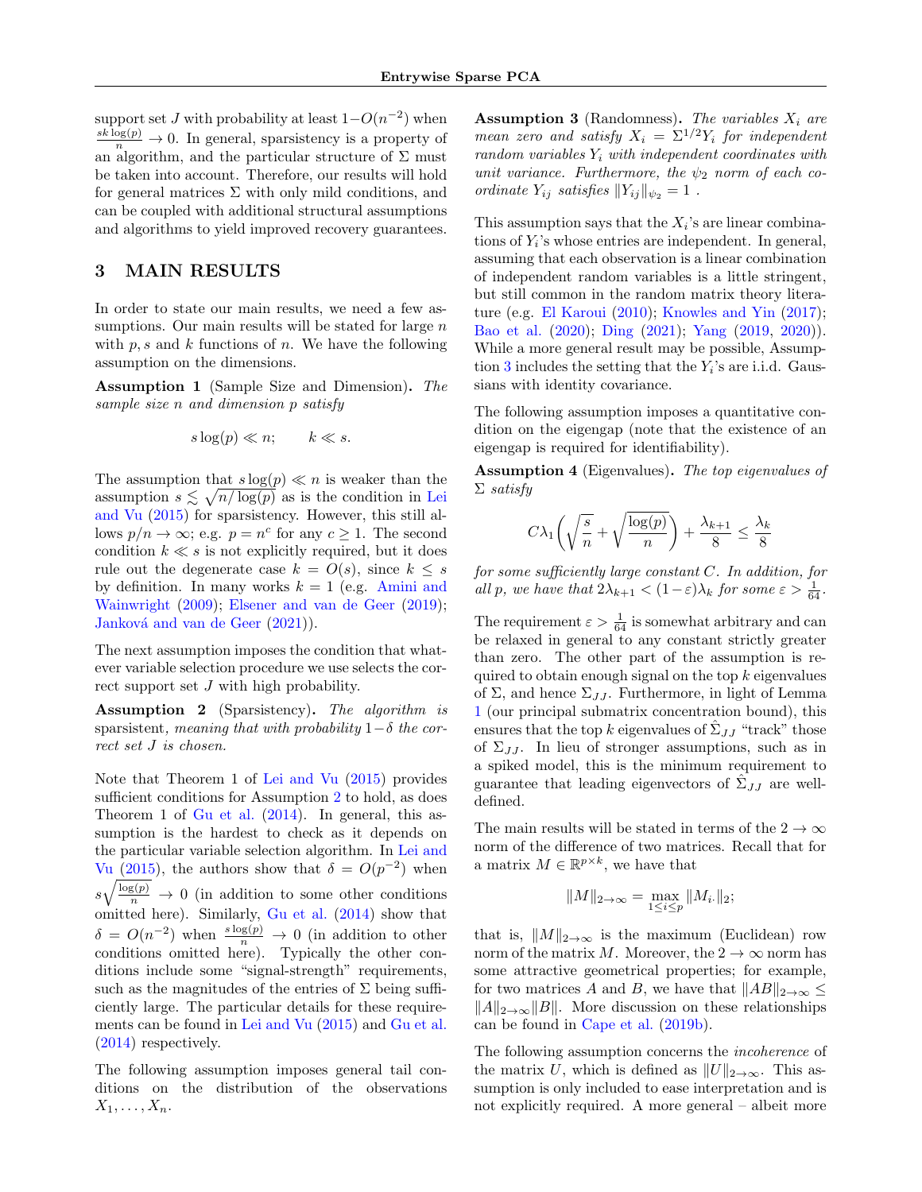support set $J$ with probability at least $1-O(n^{-2})$ when $\frac{sk\log(p)}{n} \to 0$. In general, sparsistency is a property of an algorithm, and the particular structure of $\Sigma$ must be taken into account. Therefore, our results will hold for general matrices $\Sigma$ with only mild conditions, and can be coupled with additional structural assumptions and algorithms to yield improved recovery guarantees.

# 3 MAIN RESULTS

In order to state our main results, we need a few assumptions. Our main results will be stated for large $n$ with $p, s$ and $k$ functions of $n$. We have the following assumption on the dimensions.

**Assumption 1** (Sample Size and Dimension). *The sample size $n$ and dimension $p$ satisfy*

$$s\log(p) \ll n; \qquad k \ll s.$$

The assumption that $s\log(p) \ll n$ is weaker than the assumption $s \lesssim \sqrt{n/\log(p)}$ as is the condition in Lei and Vu (2015) for sparsistency. However, this still allows $p/n \to \infty$; e.g. $p = n^c$ for any $c \geq 1$. The second condition $k \ll s$ is not explicitly required, but it does rule out the degenerate case $k = O(s)$, since $k \leq s$ by definition. In many works $k = 1$ (e.g. Amini and Wainwright (2009); Elsener and van de Geer (2019); Janková and van de Geer (2021)).

The next assumption imposes the condition that whatever variable selection procedure we use selects the correct support set $J$ with high probability.

**Assumption 2** (Sparsistency). *The algorithm is* sparsistent, *meaning that with probability $1-\delta$ the correct set $J$ is chosen.*

Note that Theorem 1 of Lei and Vu (2015) provides sufficient conditions for Assumption 2 to hold, as does Theorem 1 of Gu et al. (2014). In general, this assumption is the hardest to check as it depends on the particular variable selection algorithm. In Lei and Vu (2015), the authors show that $\delta = O(p^{-2})$ when $s\sqrt{\frac{\log(p)}{n}} \to 0$ (in addition to some other conditions omitted here). Similarly, Gu et al. (2014) show that $\delta = O(n^{-2})$ when $\frac{s\log(p)}{n} \to 0$ (in addition to other conditions omitted here). Typically the other conditions include some "signal-strength" requirements, such as the magnitudes of the entries of $\Sigma$ being sufficiently large. The particular details for these requirements can be found in Lei and Vu (2015) and Gu et al. (2014) respectively.

The following assumption imposes general tail conditions on the distribution of the observations $X_1, \ldots, X_n$.

**Assumption 3** (Randomness). *The variables $X_i$ are mean zero and satisfy $X_i = \Sigma^{1/2} Y_i$ for independent random variables $Y_i$ with independent coordinates with unit variance. Furthermore, the $\psi_2$ norm of each coordinate $Y_{ij}$ satisfies $\|Y_{ij}\|_{\psi_2} = 1$ .*

This assumption says that the $X_i$'s are linear combinations of $Y_i$'s whose entries are independent. In general, assuming that each observation is a linear combination of independent random variables is a little stringent, but still common in the random matrix theory literature (e.g. El Karoui (2010); Knowles and Yin (2017); Bao et al. (2020); Ding (2021); Yang (2019, 2020)). While a more general result may be possible, Assumption 3 includes the setting that the $Y_i$'s are i.i.d. Gaussians with identity covariance.

The following assumption imposes a quantitative condition on the eigengap (note that the existence of an eigengap is required for identifiability).

**Assumption 4** (Eigenvalues). *The top eigenvalues of $\Sigma$ satisfy*

$$C\lambda_1\left(\sqrt{\frac{s}{n}} + \sqrt{\frac{\log(p)}{n}}\right) + \frac{\lambda_{k+1}}{8} \leq \frac{\lambda_k}{8}$$

*for some sufficiently large constant $C$. In addition, for all $p$, we have that $2\lambda_{k+1} < (1-\varepsilon)\lambda_k$ for some $\varepsilon > \frac{1}{64}$.*

The requirement $\varepsilon > \frac{1}{64}$ is somewhat arbitrary and can be relaxed in general to any constant strictly greater than zero. The other part of the assumption is required to obtain enough signal on the top $k$ eigenvalues of $\Sigma$, and hence $\Sigma_{JJ}$. Furthermore, in light of Lemma 1 (our principal submatrix concentration bound), this ensures that the top $k$ eigenvalues of $\hat{\Sigma}_{JJ}$ "track" those of $\Sigma_{JJ}$. In lieu of stronger assumptions, such as in a spiked model, this is the minimum requirement to guarantee that leading eigenvectors of $\hat{\Sigma}_{JJ}$ are well-defined.

The main results will be stated in terms of the $2 \to \infty$ norm of the difference of two matrices. Recall that for a matrix $M \in \mathbb{R}^{p\times k}$, we have that

$$\|M\|_{2\to\infty} = \max_{1\leq i\leq p} \|M_{i\cdot}\|_2;$$

that is, $\|M\|_{2\to\infty}$ is the maximum (Euclidean) row norm of the matrix $M$. Moreover, the $2 \to \infty$ norm has some attractive geometrical properties; for example, for two matrices $A$ and $B$, we have that $\|AB\|_{2\to\infty} \leq \|A\|_{2\to\infty}\|B\|$. More discussion on these relationships can be found in Cape et al. (2019b).

The following assumption concerns the *incoherence* of the matrix $U$, which is defined as $\|U\|_{2\to\infty}$. This assumption is only included to ease interpretation and is not explicitly required. A more general – albeit more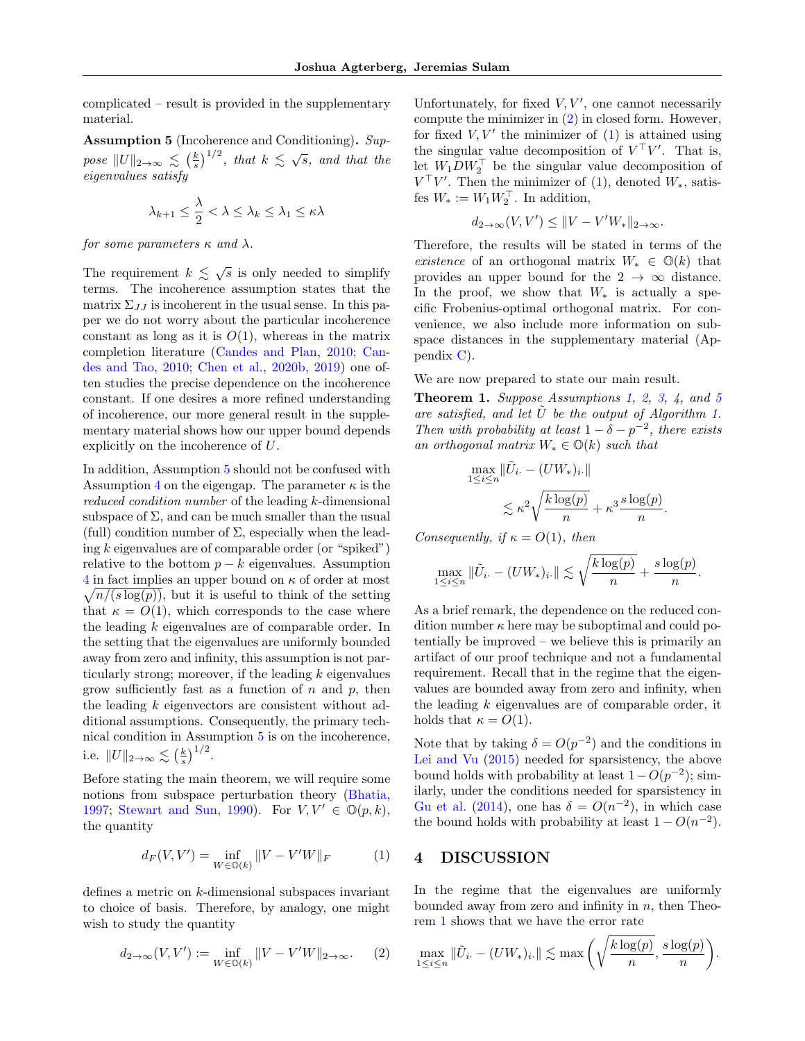complicated – result is provided in the supplementary material.

**Assumption 5** (Incoherence and Conditioning)**.** *Suppose $\|U\|_{2\to\infty} \lesssim \left(\frac{k}{s}\right)^{1/2}$, that $k \lesssim \sqrt{s}$, and that the eigenvalues satisfy*

$$\lambda_{k+1} \leq \frac{\lambda}{2} < \lambda \leq \lambda_k \leq \lambda_1 \leq \kappa\lambda$$

*for some parameters $\kappa$ and $\lambda$.*

The requirement $k \lesssim \sqrt{s}$ is only needed to simplify terms. The incoherence assumption states that the matrix $\Sigma_{JJ}$ is incoherent in the usual sense. In this paper we do not worry about the particular incoherence constant as long as it is $O(1)$, whereas in the matrix completion literature (Candes and Plan, 2010; Candes and Tao, 2010; Chen et al., 2020b, 2019) one often studies the precise dependence on the incoherence constant. If one desires a more refined understanding of incoherence, our more general result in the supplementary material shows how our upper bound depends explicitly on the incoherence of $U$.

In addition, Assumption 5 should not be confused with Assumption 4 on the eigengap. The parameter $\kappa$ is the *reduced condition number* of the leading $k$-dimensional subspace of $\Sigma$, and can be much smaller than the usual (full) condition number of $\Sigma$, especially when the leading $k$ eigenvalues are of comparable order (or "spiked") relative to the bottom $p-k$ eigenvalues. Assumption 4 in fact implies an upper bound on $\kappa$ of order at most $\sqrt{n/(s\log(p))}$, but it is useful to think of the setting that $\kappa = O(1)$, which corresponds to the case where the leading $k$ eigenvalues are of comparable order. In the setting that the eigenvalues are uniformly bounded away from zero and infinity, this assumption is not particularly strong; moreover, if the leading $k$ eigenvalues grow sufficiently fast as a function of $n$ and $p$, then the leading $k$ eigenvectors are consistent without additional assumptions. Consequently, the primary technical condition in Assumption 5 is on the incoherence, i.e. $\|U\|_{2\to\infty} \lesssim \left(\frac{k}{s}\right)^{1/2}$.

Before stating the main theorem, we will require some notions from subspace perturbation theory (Bhatia, 1997; Stewart and Sun, 1990). For $V, V' \in \mathbb{O}(p,k)$, the quantity

$$d_F(V,V') = \inf_{W\in\mathbb{O}(k)} \|V - V'W\|_F \tag{1}$$

defines a metric on $k$-dimensional subspaces invariant to choice of basis. Therefore, by analogy, one might wish to study the quantity

$$d_{2\to\infty}(V,V') := \inf_{W\in\mathbb{O}(k)} \|V - V'W\|_{2\to\infty}. \tag{2}$$

Unfortunately, for fixed $V, V'$, one cannot necessarily compute the minimizer in (2) in closed form. However, for fixed $V, V'$ the minimizer of (1) is attained using the singular value decomposition of $V^\top V'$. That is, let $W_1 D W_2^\top$ be the singular value decomposition of $V^\top V'$. Then the minimizer of (1), denoted $W_*$, satisfies $W_* := W_1 W_2^\top$. In addition,

$$d_{2\to\infty}(V,V') \leq \|V - V'W_*\|_{2\to\infty}.$$

Therefore, the results will be stated in terms of the *existence* of an orthogonal matrix $W_* \in \mathbb{O}(k)$ that provides an upper bound for the $2\to\infty$ distance. In the proof, we show that $W_*$ is actually a specific Frobenius-optimal orthogonal matrix. For convenience, we also include more information on subspace distances in the supplementary material (Appendix C).

We are now prepared to state our main result.

**Theorem 1.** *Suppose Assumptions 1, 2, 3, 4, and 5 are satisfied, and let $\tilde{U}$ be the output of Algorithm 1. Then with probability at least $1-\delta-p^{-2}$, there exists an orthogonal matrix $W_* \in \mathbb{O}(k)$ such that*

$$\max_{1\leq i\leq n} \|\tilde{U}_{i\cdot} - (UW_*)_{i\cdot}\| \lesssim \kappa^2\sqrt{\frac{k\log(p)}{n}} + \kappa^3\frac{s\log(p)}{n}.$$

*Consequently, if $\kappa = O(1)$, then*

$$\max_{1\leq i\leq n} \|\tilde{U}_{i\cdot} - (UW_*)_{i\cdot}\| \lesssim \sqrt{\frac{k\log(p)}{n}} + \frac{s\log(p)}{n}.$$

As a brief remark, the dependence on the reduced condition number $\kappa$ here may be suboptimal and could potentially be improved – we believe this is primarily an artifact of our proof technique and not a fundamental requirement. Recall that in the regime that the eigenvalues are bounded away from zero and infinity, when the leading $k$ eigenvalues are of comparable order, it holds that $\kappa = O(1)$.

Note that by taking $\delta = O(p^{-2})$ and the conditions in Lei and Vu (2015) needed for sparsistency, the above bound holds with probability at least $1 - O(p^{-2})$; similarly, under the conditions needed for sparsistency in Gu et al. (2014), one has $\delta = O(n^{-2})$, in which case the bound holds with probability at least $1 - O(n^{-2})$.

## 4 DISCUSSION

In the regime that the eigenvalues are uniformly bounded away from zero and infinity in $n$, then Theorem 1 shows that we have the error rate

$$\max_{1\leq i\leq n} \|\tilde{U}_{i\cdot} - (UW_*)_{i\cdot}\| \lesssim \max\left(\sqrt{\frac{k\log(p)}{n}}, \frac{s\log(p)}{n}\right).$$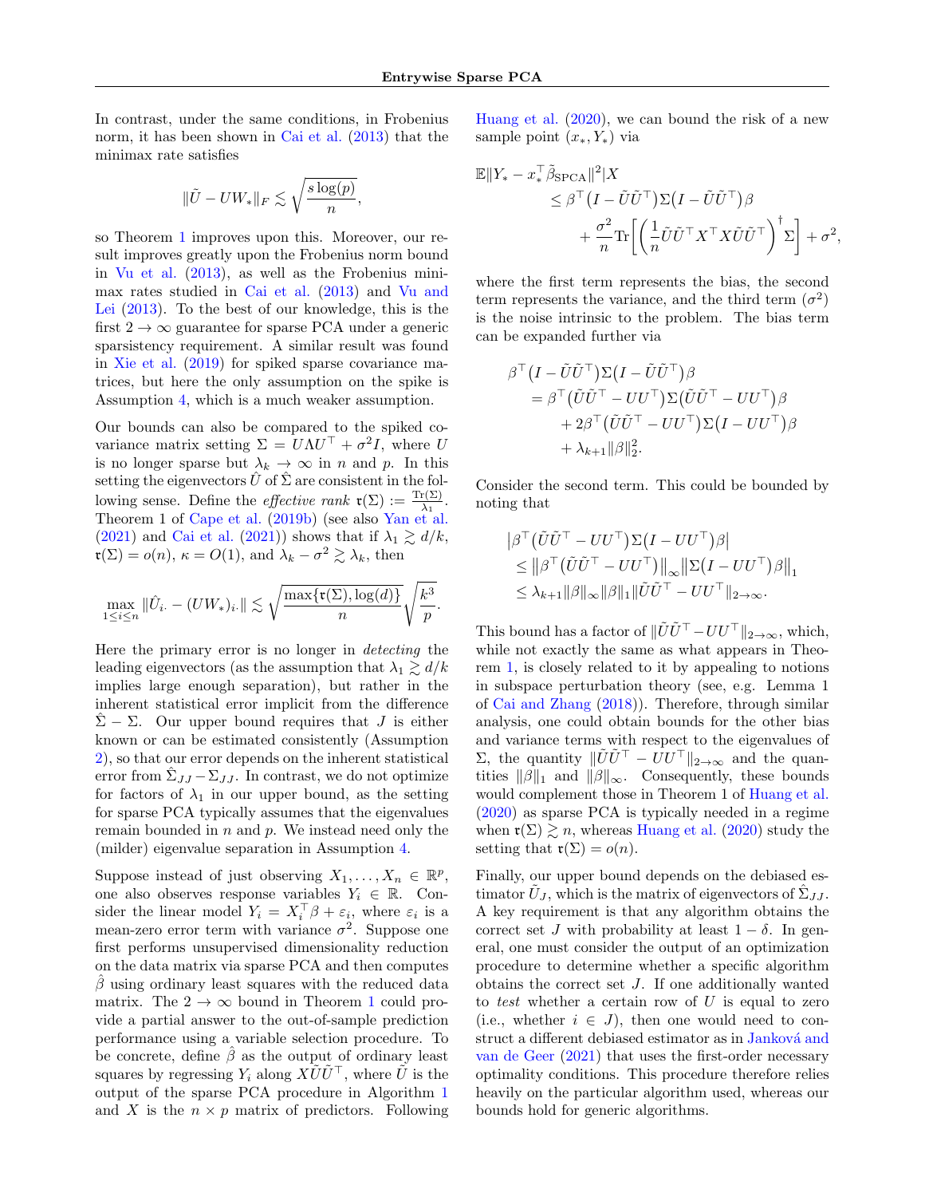In contrast, under the same conditions, in Frobenius norm, it has been shown in Cai et al. (2013) that the minimax rate satisfies

$$\|\tilde{U} - UW_*\|_F \lesssim \sqrt{\frac{s\log(p)}{n}},$$

so Theorem 1 improves upon this. Moreover, our result improves greatly upon the Frobenius norm bound in Vu et al. (2013), as well as the Frobenius minimax rates studied in Cai et al. (2013) and Vu and Lei (2013). To the best of our knowledge, this is the first $2 \to \infty$ guarantee for sparse PCA under a generic sparsistency requirement. A similar result was found in Xie et al. (2019) for spiked sparse covariance matrices, but here the only assumption on the spike is Assumption 4, which is a much weaker assumption.

Our bounds can also be compared to the spiked covariance matrix setting $\Sigma = U\Lambda U^\top + \sigma^2 I$, where $U$ is no longer sparse but $\lambda_k \to \infty$ in $n$ and $p$. In this setting the eigenvectors $\hat{U}$ of $\hat{\Sigma}$ are consistent in the following sense. Define the *effective rank* $\mathfrak{r}(\Sigma) := \frac{\mathrm{Tr}(\Sigma)}{\lambda_1}$. Theorem 1 of Cape et al. (2019b) (see also Yan et al. (2021) and Cai et al. (2021)) shows that if $\lambda_1 \gtrsim d/k$, $\mathfrak{r}(\Sigma) = o(n)$, $\kappa = O(1)$, and $\lambda_k - \sigma^2 \gtrsim \lambda_k$, then

$$\max_{1 \leq i \leq n} \|\hat{U}_{i\cdot} - (UW_*)_{i\cdot}\| \lesssim \sqrt{\frac{\max\{\mathfrak{r}(\Sigma), \log(d)\}}{n}} \sqrt{\frac{k^3}{p}}.$$

Here the primary error is no longer in *detecting* the leading eigenvectors (as the assumption that $\lambda_1 \gtrsim d/k$ implies large enough separation), but rather in the inherent statistical error implicit from the difference $\hat{\Sigma} - \Sigma$. Our upper bound requires that $J$ is either known or can be estimated consistently (Assumption 2), so that our error depends on the inherent statistical error from $\hat{\Sigma}_{JJ} - \Sigma_{JJ}$. In contrast, we do not optimize for factors of $\lambda_1$ in our upper bound, as the setting for sparse PCA typically assumes that the eigenvalues remain bounded in $n$ and $p$. We instead need only the (milder) eigenvalue separation in Assumption 4.

Suppose instead of just observing $X_1, \ldots, X_n \in \mathbb{R}^p$, one also observes response variables $Y_i \in \mathbb{R}$. Consider the linear model $Y_i = X_i^\top \beta + \varepsilon_i$, where $\varepsilon_i$ is a mean-zero error term with variance $\sigma^2$. Suppose one first performs unsupervised dimensionality reduction on the data matrix via sparse PCA and then computes $\hat{\beta}$ using ordinary least squares with the reduced data matrix. The $2 \to \infty$ bound in Theorem 1 could provide a partial answer to the out-of-sample prediction performance using a variable selection procedure. To be concrete, define $\hat{\beta}$ as the output of ordinary least squares by regressing $Y_i$ along $X\tilde{U}\tilde{U}^\top$, where $\tilde{U}$ is the output of the sparse PCA procedure in Algorithm 1 and $X$ is the $n \times p$ matrix of predictors. Following Huang et al. (2020), we can bound the risk of a new sample point $(x_*, Y_*)$ via

$$\begin{aligned}
\mathbb{E}\|Y_* - x_*^\top \hat{\beta}_{\mathrm{SPCA}}\|^2 | X &\leq \beta^\top \big(I - \tilde{U}\tilde{U}^\top\big)\Sigma\big(I - \tilde{U}\tilde{U}^\top\big)\beta \\
&\quad + \frac{\sigma^2}{n}\mathrm{Tr}\bigg[\bigg(\frac{1}{n}\tilde{U}\tilde{U}^\top X^\top X \tilde{U}\tilde{U}^\top\bigg)^\dagger \Sigma\bigg] + \sigma^2,
\end{aligned}$$

where the first term represents the bias, the second term represents the variance, and the third term ($\sigma^2$) is the noise intrinsic to the problem. The bias term can be expanded further via

$$\begin{aligned}
\beta^\top \big(I - \tilde{U}\tilde{U}^\top\big)\Sigma\big(I - \tilde{U}\tilde{U}^\top\big)\beta &= \beta^\top \big(\tilde{U}\tilde{U}^\top - UU^\top\big)\Sigma\big(\tilde{U}\tilde{U}^\top - UU^\top\big)\beta \\
&\quad + 2\beta^\top \big(\tilde{U}\tilde{U}^\top - UU^\top\big)\Sigma\big(I - UU^\top\big)\beta \\
&\quad + \lambda_{k+1}\|\beta\|_2^2.
\end{aligned}$$

Consider the second term. This could be bounded by noting that

$$\begin{aligned}
&\big|\beta^\top \big(\tilde{U}\tilde{U}^\top - UU^\top\big)\Sigma\big(I - UU^\top\big)\beta\big| \\
&\quad \leq \big\|\beta^\top \big(\tilde{U}\tilde{U}^\top - UU^\top\big)\big\|_\infty \big\|\Sigma\big(I - UU^\top\big)\beta\big\|_1 \\
&\quad \leq \lambda_{k+1}\|\beta\|_\infty \|\beta\|_1 \|\tilde{U}\tilde{U}^\top - UU^\top\|_{2\to\infty}.
\end{aligned}$$

This bound has a factor of $\|\tilde{U}\tilde{U}^\top - UU^\top\|_{2\to\infty}$, which, while not exactly the same as what appears in Theorem 1, is closely related to it by appealing to notions in subspace perturbation theory (see, e.g. Lemma 1 of Cai and Zhang (2018)). Therefore, through similar analysis, one could obtain bounds for the other bias and variance terms with respect to the eigenvalues of $\Sigma$, the quantity $\|\tilde{U}\tilde{U}^\top - UU^\top\|_{2\to\infty}$ and the quantities $\|\beta\|_1$ and $\|\beta\|_\infty$. Consequently, these bounds would complement those in Theorem 1 of Huang et al. (2020) as sparse PCA is typically needed in a regime when $\mathfrak{r}(\Sigma) \gtrsim n$, whereas Huang et al. (2020) study the setting that $\mathfrak{r}(\Sigma) = o(n)$.

Finally, our upper bound depends on the debiased estimator $\tilde{U}_J$, which is the matrix of eigenvectors of $\hat{\Sigma}_{JJ}$. A key requirement is that any algorithm obtains the correct set $J$ with probability at least $1 - \delta$. In general, one must consider the output of an optimization procedure to determine whether a specific algorithm obtains the correct set $J$. If one additionally wanted to *test* whether a certain row of $U$ is equal to zero (i.e., whether $i \in J$), then one would need to construct a different debiased estimator as in Janková and van de Geer (2021) that uses the first-order necessary optimality conditions. This procedure therefore relies heavily on the particular algorithm used, whereas our bounds hold for generic algorithms.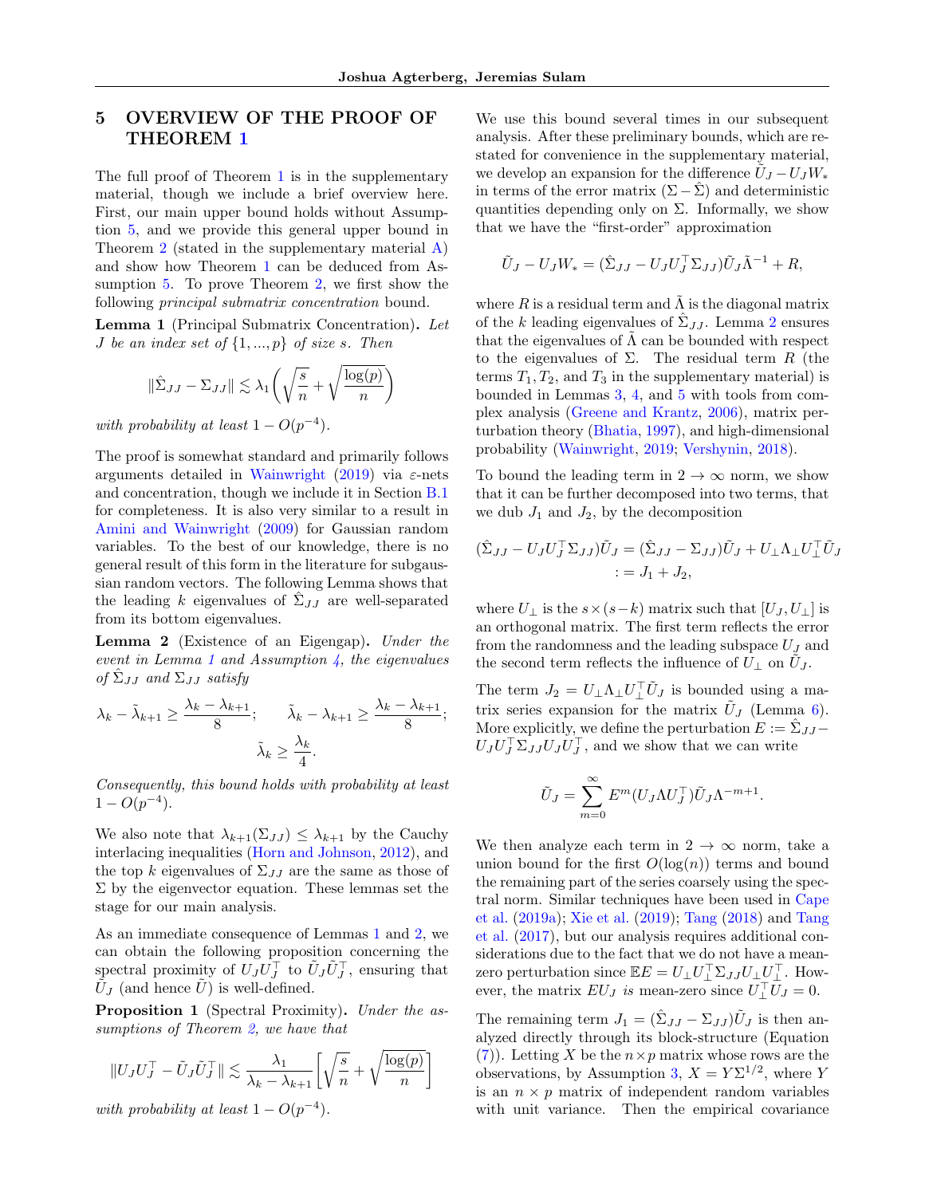## 5 OVERVIEW OF THE PROOF OF THEOREM 1

The full proof of Theorem 1 is in the supplementary material, though we include a brief overview here. First, our main upper bound holds without Assumption 5, and we provide this general upper bound in Theorem 2 (stated in the supplementary material A) and show how Theorem 1 can be deduced from Assumption 5. To prove Theorem 2, we first show the following *principal submatrix concentration* bound.

**Lemma 1** (Principal Submatrix Concentration). *Let $J$ be an index set of $\{1, ..., p\}$ of size $s$. Then*

$$\|\hat{\Sigma}_{JJ} - \Sigma_{JJ}\| \lesssim \lambda_1 \left( \sqrt{\frac{s}{n}} + \sqrt{\frac{\log(p)}{n}} \right)$$

*with probability at least $1 - O(p^{-4})$.*

The proof is somewhat standard and primarily follows arguments detailed in Wainwright (2019) via $\varepsilon$-nets and concentration, though we include it in Section B.1 for completeness. It is also very similar to a result in Amini and Wainwright (2009) for Gaussian random variables. To the best of our knowledge, there is no general result of this form in the literature for subgaussian random vectors. The following Lemma shows that the leading $k$ eigenvalues of $\hat{\Sigma}_{JJ}$ are well-separated from its bottom eigenvalues.

**Lemma 2** (Existence of an Eigengap). *Under the event in Lemma 1 and Assumption 4, the eigenvalues of $\hat{\Sigma}_{JJ}$ and $\Sigma_{JJ}$ satisfy*

$$\lambda_k - \tilde{\lambda}_{k+1} \geq \frac{\lambda_k - \lambda_{k+1}}{8}; \qquad \tilde{\lambda}_k - \lambda_{k+1} \geq \frac{\lambda_k - \lambda_{k+1}}{8};$$
$$\tilde{\lambda}_k \geq \frac{\lambda_k}{4}.$$

*Consequently, this bound holds with probability at least $1 - O(p^{-4})$.*

We also note that $\lambda_{k+1}(\Sigma_{JJ}) \leq \lambda_{k+1}$ by the Cauchy interlacing inequalities (Horn and Johnson, 2012), and the top $k$ eigenvalues of $\Sigma_{JJ}$ are the same as those of $\Sigma$ by the eigenvector equation. These lemmas set the stage for our main analysis.

As an immediate consequence of Lemmas 1 and 2, we can obtain the following proposition concerning the spectral proximity of $U_J U_J^\top$ to $\tilde{U}_J \tilde{U}_J^\top$, ensuring that $\tilde{U}_J$ (and hence $\tilde{U}$) is well-defined.

**Proposition 1** (Spectral Proximity). *Under the assumptions of Theorem 2, we have that*

$$\|U_J U_J^\top - \tilde{U}_J \tilde{U}_J^\top\| \lesssim \frac{\lambda_1}{\lambda_k - \lambda_{k+1}} \left[ \sqrt{\frac{s}{n}} + \sqrt{\frac{\log(p)}{n}} \right]$$

*with probability at least $1 - O(p^{-4})$.*

We use this bound several times in our subsequent analysis. After these preliminary bounds, which are restated for convenience in the supplementary material, we develop an expansion for the difference $\tilde{U}_J - U_J W_*$ in terms of the error matrix $(\Sigma - \hat{\Sigma})$ and deterministic quantities depending only on $\Sigma$. Informally, we show that we have the "first-order" approximation

$$\tilde{U}_J - U_J W_* = (\hat{\Sigma}_{JJ} - U_J U_J^\top \Sigma_{JJ}) \tilde{U}_J \tilde{\Lambda}^{-1} + R,$$

where $R$ is a residual term and $\tilde{\Lambda}$ is the diagonal matrix of the $k$ leading eigenvalues of $\hat{\Sigma}_{JJ}$. Lemma 2 ensures that the eigenvalues of $\tilde{\Lambda}$ can be bounded with respect to the eigenvalues of $\Sigma$. The residual term $R$ (the terms $T_1, T_2$, and $T_3$ in the supplementary material) is bounded in Lemmas 3, 4, and 5 with tools from complex analysis (Greene and Krantz, 2006), matrix perturbation theory (Bhatia, 1997), and high-dimensional probability (Wainwright, 2019; Vershynin, 2018).

To bound the leading term in $2 \to \infty$ norm, we show that it can be further decomposed into two terms, that we dub $J_1$ and $J_2$, by the decomposition

$$(\hat{\Sigma}_{JJ} - U_J U_J^\top \Sigma_{JJ}) \tilde{U}_J = (\hat{\Sigma}_{JJ} - \Sigma_{JJ}) \tilde{U}_J + U_\perp \Lambda_\perp U_\perp^\top \tilde{U}_J$$
$$:= J_1 + J_2,$$

where $U_\perp$ is the $s \times (s-k)$ matrix such that $[U_J, U_\perp]$ is an orthogonal matrix. The first term reflects the error from the randomness and the leading subspace $U_J$ and the second term reflects the influence of $U_\perp$ on $\tilde{U}_J$.

The term $J_2 = U_\perp \Lambda_\perp U_\perp^\top \tilde{U}_J$ is bounded using a matrix series expansion for the matrix $\tilde{U}_J$ (Lemma 6). More explicitly, we define the perturbation $E := \hat{\Sigma}_{JJ} - U_J U_J^\top \Sigma_{JJ} U_J U_J^\top$, and we show that we can write

$$\tilde{U}_J = \sum_{m=0}^{\infty} E^m (U_J \Lambda U_J^\top) \tilde{U}_J \Lambda^{-m+1}.$$

We then analyze each term in $2 \to \infty$ norm, take a union bound for the first $O(\log(n))$ terms and bound the remaining part of the series coarsely using the spectral norm. Similar techniques have been used in Cape et al. (2019a); Xie et al. (2019); Tang (2018) and Tang et al. (2017), but our analysis requires additional considerations due to the fact that we do not have a mean-zero perturbation since $\mathbb{E}E = U_\perp U_\perp^\top \Sigma_{JJ} U_\perp U_\perp^\top$. However, the matrix $EU_J$ *is* mean-zero since $U_\perp^\top U_J = 0$.

The remaining term $J_1 = (\hat{\Sigma}_{JJ} - \Sigma_{JJ}) \tilde{U}_J$ is then analyzed directly through its block-structure (Equation (7)). Letting $X$ be the $n \times p$ matrix whose rows are the observations, by Assumption 3, $X = Y \Sigma^{1/2}$, where $Y$ is an $n \times p$ matrix of independent random variables with unit variance. Then the empirical covariance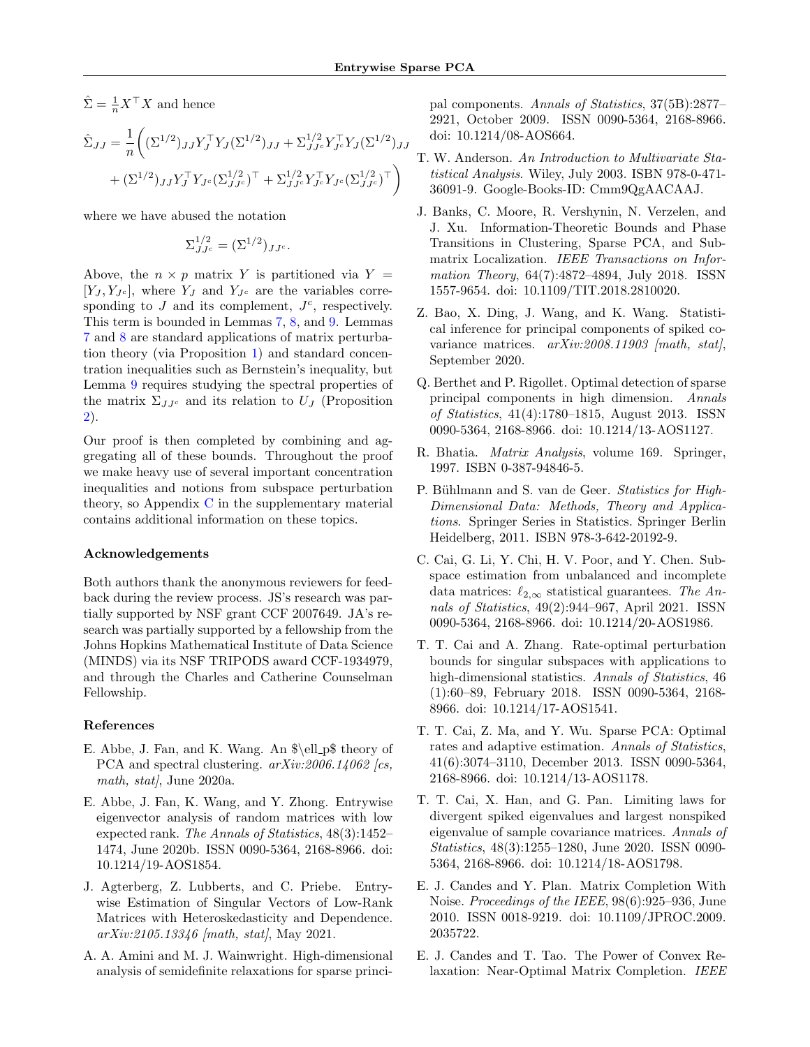$\hat{\Sigma} = \frac{1}{n} X^\top X$ and hence

$$
\hat{\Sigma}_{JJ} = \frac{1}{n}\bigg( (\Sigma^{1/2})_{JJ} Y_J^\top Y_J (\Sigma^{1/2})_{JJ} + \Sigma^{1/2}_{JJ^c} Y_{J^c}^\top Y_J (\Sigma^{1/2})_{JJ} + (\Sigma^{1/2})_{JJ} Y_J^\top Y_{J^c} (\Sigma^{1/2}_{JJ^c})^\top + \Sigma^{1/2}_{JJ^c} Y_{J^c}^\top Y_{J^c} (\Sigma^{1/2}_{JJ^c})^\top \bigg)
$$

where we have abused the notation

$$
\Sigma^{1/2}_{JJ^c} = (\Sigma^{1/2})_{JJ^c}.
$$

Above, the $n \times p$ matrix $Y$ is partitioned via $Y = [Y_J, Y_{J^c}]$, where $Y_J$ and $Y_{J^c}$ are the variables corresponding to $J$ and its complement, $J^c$, respectively. This term is bounded in Lemmas 7, 8, and 9. Lemmas 7 and 8 are standard applications of matrix perturbation theory (via Proposition 1) and standard concentration inequalities such as Bernstein's inequality, but Lemma 9 requires studying the spectral properties of the matrix $\Sigma_{JJ^c}$ and its relation to $U_J$ (Proposition 2).

Our proof is then completed by combining and aggregating all of these bounds. Throughout the proof we make heavy use of several important concentration inequalities and notions from subspace perturbation theory, so Appendix C in the supplementary material contains additional information on these topics.

### Acknowledgements

Both authors thank the anonymous reviewers for feedback during the review process. JS's research was partially supported by NSF grant CCF 2007649. JA's research was partially supported by a fellowship from the Johns Hopkins Mathematical Institute of Data Science (MINDS) via its NSF TRIPODS award CCF-1934979, and through the Charles and Catherine Counselman Fellowship.

### References

E. Abbe, J. Fan, and K. Wang. An $\ell_p$ theory of PCA and spectral clustering. *arXiv:2006.14062 [cs, math, stat]*, June 2020a.

E. Abbe, J. Fan, K. Wang, and Y. Zhong. Entrywise eigenvector analysis of random matrices with low expected rank. *The Annals of Statistics*, 48(3):1452–1474, June 2020b. ISSN 0090-5364, 2168-8966. doi: 10.1214/19-AOS1854.

J. Agterberg, Z. Lubberts, and C. Priebe. Entrywise Estimation of Singular Vectors of Low-Rank Matrices with Heteroskedasticity and Dependence. *arXiv:2105.13346 [math, stat]*, May 2021.

A. A. Amini and M. J. Wainwright. High-dimensional analysis of semidefinite relaxations for sparse principal components. *Annals of Statistics*, 37(5B):2877–2921, October 2009. ISSN 0090-5364, 2168-8966. doi: 10.1214/08-AOS664.

T. W. Anderson. *An Introduction to Multivariate Statistical Analysis*. Wiley, July 2003. ISBN 978-0-471-36091-9. Google-Books-ID: Cmm9QgAACAAJ.

J. Banks, C. Moore, R. Vershynin, N. Verzelen, and J. Xu. Information-Theoretic Bounds and Phase Transitions in Clustering, Sparse PCA, and Submatrix Localization. *IEEE Transactions on Information Theory*, 64(7):4872–4894, July 2018. ISSN 1557-9654. doi: 10.1109/TIT.2018.2810020.

Z. Bao, X. Ding, J. Wang, and K. Wang. Statistical inference for principal components of spiked covariance matrices. *arXiv:2008.11903 [math, stat]*, September 2020.

Q. Berthet and P. Rigollet. Optimal detection of sparse principal components in high dimension. *Annals of Statistics*, 41(4):1780–1815, August 2013. ISSN 0090-5364, 2168-8966. doi: 10.1214/13-AOS1127.

R. Bhatia. *Matrix Analysis*, volume 169. Springer, 1997. ISBN 0-387-94846-5.

P. Bühlmann and S. van de Geer. *Statistics for High-Dimensional Data: Methods, Theory and Applications*. Springer Series in Statistics. Springer Berlin Heidelberg, 2011. ISBN 978-3-642-20192-9.

C. Cai, G. Li, Y. Chi, H. V. Poor, and Y. Chen. Subspace estimation from unbalanced and incomplete data matrices: $\ell_{2,\infty}$ statistical guarantees. *The Annals of Statistics*, 49(2):944–967, April 2021. ISSN 0090-5364, 2168-8966. doi: 10.1214/20-AOS1986.

T. T. Cai and A. Zhang. Rate-optimal perturbation bounds for singular subspaces with applications to high-dimensional statistics. *Annals of Statistics*, 46 (1):60–89, February 2018. ISSN 0090-5364, 2168-8966. doi: 10.1214/17-AOS1541.

T. T. Cai, Z. Ma, and Y. Wu. Sparse PCA: Optimal rates and adaptive estimation. *Annals of Statistics*, 41(6):3074–3110, December 2013. ISSN 0090-5364, 2168-8966. doi: 10.1214/13-AOS1178.

T. T. Cai, X. Han, and G. Pan. Limiting laws for divergent spiked eigenvalues and largest nonspiked eigenvalue of sample covariance matrices. *Annals of Statistics*, 48(3):1255–1280, June 2020. ISSN 0090-5364, 2168-8966. doi: 10.1214/18-AOS1798.

E. J. Candes and Y. Plan. Matrix Completion With Noise. *Proceedings of the IEEE*, 98(6):925–936, June 2010. ISSN 0018-9219. doi: 10.1109/JPROC.2009.2035722.

E. J. Candes and T. Tao. The Power of Convex Relaxation: Near-Optimal Matrix Completion. *IEEE*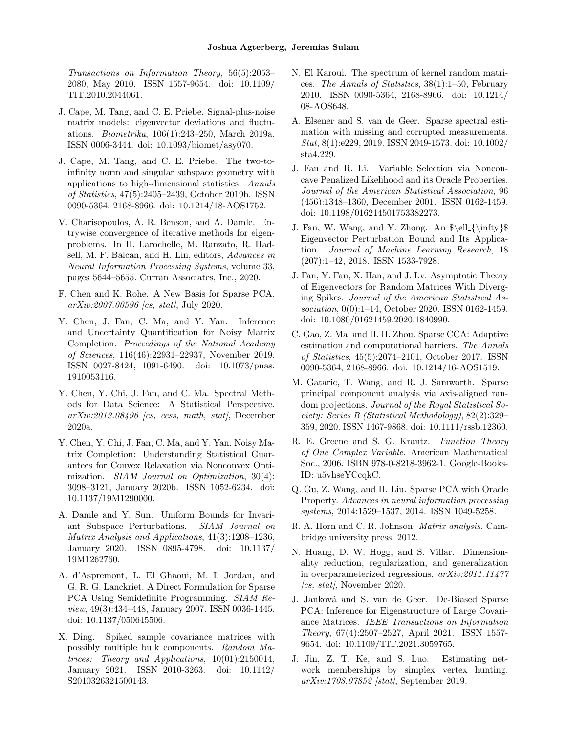*Transactions on Information Theory*, 56(5):2053–2080, May 2010. ISSN 1557-9654. doi: 10.1109/TIT.2010.2044061.

J. Cape, M. Tang, and C. E. Priebe. Signal-plus-noise matrix models: eigenvector deviations and fluctuations. *Biometrika*, 106(1):243–250, March 2019a. ISSN 0006-3444. doi: 10.1093/biomet/asy070.

J. Cape, M. Tang, and C. E. Priebe. The two-to-infinity norm and singular subspace geometry with applications to high-dimensional statistics. *Annals of Statistics*, 47(5):2405–2439, October 2019b. ISSN 0090-5364, 2168-8966. doi: 10.1214/18-AOS1752.

V. Charisopoulos, A. R. Benson, and A. Damle. Entrywise convergence of iterative methods for eigenproblems. In H. Larochelle, M. Ranzato, R. Hadsell, M. F. Balcan, and H. Lin, editors, *Advances in Neural Information Processing Systems*, volume 33, pages 5644–5655. Curran Associates, Inc., 2020.

F. Chen and K. Rohe. A New Basis for Sparse PCA. *arXiv:2007.00596 [cs, stat]*, July 2020.

Y. Chen, J. Fan, C. Ma, and Y. Yan. Inference and Uncertainty Quantification for Noisy Matrix Completion. *Proceedings of the National Academy of Sciences*, 116(46):22931–22937, November 2019. ISSN 0027-8424, 1091-6490. doi: 10.1073/pnas.1910053116.

Y. Chen, Y. Chi, J. Fan, and C. Ma. Spectral Methods for Data Science: A Statistical Perspective. *arXiv:2012.08496 [cs, eess, math, stat]*, December 2020a.

Y. Chen, Y. Chi, J. Fan, C. Ma, and Y. Yan. Noisy Matrix Completion: Understanding Statistical Guarantees for Convex Relaxation via Nonconvex Optimization. *SIAM Journal on Optimization*, 30(4):3098–3121, January 2020b. ISSN 1052-6234. doi: 10.1137/19M1290000.

A. Damle and Y. Sun. Uniform Bounds for Invariant Subspace Perturbations. *SIAM Journal on Matrix Analysis and Applications*, 41(3):1208–1236, January 2020. ISSN 0895-4798. doi: 10.1137/19M1262760.

A. d'Aspremont, L. El Ghaoui, M. I. Jordan, and G. R. G. Lanckriet. A Direct Formulation for Sparse PCA Using Semidefinite Programming. *SIAM Review*, 49(3):434–448, January 2007. ISSN 0036-1445. doi: 10.1137/050645506.

X. Ding. Spiked sample covariance matrices with possibly multiple bulk components. *Random Matrices: Theory and Applications*, 10(01):2150014, January 2021. ISSN 2010-3263. doi: 10.1142/S2010326321500143.

N. El Karoui. The spectrum of kernel random matrices. *The Annals of Statistics*, 38(1):1–50, February 2010. ISSN 0090-5364, 2168-8966. doi: 10.1214/08-AOS648.

A. Elsener and S. van de Geer. Sparse spectral estimation with missing and corrupted measurements. *Stat*, 8(1):e229, 2019. ISSN 2049-1573. doi: 10.1002/sta4.229.

J. Fan and R. Li. Variable Selection via Nonconcave Penalized Likelihood and its Oracle Properties. *Journal of the American Statistical Association*, 96(456):1348–1360, December 2001. ISSN 0162-1459. doi: 10.1198/016214501753382273.

J. Fan, W. Wang, and Y. Zhong. An $\ell_{\infty}$ Eigenvector Perturbation Bound and Its Application. *Journal of Machine Learning Research*, 18(207):1–42, 2018. ISSN 1533-7928.

J. Fan, Y. Fan, X. Han, and J. Lv. Asymptotic Theory of Eigenvectors for Random Matrices With Diverging Spikes. *Journal of the American Statistical Association*, 0(0):1–14, October 2020. ISSN 0162-1459. doi: 10.1080/01621459.2020.1840990.

C. Gao, Z. Ma, and H. H. Zhou. Sparse CCA: Adaptive estimation and computational barriers. *The Annals of Statistics*, 45(5):2074–2101, October 2017. ISSN 0090-5364, 2168-8966. doi: 10.1214/16-AOS1519.

M. Gataric, T. Wang, and R. J. Samworth. Sparse principal component analysis via axis-aligned random projections. *Journal of the Royal Statistical Society: Series B (Statistical Methodology)*, 82(2):329–359, 2020. ISSN 1467-9868. doi: 10.1111/rssb.12360.

R. E. Greene and S. G. Krantz. *Function Theory of One Complex Variable*. American Mathematical Soc., 2006. ISBN 978-0-8218-3962-1. Google-Books-ID: u5vhseYCcqkC.

Q. Gu, Z. Wang, and H. Liu. Sparse PCA with Oracle Property. *Advances in neural information processing systems*, 2014:1529–1537, 2014. ISSN 1049-5258.

R. A. Horn and C. R. Johnson. *Matrix analysis*. Cambridge university press, 2012.

N. Huang, D. W. Hogg, and S. Villar. Dimensionality reduction, regularization, and generalization in overparameterized regressions. *arXiv:2011.11477 [cs, stat]*, November 2020.

J. Janková and S. van de Geer. De-Biased Sparse PCA: Inference for Eigenstructure of Large Covariance Matrices. *IEEE Transactions on Information Theory*, 67(4):2507–2527, April 2021. ISSN 1557-9654. doi: 10.1109/TIT.2021.3059765.

J. Jin, Z. T. Ke, and S. Luo. Estimating network memberships by simplex vertex hunting. *arXiv:1708.07852 [stat]*, September 2019.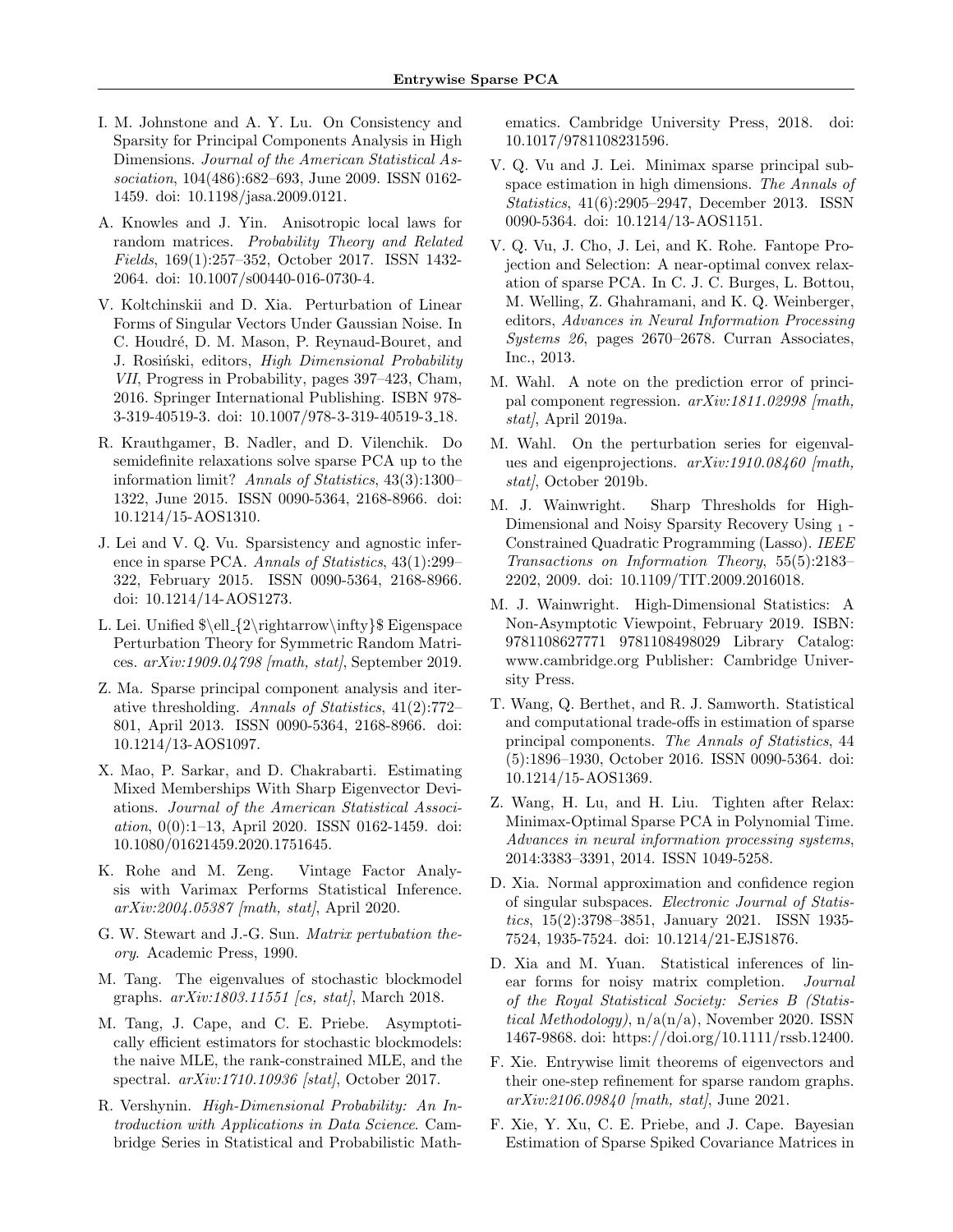I. M. Johnstone and A. Y. Lu. On Consistency and Sparsity for Principal Components Analysis in High Dimensions. *Journal of the American Statistical Association*, 104(486):682–693, June 2009. ISSN 0162-1459. doi: 10.1198/jasa.2009.0121.

A. Knowles and J. Yin. Anisotropic local laws for random matrices. *Probability Theory and Related Fields*, 169(1):257–352, October 2017. ISSN 1432-2064. doi: 10.1007/s00440-016-0730-4.

V. Koltchinskii and D. Xia. Perturbation of Linear Forms of Singular Vectors Under Gaussian Noise. In C. Houdré, D. M. Mason, P. Reynaud-Bouret, and J. Rosiński, editors, *High Dimensional Probability VII*, Progress in Probability, pages 397–423, Cham, 2016. Springer International Publishing. ISBN 978-3-319-40519-3. doi: 10.1007/978-3-319-40519-3_18.

R. Krauthgamer, B. Nadler, and D. Vilenchik. Do semidefinite relaxations solve sparse PCA up to the information limit? *Annals of Statistics*, 43(3):1300–1322, June 2015. ISSN 0090-5364, 2168-8966. doi: 10.1214/15-AOS1310.

J. Lei and V. Q. Vu. Sparsistency and agnostic inference in sparse PCA. *Annals of Statistics*, 43(1):299–322, February 2015. ISSN 0090-5364, 2168-8966. doi: 10.1214/14-AOS1273.

L. Lei. Unified $\ell_{2\rightarrow\infty}$ Eigenspace Perturbation Theory for Symmetric Random Matrices. *arXiv:1909.04798 [math, stat]*, September 2019.

Z. Ma. Sparse principal component analysis and iterative thresholding. *Annals of Statistics*, 41(2):772–801, April 2013. ISSN 0090-5364, 2168-8966. doi: 10.1214/13-AOS1097.

X. Mao, P. Sarkar, and D. Chakrabarti. Estimating Mixed Memberships With Sharp Eigenvector Deviations. *Journal of the American Statistical Association*, 0(0):1–13, April 2020. ISSN 0162-1459. doi: 10.1080/01621459.2020.1751645.

K. Rohe and M. Zeng. Vintage Factor Analysis with Varimax Performs Statistical Inference. *arXiv:2004.05387 [math, stat]*, April 2020.

G. W. Stewart and J.-G. Sun. *Matrix pertubation theory*. Academic Press, 1990.

M. Tang. The eigenvalues of stochastic blockmodel graphs. *arXiv:1803.11551 [cs, stat]*, March 2018.

M. Tang, J. Cape, and C. E. Priebe. Asymptotically efficient estimators for stochastic blockmodels: the naive MLE, the rank-constrained MLE, and the spectral. *arXiv:1710.10936 [stat]*, October 2017.

R. Vershynin. *High-Dimensional Probability: An Introduction with Applications in Data Science*. Cambridge Series in Statistical and Probabilistic Mathematics. Cambridge University Press, 2018. doi: 10.1017/9781108231596.

V. Q. Vu and J. Lei. Minimax sparse principal subspace estimation in high dimensions. *The Annals of Statistics*, 41(6):2905–2947, December 2013. ISSN 0090-5364. doi: 10.1214/13-AOS1151.

V. Q. Vu, J. Cho, J. Lei, and K. Rohe. Fantope Projection and Selection: A near-optimal convex relaxation of sparse PCA. In C. J. C. Burges, L. Bottou, M. Welling, Z. Ghahramani, and K. Q. Weinberger, editors, *Advances in Neural Information Processing Systems 26*, pages 2670–2678. Curran Associates, Inc., 2013.

M. Wahl. A note on the prediction error of principal component regression. *arXiv:1811.02998 [math, stat]*, April 2019a.

M. Wahl. On the perturbation series for eigenvalues and eigenprojections. *arXiv:1910.08460 [math, stat]*, October 2019b.

M. J. Wainwright. Sharp Thresholds for High-Dimensional and Noisy Sparsity Recovery Using $_1$ -Constrained Quadratic Programming (Lasso). *IEEE Transactions on Information Theory*, 55(5):2183–2202, 2009. doi: 10.1109/TIT.2009.2016018.

M. J. Wainwright. High-Dimensional Statistics: A Non-Asymptotic Viewpoint, February 2019. ISBN: 9781108627771 9781108498029 Library Catalog: www.cambridge.org Publisher: Cambridge University Press.

T. Wang, Q. Berthet, and R. J. Samworth. Statistical and computational trade-offs in estimation of sparse principal components. *The Annals of Statistics*, 44 (5):1896–1930, October 2016. ISSN 0090-5364. doi: 10.1214/15-AOS1369.

Z. Wang, H. Lu, and H. Liu. Tighten after Relax: Minimax-Optimal Sparse PCA in Polynomial Time. *Advances in neural information processing systems*, 2014:3383–3391, 2014. ISSN 1049-5258.

D. Xia. Normal approximation and confidence region of singular subspaces. *Electronic Journal of Statistics*, 15(2):3798–3851, January 2021. ISSN 1935-7524, 1935-7524. doi: 10.1214/21-EJS1876.

D. Xia and M. Yuan. Statistical inferences of linear forms for noisy matrix completion. *Journal of the Royal Statistical Society: Series B (Statistical Methodology)*, n/a(n/a), November 2020. ISSN 1467-9868. doi: https://doi.org/10.1111/rssb.12400.

F. Xie. Entrywise limit theorems of eigenvectors and their one-step refinement for sparse random graphs. *arXiv:2106.09840 [math, stat]*, June 2021.

F. Xie, Y. Xu, C. E. Priebe, and J. Cape. Bayesian Estimation of Sparse Spiked Covariance Matrices in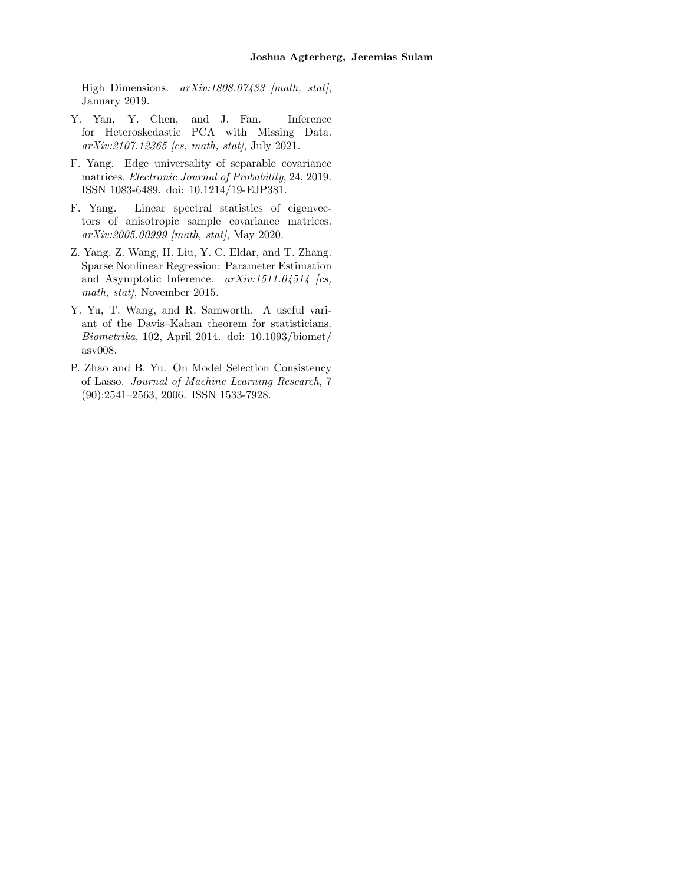High Dimensions. *arXiv:1808.07433 [math, stat]*, January 2019.

Y. Yan, Y. Chen, and J. Fan. Inference for Heteroskedastic PCA with Missing Data. *arXiv:2107.12365 [cs, math, stat]*, July 2021.

F. Yang. Edge universality of separable covariance matrices. *Electronic Journal of Probability*, 24, 2019. ISSN 1083-6489. doi: 10.1214/19-EJP381.

F. Yang. Linear spectral statistics of eigenvectors of anisotropic sample covariance matrices. *arXiv:2005.00999 [math, stat]*, May 2020.

Z. Yang, Z. Wang, H. Liu, Y. C. Eldar, and T. Zhang. Sparse Nonlinear Regression: Parameter Estimation and Asymptotic Inference. *arXiv:1511.04514 [cs, math, stat]*, November 2015.

Y. Yu, T. Wang, and R. Samworth. A useful variant of the Davis–Kahan theorem for statisticians. *Biometrika*, 102, April 2014. doi: 10.1093/biomet/asv008.

P. Zhao and B. Yu. On Model Selection Consistency of Lasso. *Journal of Machine Learning Research*, 7 (90):2541–2563, 2006. ISSN 1533-7928.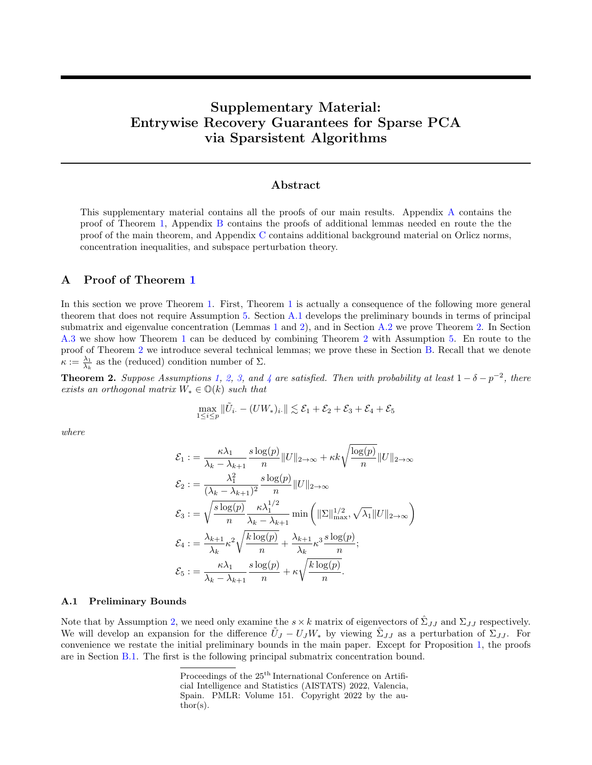# Supplementary Material: Entrywise Recovery Guarantees for Sparse PCA via Sparsistent Algorithms

## Abstract

This supplementary material contains all the proofs of our main results. Appendix A contains the proof of Theorem 1, Appendix B contains the proofs of additional lemmas needed en route the the proof of the main theorem, and Appendix C contains additional background material on Orlicz norms, concentration inequalities, and subspace perturbation theory.

## A Proof of Theorem 1

In this section we prove Theorem 1. First, Theorem 1 is actually a consequence of the following more general theorem that does not require Assumption 5. Section A.1 develops the preliminary bounds in terms of principal submatrix and eigenvalue concentration (Lemmas 1 and 2), and in Section A.2 we prove Theorem 2. In Section A.3 we show how Theorem 1 can be deduced by combining Theorem 2 with Assumption 5. En route to the proof of Theorem 2 we introduce several technical lemmas; we prove these in Section B. Recall that we denote $\kappa := \frac{\lambda_1}{\lambda_k}$ as the (reduced) condition number of $\Sigma$.

**Theorem 2.** *Suppose Assumptions 1, 2, 3, and 4 are satisfied. Then with probability at least $1 - \delta - p^{-2}$, there exists an orthogonal matrix $W_* \in \mathbb{O}(k)$ such that*

$$\max_{1 \leq i \leq p} \|\tilde{U}_{i\cdot} - (UW_*)_{i\cdot}\| \lesssim \mathcal{E}_1 + \mathcal{E}_2 + \mathcal{E}_3 + \mathcal{E}_4 + \mathcal{E}_5$$

*where*

$$\mathcal{E}_1 := \frac{\kappa \lambda_1}{\lambda_k - \lambda_{k+1}} \frac{s \log(p)}{n} \|U\|_{2\to\infty} + \kappa k \sqrt{\frac{\log(p)}{n}} \|U\|_{2\to\infty}$$

$$\mathcal{E}_2 := \frac{\lambda_1^2}{(\lambda_k - \lambda_{k+1})^2} \frac{s \log(p)}{n} \|U\|_{2\to\infty}$$

$$\mathcal{E}_3 := \sqrt{\frac{s \log(p)}{n}} \frac{\kappa \lambda_1^{1/2}}{\lambda_k - \lambda_{k+1}} \min\left( \|\Sigma\|_{\max}^{1/2}, \sqrt{\lambda_1} \|U\|_{2\to\infty} \right)$$

$$\mathcal{E}_4 := \frac{\lambda_{k+1}}{\lambda_k} \kappa^2 \sqrt{\frac{k \log(p)}{n}} + \frac{\lambda_{k+1}}{\lambda_k} \kappa^3 \frac{s \log(p)}{n};$$

$$\mathcal{E}_5 := \frac{\kappa \lambda_1}{\lambda_k - \lambda_{k+1}} \frac{s \log(p)}{n} + \kappa \sqrt{\frac{k \log(p)}{n}}.$$

### A.1 Preliminary Bounds

Note that by Assumption 2, we need only examine the $s \times k$ matrix of eigenvectors of $\hat{\Sigma}_{JJ}$ and $\Sigma_{JJ}$ respectively. We will develop an expansion for the difference $\tilde{U}_J - U_J W_*$ by viewing $\hat{\Sigma}_{JJ}$ as a perturbation of $\Sigma_{JJ}$. For convenience we restate the initial preliminary bounds in the main paper. Except for Proposition 1, the proofs are in Section B.1. The first is the following principal submatrix concentration bound.

Proceedings of the 25[th] International Conference on Artificial Intelligence and Statistics (AISTATS) 2022, Valencia, Spain. PMLR: Volume 151. Copyright 2022 by the author(s).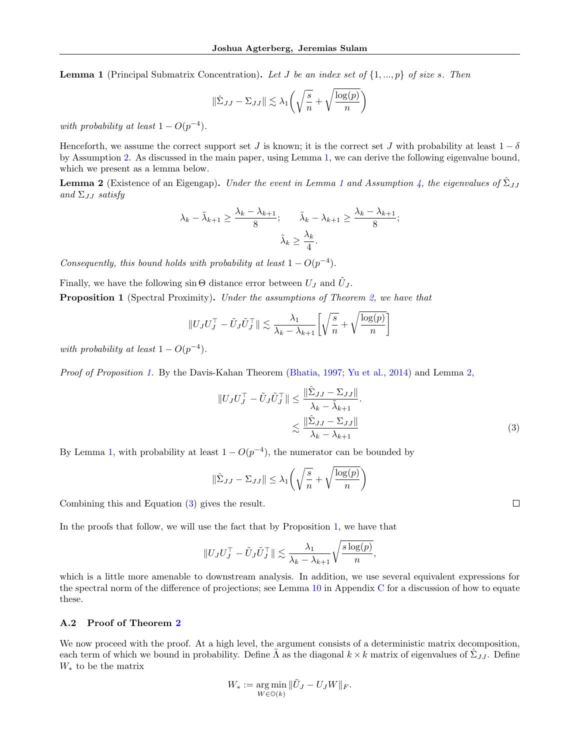**Lemma 1** (Principal Submatrix Concentration)**.** *Let $J$ be an index set of $\{1, ..., p\}$ of size $s$. Then*

$$
\|\hat{\Sigma}_{JJ} - \Sigma_{JJ}\| \lesssim \lambda_1 \bigg( \sqrt{\frac{s}{n}} + \sqrt{\frac{\log(p)}{n}} \bigg)
$$

*with probability at least $1 - O(p^{-4})$.*

Henceforth, we assume the correct support set $J$ is known; it is the correct set $J$ with probability at least $1 - \delta$ by Assumption 2. As discussed in the main paper, using Lemma 1, we can derive the following eigenvalue bound, which we present as a lemma below.

**Lemma 2** (Existence of an Eigengap)**.** *Under the event in Lemma 1 and Assumption 4, the eigenvalues of $\hat{\Sigma}_{JJ}$ and $\Sigma_{JJ}$ satisfy*

$$
\lambda_k - \tilde{\lambda}_{k+1} \geq \frac{\lambda_k - \lambda_{k+1}}{8}; \qquad \tilde{\lambda}_k - \lambda_{k+1} \geq \frac{\lambda_k - \lambda_{k+1}}{8};
$$
$$
\tilde{\lambda}_k \geq \frac{\lambda_k}{4}.
$$

*Consequently, this bound holds with probability at least $1 - O(p^{-4})$.*

Finally, we have the following $\sin\Theta$ distance error between $U_J$ and $\tilde{U}_J$.

**Proposition 1** (Spectral Proximity)**.** *Under the assumptions of Theorem 2, we have that*

$$
\|U_J U_J^\top - \tilde{U}_J \tilde{U}_J^\top\| \lesssim \frac{\lambda_1}{\lambda_k - \lambda_{k+1}} \bigg[ \sqrt{\frac{s}{n}} + \sqrt{\frac{\log(p)}{n}} \bigg]
$$

*with probability at least $1 - O(p^{-4})$.*

*Proof of Proposition 1.* By the Davis-Kahan Theorem (Bhatia, 1997; Yu et al., 2014) and Lemma 2,

$$
\begin{aligned}
\|U_J U_J^\top - \tilde{U}_J \tilde{U}_J^\top\| &\leq \frac{\|\hat{\Sigma}_{JJ} - \Sigma_{JJ}\|}{\lambda_k - \tilde{\lambda}_{k+1}}. \\
&\lesssim \frac{\|\hat{\Sigma}_{JJ} - \Sigma_{JJ}\|}{\lambda_k - \lambda_{k+1}}
\end{aligned} \tag{3}
$$

By Lemma 1, with probability at least $1 - O(p^{-4})$, the numerator can be bounded by

$$
\|\hat{\Sigma}_{JJ} - \Sigma_{JJ}\| \leq \lambda_1 \bigg( \sqrt{\frac{s}{n}} + \sqrt{\frac{\log(p)}{n}} \bigg)
$$

Combining this and Equation (3) gives the result. ∎

In the proofs that follow, we will use the fact that by Proposition 1, we have that

$$
\|U_J U_J^\top - \tilde{U}_J \tilde{U}_J^\top\| \lesssim \frac{\lambda_1}{\lambda_k - \lambda_{k+1}} \sqrt{\frac{s \log(p)}{n}},
$$

which is a little more amenable to downstream analysis. In addition, we use several equivalent expressions for the spectral norm of the difference of projections; see Lemma 10 in Appendix C for a discussion of how to equate these.

### A.2 Proof of Theorem 2

We now proceed with the proof. At a high level, the argument consists of a deterministic matrix decomposition, each term of which we bound in probability. Define $\tilde{\Lambda}$ as the diagonal $k \times k$ matrix of eigenvalues of $\hat{\Sigma}_{JJ}$. Define $W_*$ to be the matrix

$$
W_* := \underset{W \in \mathbb{O}(k)}{\arg\min} \|\tilde{U}_J - U_J W\|_F.
$$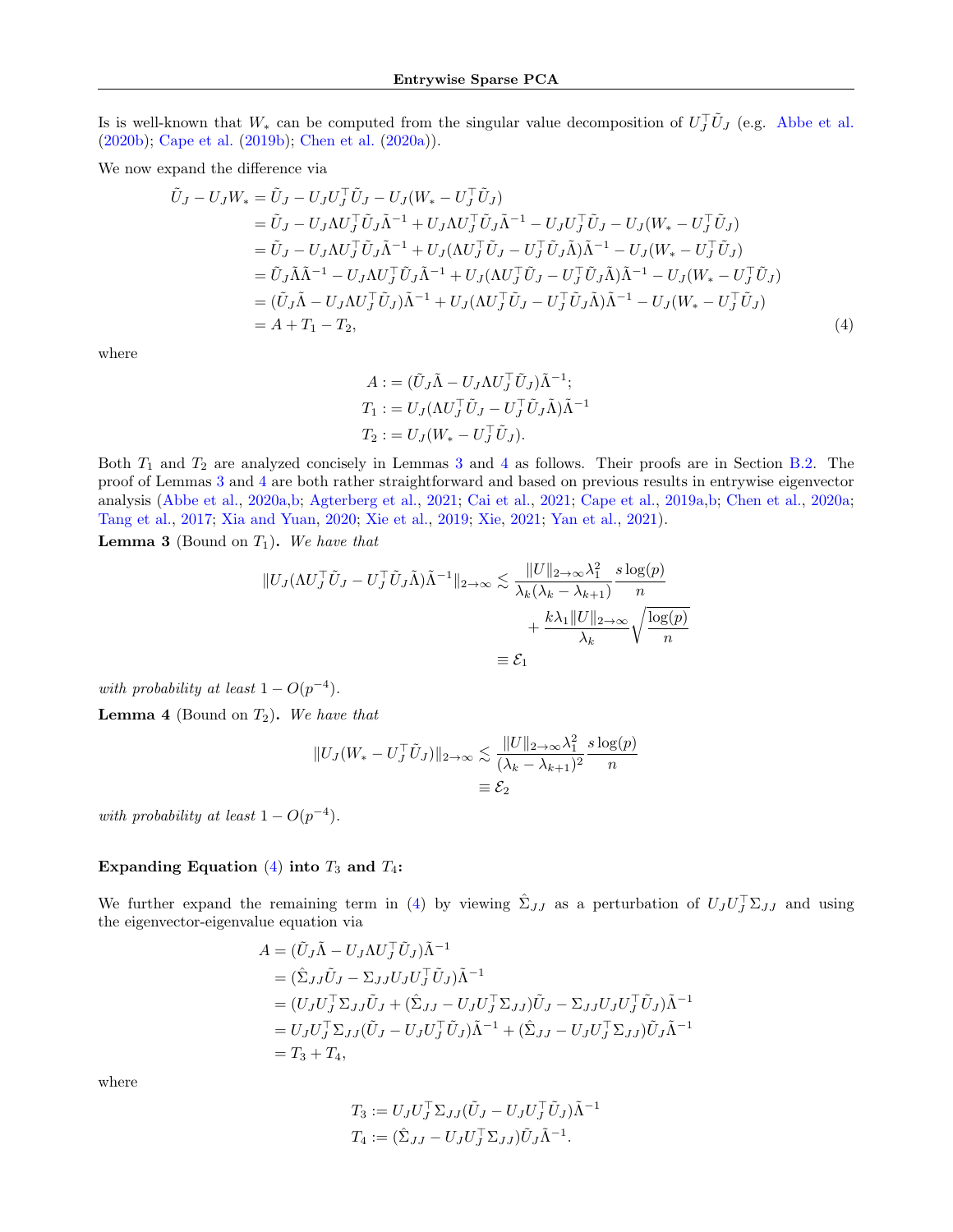Is is well-known that $W_*$ can be computed from the singular value decomposition of $U_J^\top \tilde{U}_J$ (e.g. Abbe et al. (2020b); Cape et al. (2019b); Chen et al. (2020a)).

We now expand the difference via

$$
\begin{aligned}
\tilde{U}_J - U_J W_* &= \tilde{U}_J - U_J U_J^\top \tilde{U}_J - U_J(W_* - U_J^\top \tilde{U}_J) \\
&= \tilde{U}_J - U_J \Lambda U_J^\top \tilde{U}_J \tilde{\Lambda}^{-1} + U_J \Lambda U_J^\top \tilde{U}_J \tilde{\Lambda}^{-1} - U_J U_J^\top \tilde{U}_J - U_J(W_* - U_J^\top \tilde{U}_J) \\
&= \tilde{U}_J - U_J \Lambda U_J^\top \tilde{U}_J \tilde{\Lambda}^{-1} + U_J(\Lambda U_J^\top \tilde{U}_J - U_J^\top \tilde{U}_J \tilde{\Lambda})\tilde{\Lambda}^{-1} - U_J(W_* - U_J^\top \tilde{U}_J) \\
&= \tilde{U}_J \tilde{\Lambda}\tilde{\Lambda}^{-1} - U_J \Lambda U_J^\top \tilde{U}_J \tilde{\Lambda}^{-1} + U_J(\Lambda U_J^\top \tilde{U}_J - U_J^\top \tilde{U}_J \tilde{\Lambda})\tilde{\Lambda}^{-1} - U_J(W_* - U_J^\top \tilde{U}_J) \\
&= (\tilde{U}_J \tilde{\Lambda} - U_J \Lambda U_J^\top \tilde{U}_J)\tilde{\Lambda}^{-1} + U_J(\Lambda U_J^\top \tilde{U}_J - U_J^\top \tilde{U}_J \tilde{\Lambda})\tilde{\Lambda}^{-1} - U_J(W_* - U_J^\top \tilde{U}_J) \\
&= A + T_1 - T_2, \qquad (4)
\end{aligned}
$$

where

$$
\begin{aligned}
A &:= (\tilde{U}_J \tilde{\Lambda} - U_J \Lambda U_J^\top \tilde{U}_J)\tilde{\Lambda}^{-1}; \\
T_1 &:= U_J(\Lambda U_J^\top \tilde{U}_J - U_J^\top \tilde{U}_J \tilde{\Lambda})\tilde{\Lambda}^{-1} \\
T_2 &:= U_J(W_* - U_J^\top \tilde{U}_J).
\end{aligned}
$$

Both $T_1$ and $T_2$ are analyzed concisely in Lemmas 3 and 4 as follows. Their proofs are in Section B.2. The proof of Lemmas 3 and 4 are both rather straightforward and based on previous results in entrywise eigenvector analysis (Abbe et al., 2020a,b; Agterberg et al., 2021; Cai et al., 2021; Cape et al., 2019a,b; Chen et al., 2020a; Tang et al., 2017; Xia and Yuan, 2020; Xie et al., 2019; Xie, 2021; Yan et al., 2021).

**Lemma 3** (Bound on $T_1$)**.** *We have that*

$$
\begin{aligned}
\|U_J(\Lambda U_J^\top \tilde{U}_J - U_J^\top \tilde{U}_J \tilde{\Lambda})\tilde{\Lambda}^{-1}\|_{2\to\infty} &\lesssim \frac{\|U\|_{2\to\infty}\lambda_1^2}{\lambda_k(\lambda_k - \lambda_{k+1})}\frac{s\log(p)}{n} \\
&\quad + \frac{k\lambda_1\|U\|_{2\to\infty}}{\lambda_k}\sqrt{\frac{\log(p)}{n}} \\
&\equiv \mathcal{E}_1
\end{aligned}
$$

*with probability at least $1 - O(p^{-4})$.*

**Lemma 4** (Bound on $T_2$)**.** *We have that*

$$
\begin{aligned}
\|U_J(W_* - U_J^\top \tilde{U}_J)\|_{2\to\infty} &\lesssim \frac{\|U\|_{2\to\infty}\lambda_1^2}{(\lambda_k - \lambda_{k+1})^2}\frac{s\log(p)}{n} \\
&\equiv \mathcal{E}_2
\end{aligned}
$$

*with probability at least $1 - O(p^{-4})$.*

**Expanding Equation (4) into $T_3$ and $T_4$:**

We further expand the remaining term in (4) by viewing $\hat{\Sigma}_{JJ}$ as a perturbation of $U_J U_J^\top \Sigma_{JJ}$ and using the eigenvector-eigenvalue equation via

$$
\begin{aligned}
A &= (\tilde{U}_J \tilde{\Lambda} - U_J \Lambda U_J^\top \tilde{U}_J)\tilde{\Lambda}^{-1} \\
&= (\hat{\Sigma}_{JJ}\tilde{U}_J - \Sigma_{JJ} U_J U_J^\top \tilde{U}_J)\tilde{\Lambda}^{-1} \\
&= (U_J U_J^\top \Sigma_{JJ}\tilde{U}_J + (\hat{\Sigma}_{JJ} - U_J U_J^\top \Sigma_{JJ})\tilde{U}_J - \Sigma_{JJ} U_J U_J^\top \tilde{U}_J)\tilde{\Lambda}^{-1} \\
&= U_J U_J^\top \Sigma_{JJ}(\tilde{U}_J - U_J U_J^\top \tilde{U}_J)\tilde{\Lambda}^{-1} + (\hat{\Sigma}_{JJ} - U_J U_J^\top \Sigma_{JJ})\tilde{U}_J \tilde{\Lambda}^{-1} \\
&= T_3 + T_4,
\end{aligned}
$$

where

$$
\begin{aligned}
T_3 &:= U_J U_J^\top \Sigma_{JJ}(\tilde{U}_J - U_J U_J^\top \tilde{U}_J)\tilde{\Lambda}^{-1} \\
T_4 &:= (\hat{\Sigma}_{JJ} - U_J U_J^\top \Sigma_{JJ})\tilde{U}_J \tilde{\Lambda}^{-1}.
\end{aligned}
$$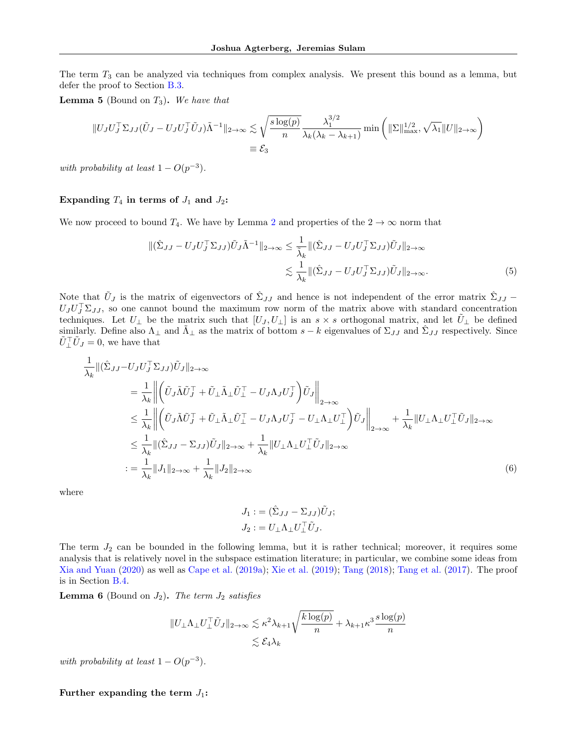The term $T_3$ can be analyzed via techniques from complex analysis. We present this bound as a lemma, but defer the proof to Section B.3.

**Lemma 5** (Bound on $T_3$)**.** *We have that*

$$\|U_J U_J^\top \Sigma_{JJ}(\tilde{U}_J - U_J U_J^\top \tilde{U}_J)\tilde{\Lambda}^{-1}\|_{2\to\infty} \lesssim \sqrt{\frac{s\log(p)}{n}} \frac{\lambda_1^{3/2}}{\lambda_k(\lambda_k - \lambda_{k+1})} \min\left( \|\Sigma\|_{\max}^{1/2}, \sqrt{\lambda_1}\|U\|_{2\to\infty}\right)$$
$$\equiv \mathcal{E}_3$$

*with probability at least* $1 - O(p^{-3})$.

**Expanding $T_4$ in terms of $J_1$ and $J_2$:**

We now proceed to bound $T_4$. We have by Lemma 2 and properties of the $2 \to \infty$ norm that

$$\begin{aligned}
\|(\hat{\Sigma}_{JJ} - U_J U_J^\top \Sigma_{JJ})\tilde{U}_J\tilde{\Lambda}^{-1}\|_{2\to\infty} &\leq \frac{1}{\tilde{\lambda}_k}\|(\hat{\Sigma}_{JJ} - U_J U_J^\top \Sigma_{JJ})\tilde{U}_J\|_{2\to\infty} \\
&\lesssim \frac{1}{\lambda_k}\|(\hat{\Sigma}_{JJ} - U_J U_J^\top \Sigma_{JJ})\tilde{U}_J\|_{2\to\infty}.
\end{aligned} \tag{5}$$

Note that $\tilde{U}_J$ is the matrix of eigenvectors of $\hat{\Sigma}_{JJ}$ and hence is not independent of the error matrix $\hat{\Sigma}_{JJ} - U_J U_J^\top \Sigma_{JJ}$, so one cannot bound the maximum row norm of the matrix above with standard concentration techniques. Let $U_\perp$ be the matrix such that $[U_J, U_\perp]$ is an $s \times s$ orthogonal matrix, and let $\tilde{U}_\perp$ be defined similarly. Define also $\Lambda_\perp$ and $\tilde{\Lambda}_\perp$ as the matrix of bottom $s-k$ eigenvalues of $\Sigma_{JJ}$ and $\hat{\Sigma}_{JJ}$ respectively. Since $\tilde{U}_\perp^\top \tilde{U}_J = 0$, we have that

$$\begin{aligned}
\frac{1}{\lambda_k}&\|(\hat{\Sigma}_{JJ} - U_J U_J^\top \Sigma_{JJ})\tilde{U}_J\|_{2\to\infty} \\
&= \frac{1}{\lambda_k}\left\|\left(\tilde{U}_J\tilde{\Lambda}\tilde{U}_J^\top + \tilde{U}_\perp\tilde{\Lambda}_\perp\tilde{U}_\perp^\top - U_J\Lambda_J U_J^\top\right)\tilde{U}_J\right\|_{2\to\infty} \\
&\leq \frac{1}{\lambda_k}\left\|\left(\tilde{U}_J\tilde{\Lambda}\tilde{U}_J^\top + \tilde{U}_\perp\tilde{\Lambda}_\perp\tilde{U}_\perp^\top - U_J\Lambda_J U_J^\top - U_\perp\Lambda_\perp U_\perp^\top\right)\tilde{U}_J\right\|_{2\to\infty} + \frac{1}{\lambda_k}\|U_\perp\Lambda_\perp U_\perp^\top\tilde{U}_J\|_{2\to\infty} \\
&\leq \frac{1}{\lambda_k}\|(\hat{\Sigma}_{JJ} - \Sigma_{JJ})\tilde{U}_J\|_{2\to\infty} + \frac{1}{\lambda_k}\|U_\perp\Lambda_\perp U_\perp^\top\tilde{U}_J\|_{2\to\infty} \\
&:= \frac{1}{\lambda_k}\|J_1\|_{2\to\infty} + \frac{1}{\lambda_k}\|J_2\|_{2\to\infty}
\end{aligned} \tag{6}$$

where

$$\begin{aligned}
J_1 &:= (\hat{\Sigma}_{JJ} - \Sigma_{JJ})\tilde{U}_J; \\
J_2 &:= U_\perp\Lambda_\perp U_\perp^\top\tilde{U}_J.
\end{aligned}$$

The term $J_2$ can be bounded in the following lemma, but it is rather technical; moreover, it requires some analysis that is relatively novel in the subspace estimation literature; in particular, we combine some ideas from Xia and Yuan (2020) as well as Cape et al. (2019a); Xie et al. (2019); Tang (2018); Tang et al. (2017). The proof is in Section B.4.

**Lemma 6** (Bound on $J_2$)**.** *The term $J_2$ satisfies*

$$\|U_\perp\Lambda_\perp U_\perp^\top\tilde{U}_J\|_{2\to\infty} \lesssim \kappa^2\lambda_{k+1}\sqrt{\frac{k\log(p)}{n}} + \lambda_{k+1}\kappa^3\frac{s\log(p)}{n}$$
$$\lesssim \mathcal{E}_4\lambda_k$$

*with probability at least* $1 - O(p^{-3})$.

**Further expanding the term $J_1$:**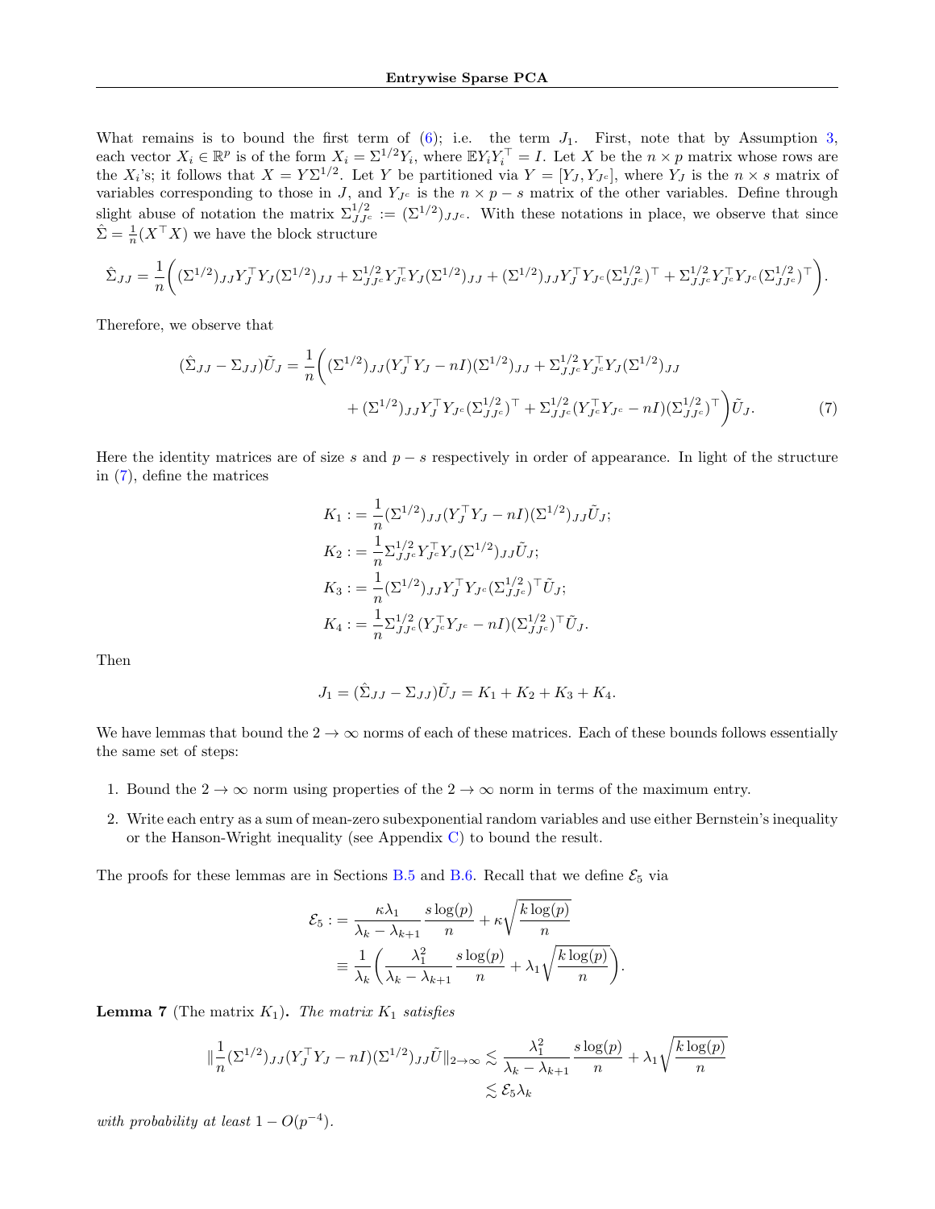What remains is to bound the first term of (6); i.e. the term $J_1$. First, note that by Assumption 3, each vector $X_i \in \mathbb{R}^p$ is of the form $X_i = \Sigma^{1/2} Y_i$, where $\mathbb{E} Y_i Y_i^\top = I$. Let $X$ be the $n \times p$ matrix whose rows are the $X_i$'s; it follows that $X = Y \Sigma^{1/2}$. Let $Y$ be partitioned via $Y = [Y_J, Y_{J^c}]$, where $Y_J$ is the $n \times s$ matrix of variables corresponding to those in $J$, and $Y_{J^c}$ is the $n \times p - s$ matrix of the other variables. Define through slight abuse of notation the matrix $\Sigma^{1/2}_{JJ^c} := (\Sigma^{1/2})_{JJ^c}$. With these notations in place, we observe that since $\hat{\Sigma} = \frac{1}{n}(X^\top X)$ we have the block structure

$$
\hat{\Sigma}_{JJ} = \frac{1}{n}\bigg( (\Sigma^{1/2})_{JJ} Y_J^\top Y_J (\Sigma^{1/2})_{JJ} + \Sigma^{1/2}_{JJ^c} Y_{J^c}^\top Y_J (\Sigma^{1/2})_{JJ} + (\Sigma^{1/2})_{JJ} Y_J^\top Y_{J^c} (\Sigma^{1/2}_{JJ^c})^\top + \Sigma^{1/2}_{JJ^c} Y_{J^c}^\top Y_{J^c} (\Sigma^{1/2}_{JJ^c})^\top \bigg).
$$

Therefore, we observe that

$$
\begin{aligned}
(\hat{\Sigma}_{JJ} - \Sigma_{JJ}) \tilde{U}_J = \frac{1}{n}\bigg( &(\Sigma^{1/2})_{JJ} (Y_J^\top Y_J - nI)(\Sigma^{1/2})_{JJ} + \Sigma^{1/2}_{JJ^c} Y_{J^c}^\top Y_J (\Sigma^{1/2})_{JJ} \\
&+ (\Sigma^{1/2})_{JJ} Y_J^\top Y_{J^c} (\Sigma^{1/2}_{JJ^c})^\top + \Sigma^{1/2}_{JJ^c} (Y_{J^c}^\top Y_{J^c} - nI)(\Sigma^{1/2}_{JJ^c})^\top \bigg) \tilde{U}_J. \qquad (7)
\end{aligned}
$$

Here the identity matrices are of size $s$ and $p - s$ respectively in order of appearance. In light of the structure in (7), define the matrices

$$
\begin{aligned}
K_1 &:= \frac{1}{n}(\Sigma^{1/2})_{JJ}(Y_J^\top Y_J - nI)(\Sigma^{1/2})_{JJ} \tilde{U}_J; \\
K_2 &:= \frac{1}{n} \Sigma^{1/2}_{JJ^c} Y_{J^c}^\top Y_J (\Sigma^{1/2})_{JJ} \tilde{U}_J; \\
K_3 &:= \frac{1}{n} (\Sigma^{1/2})_{JJ} Y_J^\top Y_{J^c} (\Sigma^{1/2}_{JJ^c})^\top \tilde{U}_J; \\
K_4 &:= \frac{1}{n} \Sigma^{1/2}_{JJ^c} (Y_{J^c}^\top Y_{J^c} - nI)(\Sigma^{1/2}_{JJ^c})^\top \tilde{U}_J.
\end{aligned}
$$

Then

$$
J_1 = (\hat{\Sigma}_{JJ} - \Sigma_{JJ}) \tilde{U}_J = K_1 + K_2 + K_3 + K_4.
$$

We have lemmas that bound the $2 \to \infty$ norms of each of these matrices. Each of these bounds follows essentially the same set of steps:

1. Bound the $2 \to \infty$ norm using properties of the $2 \to \infty$ norm in terms of the maximum entry.
2. Write each entry as a sum of mean-zero subexponential random variables and use either Bernstein's inequality or the Hanson-Wright inequality (see Appendix C) to bound the result.

The proofs for these lemmas are in Sections B.5 and B.6. Recall that we define $\mathcal{E}_5$ via

$$
\begin{aligned}
\mathcal{E}_5 &:= \frac{\kappa \lambda_1}{\lambda_k - \lambda_{k+1}} \frac{s \log(p)}{n} + \kappa \sqrt{\frac{k \log(p)}{n}} \\
&\equiv \frac{1}{\lambda_k} \bigg( \frac{\lambda_1^2}{\lambda_k - \lambda_{k+1}} \frac{s \log(p)}{n} + \lambda_1 \sqrt{\frac{k \log(p)}{n}} \bigg).
\end{aligned}
$$

**Lemma 7** (The matrix $K_1$)**.** *The matrix $K_1$ satisfies*

$$
\begin{aligned}
\| \frac{1}{n} (\Sigma^{1/2})_{JJ} (Y_J^\top Y_J - nI)(\Sigma^{1/2})_{JJ} \tilde{U} \|_{2 \to \infty} &\lesssim \frac{\lambda_1^2}{\lambda_k - \lambda_{k+1}} \frac{s \log(p)}{n} + \lambda_1 \sqrt{\frac{k \log(p)}{n}} \\
&\lesssim \mathcal{E}_5 \lambda_k
\end{aligned}
$$

*with probability at least $1 - O(p^{-4})$.*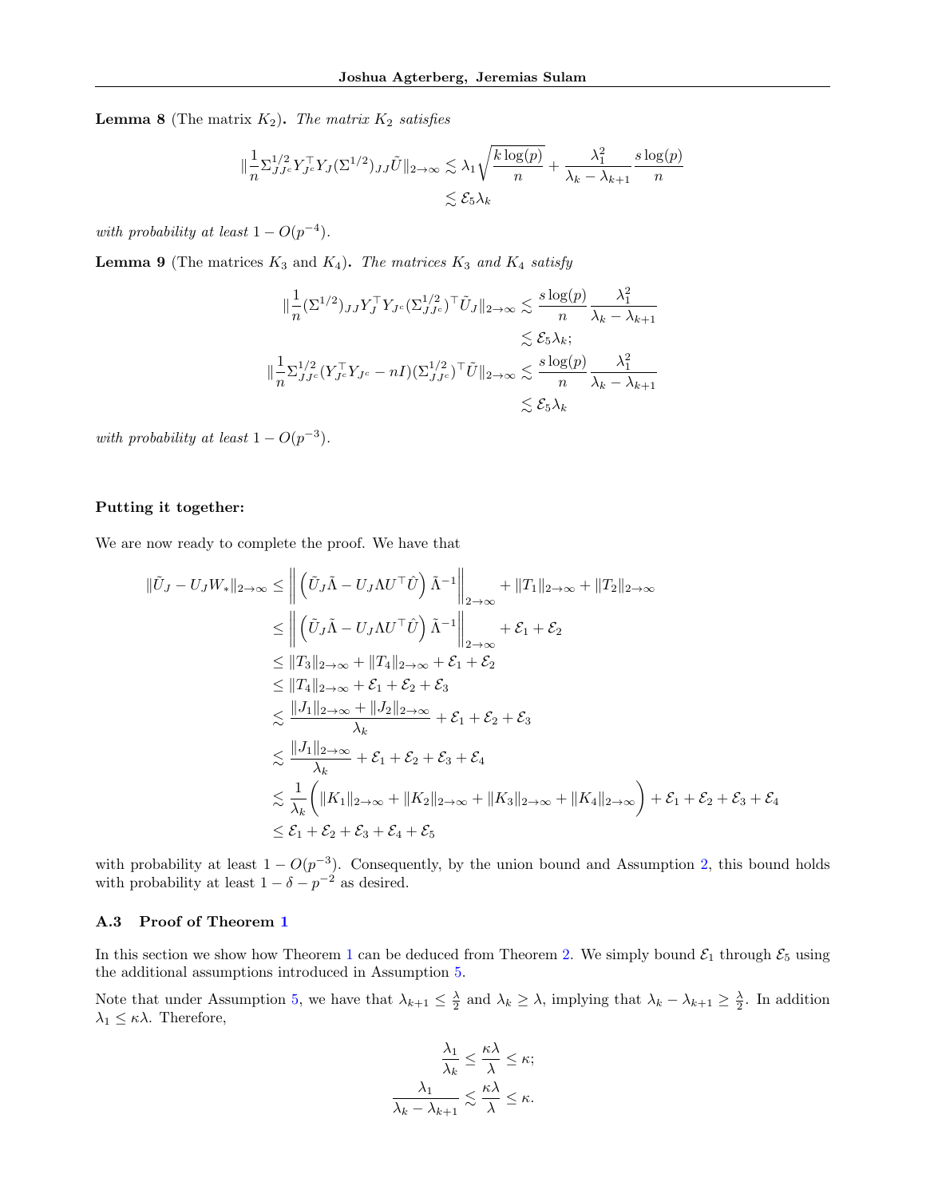**Lemma 8** (The matrix $K_2$)**.** *The matrix $K_2$ satisfies*

$$\|\frac{1}{n}\Sigma^{1/2}_{JJ^c}Y_{J^c}^\top Y_J(\Sigma^{1/2})_{JJ}\tilde{U}\|_{2\to\infty} \lesssim \lambda_1\sqrt{\frac{k\log(p)}{n}} + \frac{\lambda_1^2}{\lambda_k - \lambda_{k+1}}\frac{s\log(p)}{n}$$
$$\lesssim \mathcal{E}_5\lambda_k$$

*with probability at least $1 - O(p^{-4})$.*

**Lemma 9** (The matrices $K_3$ and $K_4$)**.** *The matrices $K_3$ and $K_4$ satisfy*

$$\|\frac{1}{n}(\Sigma^{1/2})_{JJ}Y_J^\top Y_{J^c}(\Sigma^{1/2}_{JJ^c})^\top \tilde{U}_J\|_{2\to\infty} \lesssim \frac{s\log(p)}{n}\frac{\lambda_1^2}{\lambda_k - \lambda_{k+1}}$$
$$\lesssim \mathcal{E}_5\lambda_k;$$
$$\|\frac{1}{n}\Sigma^{1/2}_{JJ^c}(Y_{J^c}^\top Y_{J^c} - nI)(\Sigma^{1/2}_{JJ^c})^\top \tilde{U}\|_{2\to\infty} \lesssim \frac{s\log(p)}{n}\frac{\lambda_1^2}{\lambda_k - \lambda_{k+1}}$$
$$\lesssim \mathcal{E}_5\lambda_k$$

*with probability at least $1 - O(p^{-3})$.*

**Putting it together:**

We are now ready to complete the proof. We have that

$$\begin{aligned}
\|\tilde{U}_J - U_J W_*\|_{2\to\infty} &\leq \left\|\left(\tilde{U}_J\tilde{\Lambda} - U_J\Lambda U^\top \hat{U}\right)\tilde{\Lambda}^{-1}\right\|_{2\to\infty} + \|T_1\|_{2\to\infty} + \|T_2\|_{2\to\infty} \\
&\leq \left\|\left(\tilde{U}_J\tilde{\Lambda} - U_J\Lambda U^\top \hat{U}\right)\tilde{\Lambda}^{-1}\right\|_{2\to\infty} + \mathcal{E}_1 + \mathcal{E}_2 \\
&\leq \|T_3\|_{2\to\infty} + \|T_4\|_{2\to\infty} + \mathcal{E}_1 + \mathcal{E}_2 \\
&\leq \|T_4\|_{2\to\infty} + \mathcal{E}_1 + \mathcal{E}_2 + \mathcal{E}_3 \\
&\lesssim \frac{\|J_1\|_{2\to\infty} + \|J_2\|_{2\to\infty}}{\lambda_k} + \mathcal{E}_1 + \mathcal{E}_2 + \mathcal{E}_3 \\
&\lesssim \frac{\|J_1\|_{2\to\infty}}{\lambda_k} + \mathcal{E}_1 + \mathcal{E}_2 + \mathcal{E}_3 + \mathcal{E}_4 \\
&\lesssim \frac{1}{\lambda_k}\bigg(\|K_1\|_{2\to\infty} + \|K_2\|_{2\to\infty} + \|K_3\|_{2\to\infty} + \|K_4\|_{2\to\infty}\bigg) + \mathcal{E}_1 + \mathcal{E}_2 + \mathcal{E}_3 + \mathcal{E}_4 \\
&\leq \mathcal{E}_1 + \mathcal{E}_2 + \mathcal{E}_3 + \mathcal{E}_4 + \mathcal{E}_5
\end{aligned}$$

with probability at least $1 - O(p^{-3})$. Consequently, by the union bound and Assumption 2, this bound holds with probability at least $1 - \delta - p^{-2}$ as desired.

### A.3 Proof of Theorem 1

In this section we show how Theorem 1 can be deduced from Theorem 2. We simply bound $\mathcal{E}_1$ through $\mathcal{E}_5$ using the additional assumptions introduced in Assumption 5.

Note that under Assumption 5, we have that $\lambda_{k+1} \leq \frac{\lambda}{2}$ and $\lambda_k \geq \lambda$, implying that $\lambda_k - \lambda_{k+1} \geq \frac{\lambda}{2}$. In addition $\lambda_1 \leq \kappa\lambda$. Therefore,

$$\frac{\lambda_1}{\lambda_k} \leq \frac{\kappa\lambda}{\lambda} \leq \kappa;$$
$$\frac{\lambda_1}{\lambda_k - \lambda_{k+1}} \lesssim \frac{\kappa\lambda}{\lambda} \leq \kappa.$$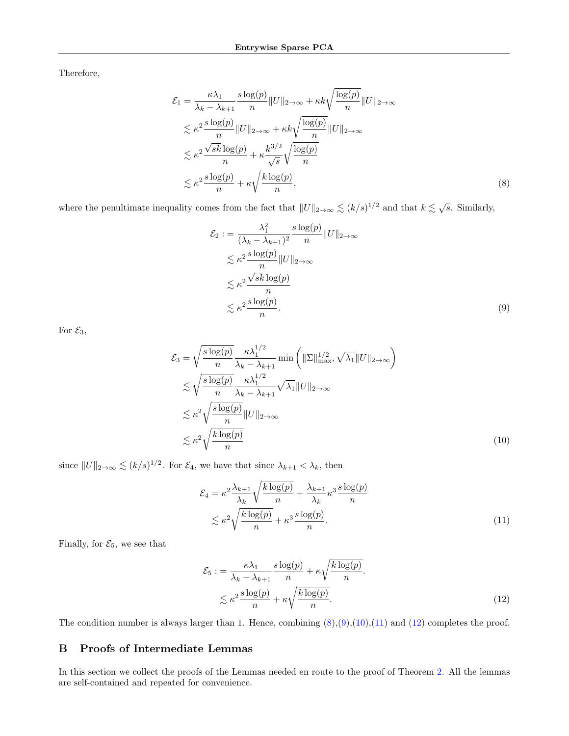Therefore,

$$
\begin{aligned}
\mathcal{E}_1 &= \frac{\kappa\lambda_1}{\lambda_k - \lambda_{k+1}} \frac{s\log(p)}{n} \|U\|_{2\to\infty} + \kappa k \sqrt{\frac{\log(p)}{n}} \|U\|_{2\to\infty} \\
&\lesssim \kappa^2 \frac{s\log(p)}{n} \|U\|_{2\to\infty} + \kappa k \sqrt{\frac{\log(p)}{n}} \|U\|_{2\to\infty} \\
&\lesssim \kappa^2 \frac{\sqrt{sk}\log(p)}{n} + \kappa \frac{k^{3/2}}{\sqrt{s}} \sqrt{\frac{\log(p)}{n}} \\
&\lesssim \kappa^2 \frac{s\log(p)}{n} + \kappa \sqrt{\frac{k\log(p)}{n}},
\end{aligned} \tag{8}
$$

where the penultimate inequality comes from the fact that $\|U\|_{2\to\infty} \lesssim (k/s)^{1/2}$ and that $k \lesssim \sqrt{s}$. Similarly,

$$
\begin{aligned}
\mathcal{E}_2 &:= \frac{\lambda_1^2}{(\lambda_k - \lambda_{k+1})^2} \frac{s\log(p)}{n} \|U\|_{2\to\infty} \\
&\lesssim \kappa^2 \frac{s\log(p)}{n} \|U\|_{2\to\infty} \\
&\lesssim \kappa^2 \frac{\sqrt{sk}\log(p)}{n} \\
&\lesssim \kappa^2 \frac{s\log(p)}{n}.
\end{aligned} \tag{9}
$$

For $\mathcal{E}_3$,

$$
\begin{aligned}
\mathcal{E}_3 &= \sqrt{\frac{s\log(p)}{n}} \frac{\kappa\lambda_1^{1/2}}{\lambda_k - \lambda_{k+1}} \min\left( \|\Sigma\|_{\max}^{1/2}, \sqrt{\lambda_1}\|U\|_{2\to\infty} \right) \\
&\lesssim \sqrt{\frac{s\log(p)}{n}} \frac{\kappa\lambda_1^{1/2}}{\lambda_k - \lambda_{k+1}} \sqrt{\lambda_1}\|U\|_{2\to\infty} \\
&\lesssim \kappa^2 \sqrt{\frac{s\log(p)}{n}} \|U\|_{2\to\infty} \\
&\lesssim \kappa^2 \sqrt{\frac{k\log(p)}{n}}
\end{aligned} \tag{10}
$$

since $\|U\|_{2\to\infty} \lesssim (k/s)^{1/2}$. For $\mathcal{E}_4$, we have that since $\lambda_{k+1} < \lambda_k$, then

$$
\begin{aligned}
\mathcal{E}_4 &= \kappa^2 \frac{\lambda_{k+1}}{\lambda_k} \sqrt{\frac{k\log(p)}{n}} + \frac{\lambda_{k+1}}{\lambda_k} \kappa^3 \frac{s\log(p)}{n} \\
&\lesssim \kappa^2 \sqrt{\frac{k\log(p)}{n}} + \kappa^3 \frac{s\log(p)}{n}.
\end{aligned} \tag{11}
$$

Finally, for $\mathcal{E}_5$, we see that

$$
\begin{aligned}
\mathcal{E}_5 &:= \frac{\kappa\lambda_1}{\lambda_k - \lambda_{k+1}} \frac{s\log(p)}{n} + \kappa \sqrt{\frac{k\log(p)}{n}}. \\
&\lesssim \kappa^2 \frac{s\log(p)}{n} + \kappa \sqrt{\frac{k\log(p)}{n}}.
\end{aligned} \tag{12}
$$

The condition number is always larger than 1. Hence, combining (8),(9),(10),(11) and (12) completes the proof.

## B Proofs of Intermediate Lemmas

In this section we collect the proofs of the Lemmas needed en route to the proof of Theorem 2. All the lemmas are self-contained and repeated for convenience.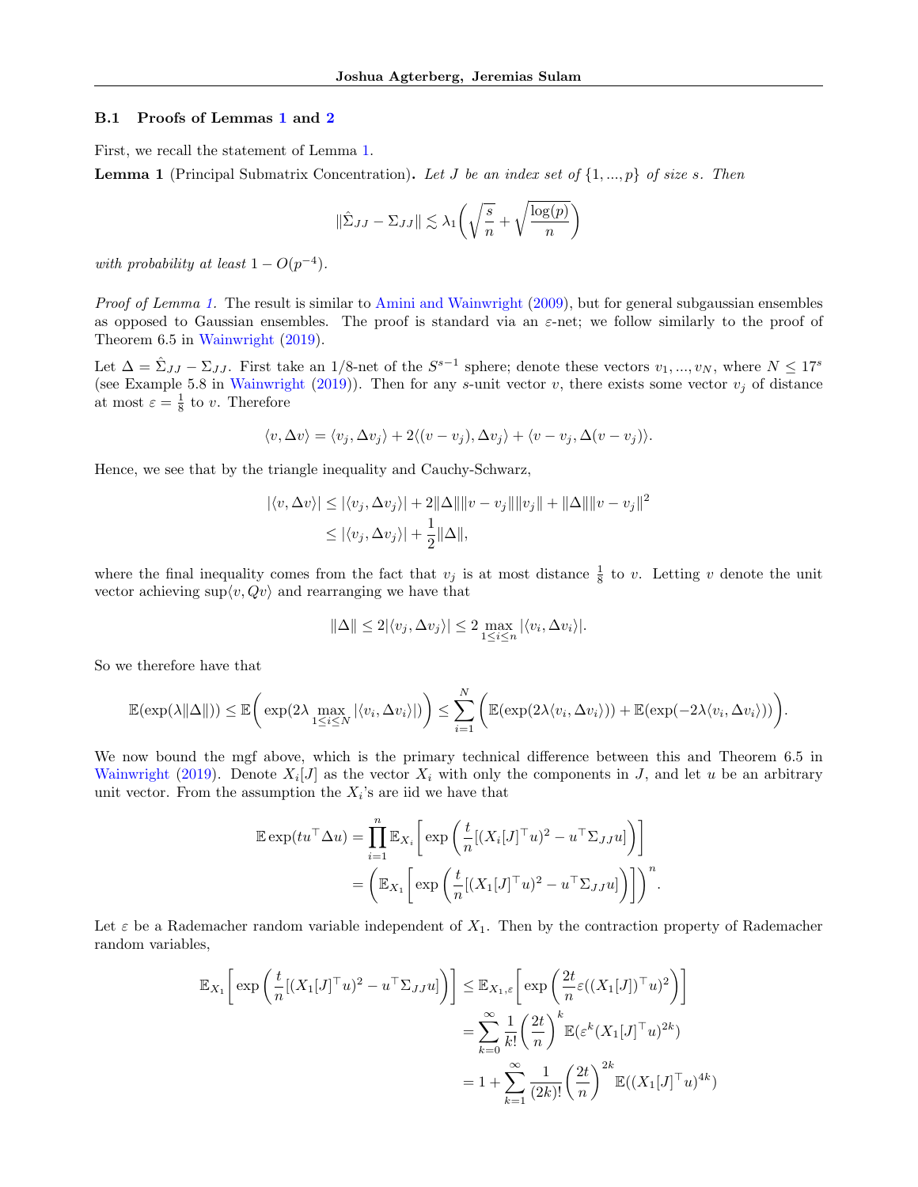### B.1 Proofs of Lemmas 1 and 2

First, we recall the statement of Lemma 1.

**Lemma 1** (Principal Submatrix Concentration). *Let $J$ be an index set of $\{1, ..., p\}$ of size $s$. Then*

$$\|\hat{\Sigma}_{JJ} - \Sigma_{JJ}\| \lesssim \lambda_1 \bigg( \sqrt{\frac{s}{n}} + \sqrt{\frac{\log(p)}{n}} \bigg)$$

*with probability at least $1 - O(p^{-4})$.*

*Proof of Lemma 1.* The result is similar to Amini and Wainwright (2009), but for general subgaussian ensembles as opposed to Gaussian ensembles. The proof is standard via an $\varepsilon$-net; we follow similarly to the proof of Theorem 6.5 in Wainwright (2019).

Let $\Delta = \hat{\Sigma}_{JJ} - \Sigma_{JJ}$. First take an 1/8-net of the $S^{s-1}$ sphere; denote these vectors $v_1, ..., v_N$, where $N \leq 17^s$ (see Example 5.8 in Wainwright (2019)). Then for any $s$-unit vector $v$, there exists some vector $v_j$ of distance at most $\varepsilon = \frac{1}{8}$ to $v$. Therefore

$$\langle v, \Delta v \rangle = \langle v_j, \Delta v_j \rangle + 2 \langle (v - v_j), \Delta v_j \rangle + \langle v - v_j, \Delta (v - v_j) \rangle.$$

Hence, we see that by the triangle inequality and Cauchy-Schwarz,

$$\begin{aligned}
|\langle v, \Delta v \rangle| &\leq |\langle v_j, \Delta v_j \rangle| + 2 \|\Delta\| \|v - v_j\| \|v_j\| + \|\Delta\| \|v - v_j\|^2 \\
&\leq |\langle v_j, \Delta v_j \rangle| + \frac{1}{2} \|\Delta\|,
\end{aligned}$$

where the final inequality comes from the fact that $v_j$ is at most distance $\frac{1}{8}$ to $v$. Letting $v$ denote the unit vector achieving $\sup \langle v, Qv \rangle$ and rearranging we have that

$$\|\Delta\| \leq 2 |\langle v_j, \Delta v_j \rangle| \leq 2 \max_{1 \leq i \leq n} |\langle v_i, \Delta v_i \rangle|.$$

So we therefore have that

$$\mathbb{E}(\exp(\lambda \|\Delta\|)) \leq \mathbb{E}\bigg( \exp(2\lambda \max_{1 \leq i \leq N} |\langle v_i, \Delta v_i \rangle|) \bigg) \leq \sum_{i=1}^{N} \bigg( \mathbb{E}(\exp(2\lambda \langle v_i, \Delta v_i \rangle)) + \mathbb{E}(\exp(-2\lambda \langle v_i, \Delta v_i \rangle)) \bigg).$$

We now bound the mgf above, which is the primary technical difference between this and Theorem 6.5 in Wainwright (2019). Denote $X_i[J]$ as the vector $X_i$ with only the components in $J$, and let $u$ be an arbitrary unit vector. From the assumption the $X_i$'s are iid we have that

$$\begin{aligned}
\mathbb{E} \exp(t u^\top \Delta u) &= \prod_{i=1}^{n} \mathbb{E}_{X_i} \bigg[ \exp\bigg( \frac{t}{n} [(X_i[J]^\top u)^2 - u^\top \Sigma_{JJ} u] \bigg) \bigg] \\
&= \bigg( \mathbb{E}_{X_1} \bigg[ \exp\bigg( \frac{t}{n} [(X_1[J]^\top u)^2 - u^\top \Sigma_{JJ} u] \bigg) \bigg] \bigg)^n.
\end{aligned}$$

Let $\varepsilon$ be a Rademacher random variable independent of $X_1$. Then by the contraction property of Rademacher random variables,

$$\begin{aligned}
\mathbb{E}_{X_1} \bigg[ \exp\bigg( \frac{t}{n} [(X_1[J]^\top u)^2 - u^\top \Sigma_{JJ} u] \bigg) \bigg] &\leq \mathbb{E}_{X_1, \varepsilon} \bigg[ \exp\bigg( \frac{2t}{n} \varepsilon ((X_1[J])^\top u)^2 \bigg) \bigg] \\
&= \sum_{k=0}^{\infty} \frac{1}{k!} \bigg( \frac{2t}{n} \bigg)^k \mathbb{E}(\varepsilon^k (X_1[J]^\top u)^{2k}) \\
&= 1 + \sum_{k=1}^{\infty} \frac{1}{(2k)!} \bigg( \frac{2t}{n} \bigg)^{2k} \mathbb{E}((X_1[J]^\top u)^{4k})
\end{aligned}$$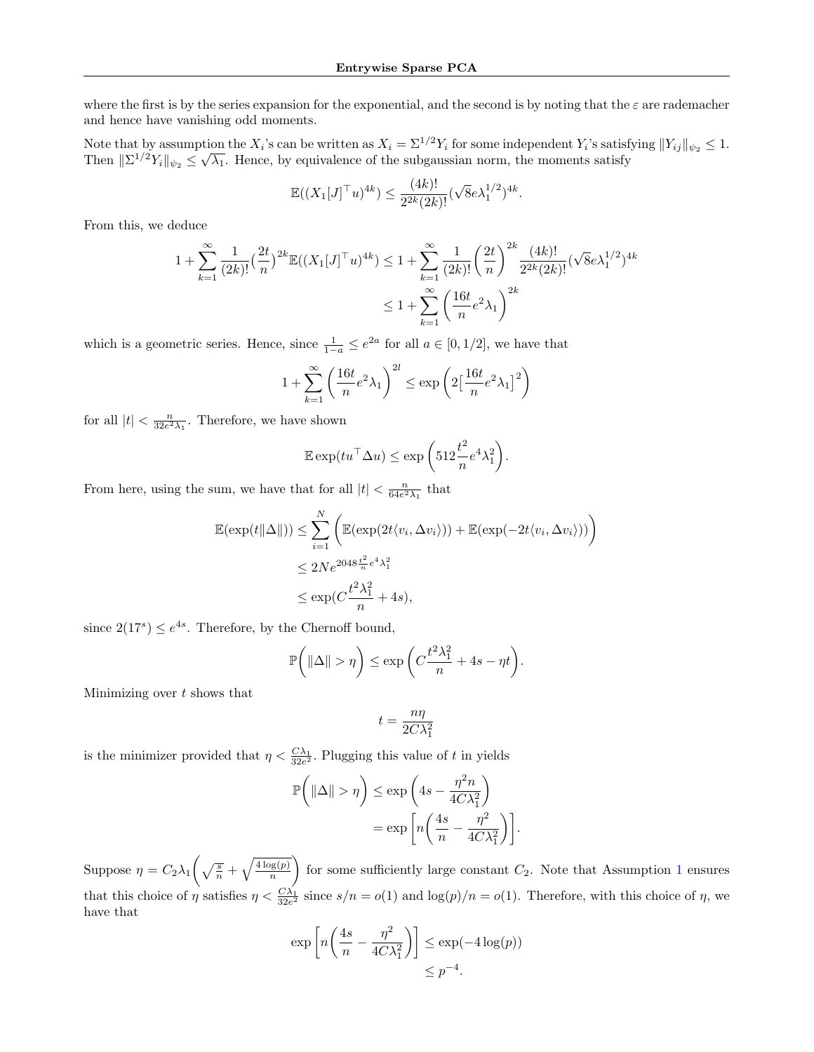where the first is by the series expansion for the exponential, and the second is by noting that the $\varepsilon$ are rademacher and hence have vanishing odd moments.

Note that by assumption the $X_i$'s can be written as $X_i = \Sigma^{1/2} Y_i$ for some independent $Y_i$'s satisfying $\|Y_{ij}\|_{\psi_2} \leq 1$. Then $\|\Sigma^{1/2} Y_i\|_{\psi_2} \leq \sqrt{\lambda_1}$. Hence, by equivalence of the subgaussian norm, the moments satisfy

$$\mathbb{E}((X_1[J]^\top u)^{4k}) \leq \frac{(4k)!}{2^{2k}(2k)!}(\sqrt{8}e\lambda_1^{1/2})^{4k}.$$

From this, we deduce

$$\begin{aligned}
1 + \sum_{k=1}^\infty \frac{1}{(2k)!}\big(\frac{2t}{n}\big)^{2k}\mathbb{E}((X_1[J]^\top u)^{4k}) &\leq 1 + \sum_{k=1}^\infty \frac{1}{(2k)!}\left(\frac{2t}{n}\right)^{2k}\frac{(4k)!}{2^{2k}(2k)!}(\sqrt{8}e\lambda_1^{1/2})^{4k} \\
&\leq 1 + \sum_{k=1}^\infty \left(\frac{16t}{n}e^2\lambda_1\right)^{2k}
\end{aligned}$$

which is a geometric series. Hence, since $\frac{1}{1-a} \leq e^{2a}$ for all $a \in [0, 1/2]$, we have that

$$1 + \sum_{k=1}^\infty \left(\frac{16t}{n}e^2\lambda_1\right)^{2l} \leq \exp\left(2\big[\frac{16t}{n}e^2\lambda_1\big]^2\right)$$

for all $|t| < \frac{n}{32e^2\lambda_1}$. Therefore, we have shown

$$\mathbb{E}\exp(tu^\top \Delta u) \leq \exp\left(512\frac{t^2}{n}e^4\lambda_1^2\right).$$

From here, using the sum, we have that for all $|t| < \frac{n}{64e^2\lambda_1}$ that

$$\begin{aligned}
\mathbb{E}(\exp(t\|\Delta\|)) &\leq \sum_{i=1}^N \bigg(\mathbb{E}(\exp(2t\langle v_i, \Delta v_i\rangle)) + \mathbb{E}(\exp(-2t\langle v_i, \Delta v_i\rangle))\bigg) \\
&\leq 2Ne^{2048\frac{t^2}{n}e^4\lambda_1^2} \\
&\leq \exp(C\frac{t^2\lambda_1^2}{n} + 4s),
\end{aligned}$$

since $2(17^s) \leq e^{4s}$. Therefore, by the Chernoff bound,

$$\mathbb{P}\bigg(\|\Delta\| > \eta\bigg) \leq \exp\left(C\frac{t^2\lambda_1^2}{n} + 4s - \eta t\right).$$

Minimizing over $t$ shows that

$$t = \frac{n\eta}{2C\lambda_1^2}$$

is the minimizer provided that $\eta < \frac{C\lambda_1}{32e^2}$. Plugging this value of $t$ in yields

$$\begin{aligned}
\mathbb{P}\bigg(\|\Delta\| > \eta\bigg) &\leq \exp\left(4s - \frac{\eta^2 n}{4C\lambda_1^2}\right) \\
&= \exp\left[n\left(\frac{4s}{n} - \frac{\eta^2}{4C\lambda_1^2}\right)\right].
\end{aligned}$$

Suppose $\eta = C_2\lambda_1\bigg(\sqrt{\frac{s}{n}} + \sqrt{\frac{4\log(p)}{n}}\bigg)$ for some sufficiently large constant $C_2$. Note that Assumption 1 ensures that this choice of $\eta$ satisfies $\eta < \frac{C\lambda_1}{32e^2}$ since $s/n = o(1)$ and $\log(p)/n = o(1)$. Therefore, with this choice of $\eta$, we have that

$$\begin{aligned}
\exp\left[n\left(\frac{4s}{n} - \frac{\eta^2}{4C\lambda_1^2}\right)\right] &\leq \exp(-4\log(p)) \\
&\leq p^{-4}.
\end{aligned}$$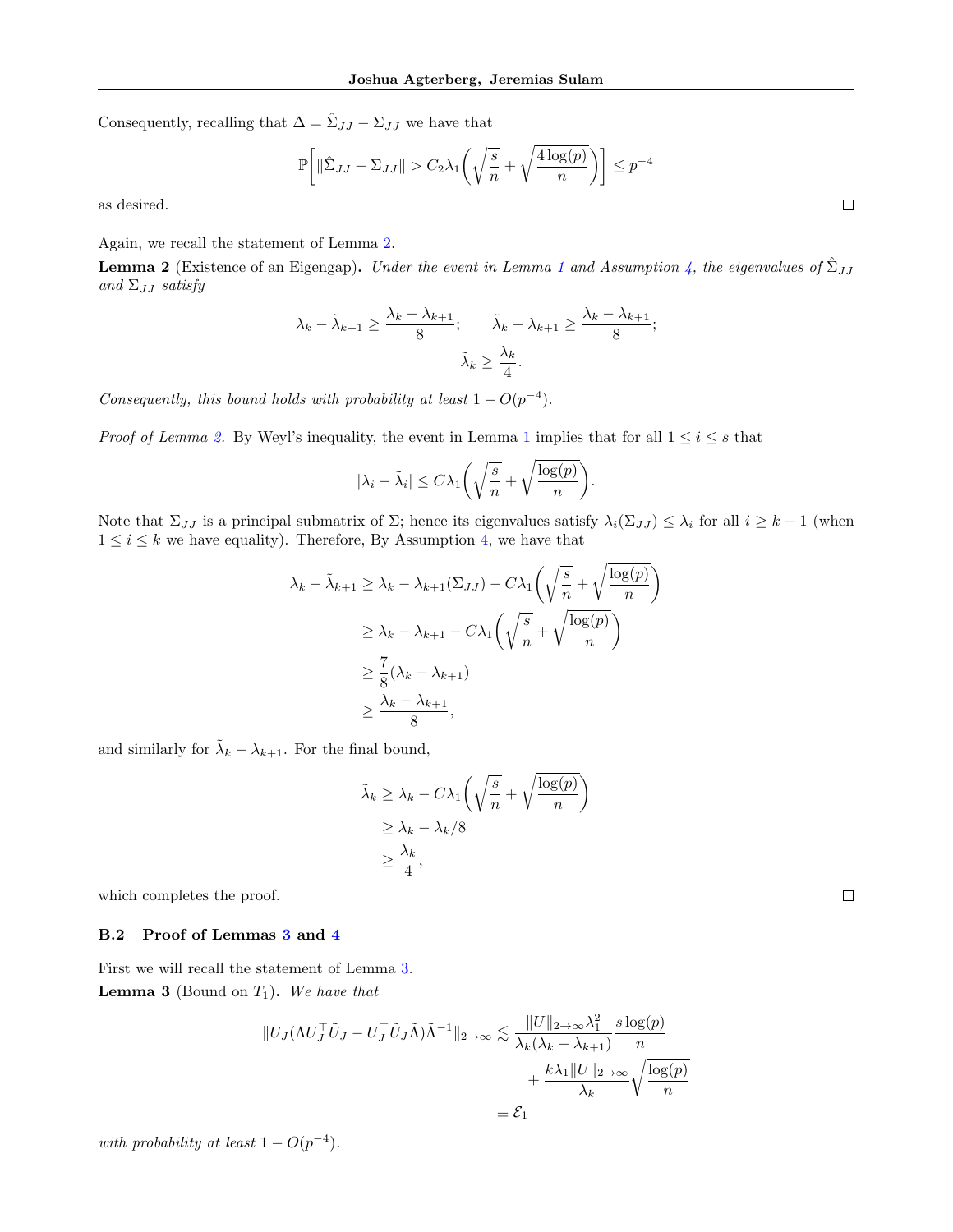Consequently, recalling that $\Delta = \hat{\Sigma}_{JJ} - \Sigma_{JJ}$ we have that

$$\mathbb{P}\bigg[\|\hat{\Sigma}_{JJ} - \Sigma_{JJ}\| > C_2\lambda_1\bigg(\sqrt{\frac{s}{n}} + \sqrt{\frac{4\log(p)}{n}}\bigg)\bigg] \leq p^{-4}$$

as desired. $\square$

Again, we recall the statement of Lemma 2.

**Lemma 2** (Existence of an Eigengap)**.** *Under the event in Lemma 1 and Assumption 4, the eigenvalues of $\hat{\Sigma}_{JJ}$ and $\Sigma_{JJ}$ satisfy*

$$\lambda_k - \tilde{\lambda}_{k+1} \geq \frac{\lambda_k - \lambda_{k+1}}{8}; \qquad \tilde{\lambda}_k - \lambda_{k+1} \geq \frac{\lambda_k - \lambda_{k+1}}{8};$$
$$\tilde{\lambda}_k \geq \frac{\lambda_k}{4}.$$

*Consequently, this bound holds with probability at least $1 - O(p^{-4})$.*

*Proof of Lemma 2.* By Weyl's inequality, the event in Lemma 1 implies that for all $1 \leq i \leq s$ that

$$|\lambda_i - \tilde{\lambda}_i| \leq C\lambda_1\bigg(\sqrt{\frac{s}{n}} + \sqrt{\frac{\log(p)}{n}}\bigg).$$

Note that $\Sigma_{JJ}$ is a principal submatrix of $\Sigma$; hence its eigenvalues satisfy $\lambda_i(\Sigma_{JJ}) \leq \lambda_i$ for all $i \geq k+1$ (when $1 \leq i \leq k$ we have equality). Therefore, By Assumption 4, we have that

$$\begin{aligned}
\lambda_k - \tilde{\lambda}_{k+1} &\geq \lambda_k - \lambda_{k+1}(\Sigma_{JJ}) - C\lambda_1\bigg(\sqrt{\frac{s}{n}} + \sqrt{\frac{\log(p)}{n}}\bigg) \\
&\geq \lambda_k - \lambda_{k+1} - C\lambda_1\bigg(\sqrt{\frac{s}{n}} + \sqrt{\frac{\log(p)}{n}}\bigg) \\
&\geq \frac{7}{8}(\lambda_k - \lambda_{k+1}) \\
&\geq \frac{\lambda_k - \lambda_{k+1}}{8},
\end{aligned}$$

and similarly for $\tilde{\lambda}_k - \lambda_{k+1}$. For the final bound,

$$\begin{aligned}
\tilde{\lambda}_k &\geq \lambda_k - C\lambda_1\bigg(\sqrt{\frac{s}{n}} + \sqrt{\frac{\log(p)}{n}}\bigg) \\
&\geq \lambda_k - \lambda_k/8 \\
&\geq \frac{\lambda_k}{4},
\end{aligned}$$

which completes the proof. $\square$

### B.2 Proof of Lemmas 3 and 4

First we will recall the statement of Lemma 3.

**Lemma 3** (Bound on $T_1$)**.** *We have that*

$$\begin{aligned}
\|U_J(\Lambda U_J^\top \tilde{U}_J - U_J^\top \tilde{U}_J \tilde{\Lambda})\tilde{\Lambda}^{-1}\|_{2\to\infty} &\lesssim \frac{\|U\|_{2\to\infty}\lambda_1^2}{\lambda_k(\lambda_k - \lambda_{k+1})}\frac{s\log(p)}{n} \\
&\quad + \frac{k\lambda_1\|U\|_{2\to\infty}}{\lambda_k}\sqrt{\frac{\log(p)}{n}} \\
&\equiv \mathcal{E}_1
\end{aligned}$$

*with probability at least $1 - O(p^{-4})$.*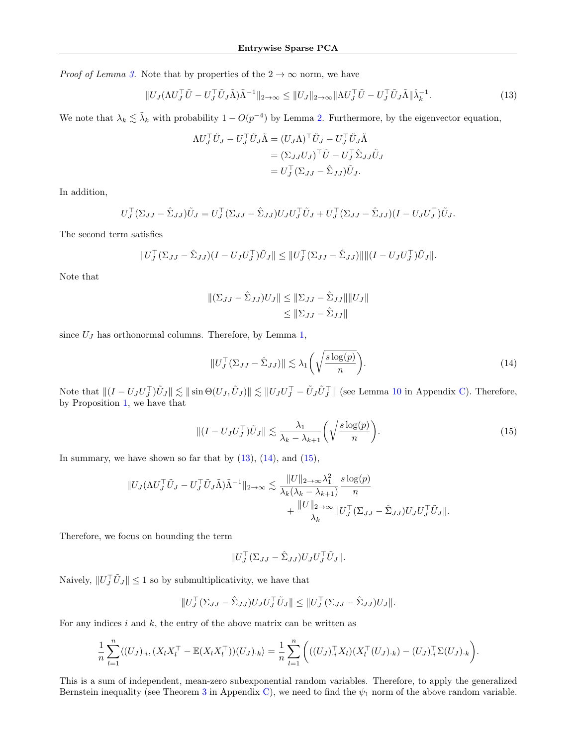*Proof of Lemma 3.* Note that by properties of the $2 \to \infty$ norm, we have

$$\|U_J(\Lambda U_J^\top \tilde{U} - U_J^\top \tilde{U}_J \tilde{\Lambda})\tilde{\Lambda}^{-1}\|_{2\to\infty} \leq \|U_J\|_{2\to\infty} \|\Lambda U_J^\top \tilde{U} - U_J^\top \tilde{U}_J \tilde{\Lambda}\| \hat{\lambda}_k^{-1}. \tag{13}$$

We note that $\lambda_k \lesssim \tilde{\lambda}_k$ with probability $1 - O(p^{-4})$ by Lemma 2. Furthermore, by the eigenvector equation,

$$\begin{aligned}
\Lambda U_J^\top \tilde{U}_J - U_J^\top \tilde{U}_J \tilde{\Lambda} &= (U_J \Lambda)^\top \tilde{U}_J - U_J^\top \tilde{U}_J \tilde{\Lambda} \\
&= (\Sigma_{JJ} U_J)^\top \tilde{U} - U_J^\top \hat{\Sigma}_{JJ} \tilde{U}_J \\
&= U_J^\top (\Sigma_{JJ} - \hat{\Sigma}_{JJ}) \tilde{U}_J.
\end{aligned}$$

In addition,

$$U_J^\top (\Sigma_{JJ} - \hat{\Sigma}_{JJ}) \tilde{U}_J = U_J^\top (\Sigma_{JJ} - \hat{\Sigma}_{JJ}) U_J U_J^\top \tilde{U}_J + U_J^\top (\Sigma_{JJ} - \hat{\Sigma}_{JJ})(I - U_J U_J^\top) \tilde{U}_J.$$

The second term satisfies

$$\|U_J^\top (\Sigma_{JJ} - \hat{\Sigma}_{JJ})(I - U_J U_J^\top) \tilde{U}_J\| \leq \|U_J^\top (\Sigma_{JJ} - \hat{\Sigma}_{JJ})\| \|(I - U_J U_J^\top) \tilde{U}_J\|.$$

Note that

$$\begin{aligned}
\|(\Sigma_{JJ} - \hat{\Sigma}_{JJ}) U_J\| &\leq \|\Sigma_{JJ} - \hat{\Sigma}_{JJ}\| \|U_J\| \\
&\leq \|\Sigma_{JJ} - \hat{\Sigma}_{JJ}\|
\end{aligned}$$

since $U_J$ has orthonormal columns. Therefore, by Lemma 1,

$$\|U_J^\top (\Sigma_{JJ} - \hat{\Sigma}_{JJ})\| \lesssim \lambda_1 \left( \sqrt{\frac{s \log(p)}{n}} \right). \tag{14}$$

Note that $\|(I - U_J U_J^\top) \tilde{U}_J\| \lesssim \|\sin\Theta(U_J, \tilde{U}_J)\| \lesssim \|U_J U_J^\top - \tilde{U}_J \tilde{U}_J^\top\|$ (see Lemma 10 in Appendix C). Therefore, by Proposition 1, we have that

$$\|(I - U_J U_J^\top) \tilde{U}_J\| \lesssim \frac{\lambda_1}{\lambda_k - \lambda_{k+1}} \left( \sqrt{\frac{s \log(p)}{n}} \right). \tag{15}$$

In summary, we have shown so far that by (13), (14), and (15),

$$\begin{aligned}
\|U_J(\Lambda U_J^\top \tilde{U}_J - U_J^\top \tilde{U}_J \tilde{\Lambda})\tilde{\Lambda}^{-1}\|_{2\to\infty} \lesssim\ & \frac{\|U\|_{2\to\infty} \lambda_1^2}{\lambda_k(\lambda_k - \lambda_{k+1})} \frac{s \log(p)}{n} \\
&+ \frac{\|U\|_{2\to\infty}}{\lambda_k} \|U_J^\top (\Sigma_{JJ} - \hat{\Sigma}_{JJ}) U_J U_J^\top \tilde{U}_J\|.
\end{aligned}$$

Therefore, we focus on bounding the term

$$\|U_J^\top (\Sigma_{JJ} - \hat{\Sigma}_{JJ}) U_J U_J^\top \tilde{U}_J\|.$$

Naively, $\|U_J^\top \tilde{U}_J\| \leq 1$ so by submultiplicativity, we have that

$$\|U_J^\top (\Sigma_{JJ} - \hat{\Sigma}_{JJ}) U_J U_J^\top \tilde{U}_J\| \leq \|U_J^\top (\Sigma_{JJ} - \hat{\Sigma}_{JJ}) U_J\|.$$

For any indices $i$ and $k$, the entry of the above matrix can be written as

$$\frac{1}{n} \sum_{l=1}^n \langle (U_J)_{\cdot i}, (X_l X_l^\top - \mathbb{E}(X_l X_l^\top))(U_J)_{\cdot k} \rangle = \frac{1}{n} \sum_{l=1}^n \bigg( ((U_J)_{\cdot i}^\top X_l)(X_l^\top (U_J)_{\cdot k}) - (U_J)_{\cdot i}^\top \Sigma (U_J)_{\cdot k} \bigg).$$

This is a sum of independent, mean-zero subexponential random variables. Therefore, to apply the generalized Bernstein inequality (see Theorem 3 in Appendix C), we need to find the $\psi_1$ norm of the above random variable.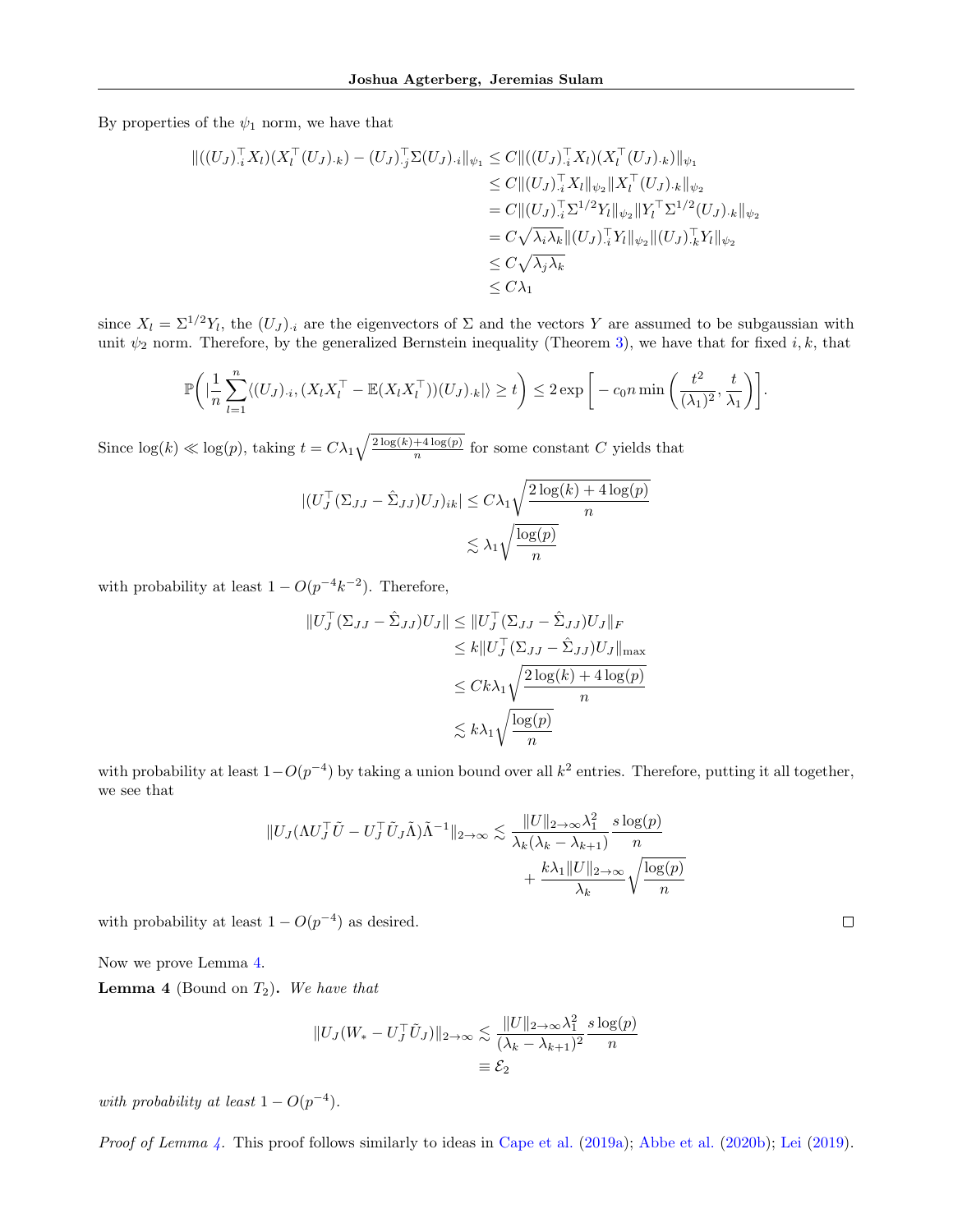By properties of the $\psi_1$ norm, we have that

$$
\begin{aligned}
\|((U_J)_{\cdot i}^\top X_l)(X_l^\top (U_J)_{\cdot k}) - (U_J)_{\cdot j}^\top \Sigma (U_J)_{\cdot i}\|_{\psi_1} &\leq C\|((U_J)_{\cdot i}^\top X_l)(X_l^\top (U_J)_{\cdot k})\|_{\psi_1} \\
&\leq C\|(U_J)_{\cdot i}^\top X_l\|_{\psi_2}\|X_l^\top (U_J)_{\cdot k}\|_{\psi_2} \\
&= C\|(U_J)_{\cdot i}^\top \Sigma^{1/2} Y_l\|_{\psi_2}\|Y_l^\top \Sigma^{1/2}(U_J)_{\cdot k}\|_{\psi_2} \\
&= C\sqrt{\lambda_i \lambda_k}\|(U_J)_{\cdot i}^\top Y_l\|_{\psi_2}\|(U_J)_{\cdot k}^\top Y_l\|_{\psi_2} \\
&\leq C\sqrt{\lambda_j \lambda_k} \\
&\leq C\lambda_1
\end{aligned}
$$

since $X_l = \Sigma^{1/2} Y_l$, the $(U_J)_{\cdot i}$ are the eigenvectors of $\Sigma$ and the vectors $Y$ are assumed to be subgaussian with unit $\psi_2$ norm. Therefore, by the generalized Bernstein inequality (Theorem 3), we have that for fixed $i, k$, that

$$
\mathbb{P}\bigg( |\frac{1}{n}\sum_{l=1}^n \langle (U_J)_{\cdot i}, (X_l X_l^\top - \mathbb{E}(X_l X_l^\top))(U_J)_{\cdot k}|\rangle \geq t \bigg) \leq 2\exp\bigg[ -c_0 n \min\bigg( \frac{t^2}{(\lambda_1)^2}, \frac{t}{\lambda_1} \bigg) \bigg].
$$

Since $\log(k) \ll \log(p)$, taking $t = C\lambda_1 \sqrt{\frac{2\log(k) + 4\log(p)}{n}}$ for some constant $C$ yields that

$$
\begin{aligned}
|(U_J^\top (\Sigma_{JJ} - \hat{\Sigma}_{JJ}) U_J)_{ik}| &\leq C\lambda_1 \sqrt{\frac{2\log(k) + 4\log(p)}{n}} \\
&\lesssim \lambda_1 \sqrt{\frac{\log(p)}{n}}
\end{aligned}
$$

with probability at least $1 - O(p^{-4}k^{-2})$. Therefore,

$$
\begin{aligned}
\|U_J^\top (\Sigma_{JJ} - \hat{\Sigma}_{JJ}) U_J\| &\leq \|U_J^\top (\Sigma_{JJ} - \hat{\Sigma}_{JJ}) U_J\|_F \\
&\leq k\|U_J^\top (\Sigma_{JJ} - \hat{\Sigma}_{JJ}) U_J\|_{\max} \\
&\leq Ck\lambda_1 \sqrt{\frac{2\log(k) + 4\log(p)}{n}} \\
&\lesssim k\lambda_1 \sqrt{\frac{\log(p)}{n}}
\end{aligned}
$$

with probability at least $1 - O(p^{-4})$ by taking a union bound over all $k^2$ entries. Therefore, putting it all together, we see that

$$
\begin{aligned}
\|U_J(\Lambda U_J^\top \tilde{U} - U_J^\top \tilde{U}_J \tilde{\Lambda})\tilde{\Lambda}^{-1}\|_{2\to\infty} &\lesssim \frac{\|U\|_{2\to\infty}\lambda_1^2}{\lambda_k(\lambda_k - \lambda_{k+1})} \frac{s\log(p)}{n} \\
&\quad + \frac{k\lambda_1 \|U\|_{2\to\infty}}{\lambda_k} \sqrt{\frac{\log(p)}{n}}
\end{aligned}
$$

with probability at least $1 - O(p^{-4})$ as desired. ◻

Now we prove Lemma 4.

**Lemma 4** (Bound on $T_2$)**.** *We have that*

$$
\begin{aligned}
\|U_J(W_* - U_J^\top \tilde{U}_J)\|_{2\to\infty} &\lesssim \frac{\|U\|_{2\to\infty}\lambda_1^2}{(\lambda_k - \lambda_{k+1})^2} \frac{s\log(p)}{n} \\
&\equiv \mathcal{E}_2
\end{aligned}
$$

*with probability at least $1 - O(p^{-4})$.*

*Proof of Lemma 4.* This proof follows similarly to ideas in Cape et al. (2019a); Abbe et al. (2020b); Lei (2019).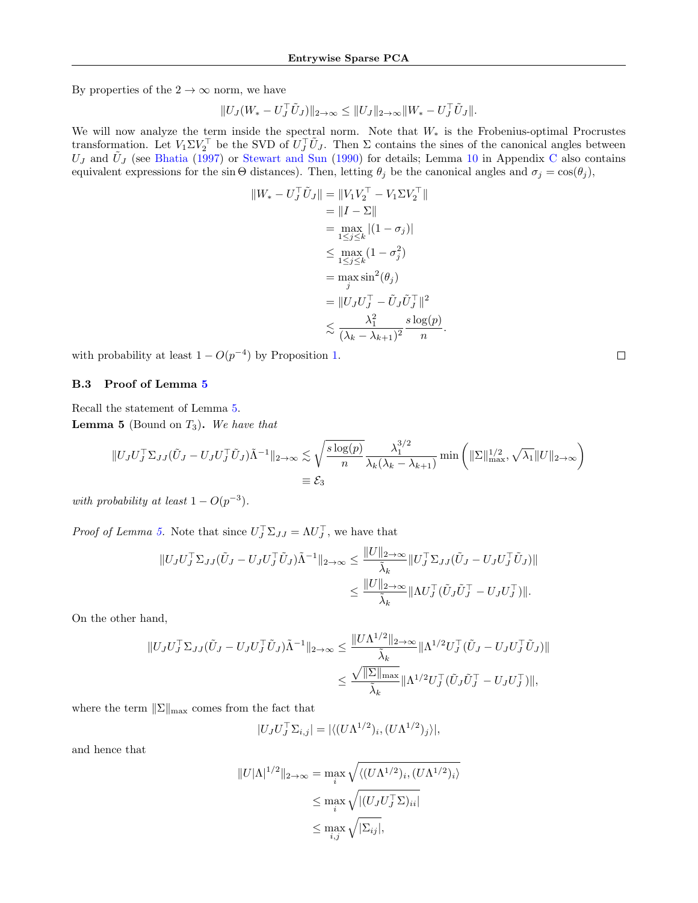By properties of the $2 \to \infty$ norm, we have

$$\|U_J(W_* - U_J^\top \tilde{U}_J)\|_{2\to\infty} \leq \|U_J\|_{2\to\infty} \|W_* - U_J^\top \tilde{U}_J\|.$$

We will now analyze the term inside the spectral norm. Note that $W_*$ is the Frobenius-optimal Procrustes transformation. Let $V_1 \Sigma V_2^\top$ be the SVD of $U_J^\top \tilde{U}_J$. Then $\Sigma$ contains the sines of the canonical angles between $U_J$ and $\tilde{U}_J$ (see Bhatia (1997) or Stewart and Sun (1990) for details; Lemma 10 in Appendix C also contains equivalent expressions for the $\sin\Theta$ distances). Then, letting $\theta_j$ be the canonical angles and $\sigma_j = \cos(\theta_j)$,

$$\begin{aligned}
\|W_* - U_J^\top \tilde{U}_J\| &= \|V_1 V_2^\top - V_1 \Sigma V_2^\top\| \\
&= \|I - \Sigma\| \\
&= \max_{1\leq j \leq k} |(1 - \sigma_j)| \\
&\leq \max_{1\leq j\leq k} (1 - \sigma_j^2) \\
&= \max_j \sin^2(\theta_j) \\
&= \|U_J U_J^\top - \tilde{U}_J \tilde{U}_J^\top\|^2 \\
&\lesssim \frac{\lambda_1^2}{(\lambda_k - \lambda_{k+1})^2} \frac{s\log(p)}{n}.
\end{aligned}$$

with probability at least $1 - O(p^{-4})$ by Proposition 1. ∎

### B.3 Proof of Lemma 5

Recall the statement of Lemma 5.

**Lemma 5** (Bound on $T_3$)**.** *We have that*

$$\begin{aligned}
\|U_J U_J^\top \Sigma_{JJ}(\tilde{U}_J - U_J U_J^\top \tilde{U}_J)\tilde{\Lambda}^{-1}\|_{2\to\infty} &\lesssim \sqrt{\frac{s\log(p)}{n}} \frac{\lambda_1^{3/2}}{\lambda_k(\lambda_k - \lambda_{k+1})} \min\left( \|\Sigma\|_{\max}^{1/2}, \sqrt{\lambda_1}\|U\|_{2\to\infty}\right) \\
&\equiv \mathcal{E}_3
\end{aligned}$$

*with probability at least $1 - O(p^{-3})$.*

*Proof of Lemma 5.* Note that since $U_J^\top \Sigma_{JJ} = \Lambda U_J^\top$, we have that

$$\begin{aligned}
\|U_J U_J^\top \Sigma_{JJ}(\tilde{U}_J - U_J U_J^\top \tilde{U}_J)\tilde{\Lambda}^{-1}\|_{2\to\infty} &\leq \frac{\|U\|_{2\to\infty}}{\tilde{\lambda}_k} \|U_J^\top \Sigma_{JJ}(\tilde{U}_J - U_J U_J^\top \tilde{U}_J)\| \\
&\leq \frac{\|U\|_{2\to\infty}}{\tilde{\lambda}_k} \|\Lambda U_J^\top (\tilde{U}_J \tilde{U}_J^\top - U_J U_J^\top)\|.
\end{aligned}$$

On the other hand,

$$\begin{aligned}
\|U_J U_J^\top \Sigma_{JJ}(\tilde{U}_J - U_J U_J^\top \tilde{U}_J)\tilde{\Lambda}^{-1}\|_{2\to\infty} &\leq \frac{\|U\Lambda^{1/2}\|_{2\to\infty}}{\tilde{\lambda}_k} \|\Lambda^{1/2} U_J^\top (\tilde{U}_J - U_J U_J^\top \tilde{U}_J)\| \\
&\leq \frac{\sqrt{\|\Sigma\|_{\max}}}{\tilde{\lambda}_k} \|\Lambda^{1/2} U_J^\top (\tilde{U}_J \tilde{U}_J^\top - U_J U_J^\top)\|,
\end{aligned}$$

where the term $\|\Sigma\|_{\max}$ comes from the fact that

$$|U_J U_J^\top \Sigma_{i,j}| = |\langle (U\Lambda^{1/2})_i, (U\Lambda^{1/2})_j \rangle|,$$

and hence that

$$\begin{aligned}
\|U|\Lambda|^{1/2}\|_{2\to\infty} &= \max_i \sqrt{\langle (U\Lambda^{1/2})_i, (U\Lambda^{1/2})_i \rangle} \\
&\leq \max_i \sqrt{|(U_J U_J^\top \Sigma)_{ii}|} \\
&\leq \max_{i,j} \sqrt{|\Sigma_{ij}|},
\end{aligned}$$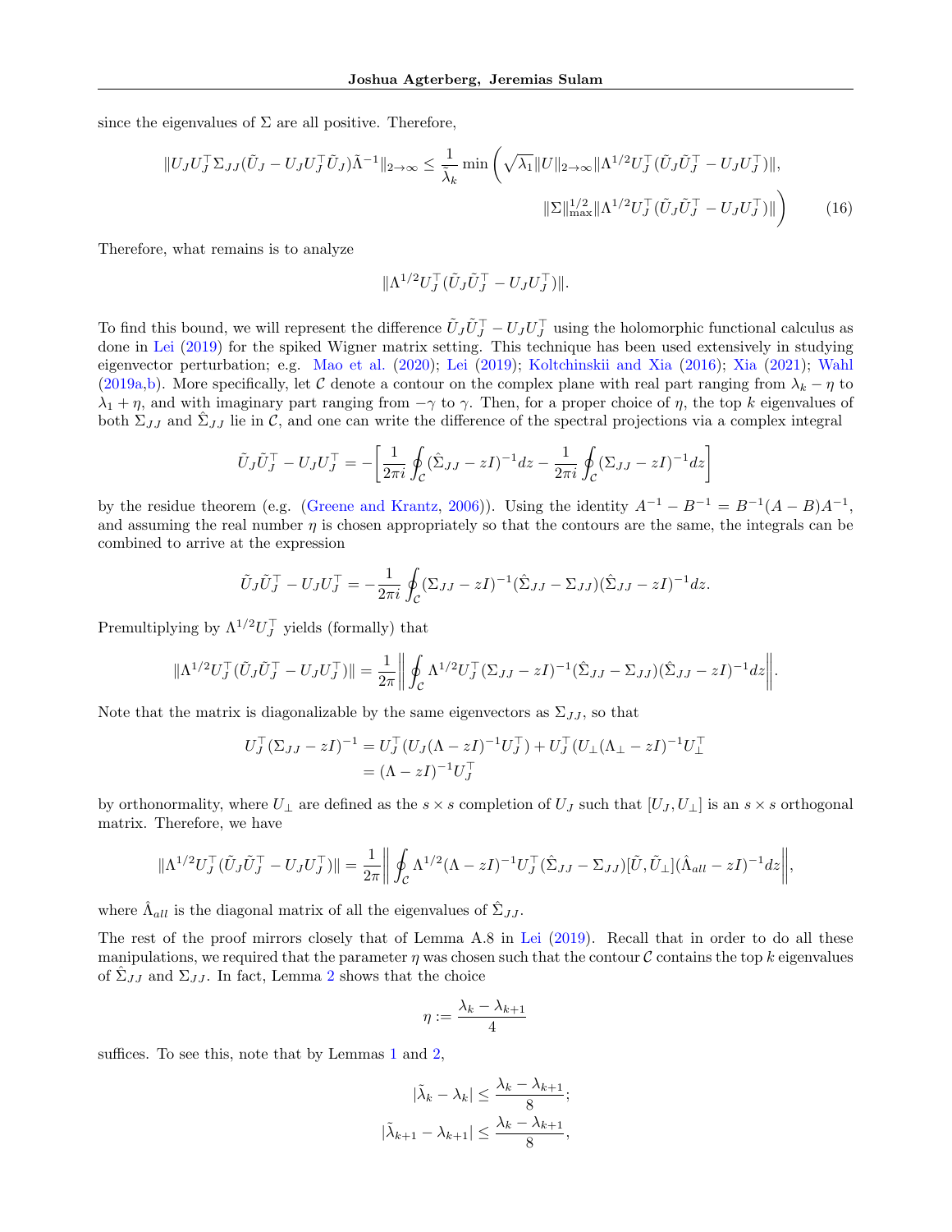since the eigenvalues of $\Sigma$ are all positive. Therefore,

$$\|U_J U_J^\top \Sigma_{JJ}(\tilde{U}_J - U_J U_J^\top \tilde{U}_J)\tilde{\Lambda}^{-1}\|_{2\to\infty} \leq \frac{1}{\tilde{\lambda}_k} \min\Bigg(\sqrt{\lambda_1}\|U\|_{2\to\infty}\|\Lambda^{1/2}U_J^\top(\tilde{U}_J\tilde{U}_J^\top - U_J U_J^\top)\|, \\ \|\Sigma\|_{\max}^{1/2}\|\Lambda^{1/2}U_J^\top(\tilde{U}_J\tilde{U}_J^\top - U_J U_J^\top)\|\Bigg) \tag{16}$$

Therefore, what remains is to analyze

$$\|\Lambda^{1/2}U_J^\top(\tilde{U}_J\tilde{U}_J^\top - U_J U_J^\top)\|.$$

To find this bound, we will represent the difference $\tilde{U}_J\tilde{U}_J^\top - U_J U_J^\top$ using the holomorphic functional calculus as done in Lei (2019) for the spiked Wigner matrix setting. This technique has been used extensively in studying eigenvector perturbation; e.g. Mao et al. (2020); Lei (2019); Koltchinskii and Xia (2016); Xia (2021); Wahl (2019a,b). More specifically, let $\mathcal{C}$ denote a contour on the complex plane with real part ranging from $\lambda_k - \eta$ to $\lambda_1 + \eta$, and with imaginary part ranging from $-\gamma$ to $\gamma$. Then, for a proper choice of $\eta$, the top $k$ eigenvalues of both $\Sigma_{JJ}$ and $\hat{\Sigma}_{JJ}$ lie in $\mathcal{C}$, and one can write the difference of the spectral projections via a complex integral

$$\tilde{U}_J\tilde{U}_J^\top - U_J U_J^\top = -\left[\frac{1}{2\pi i}\oint_{\mathcal{C}}(\hat{\Sigma}_{JJ} - zI)^{-1}dz - \frac{1}{2\pi i}\oint_{\mathcal{C}}(\Sigma_{JJ} - zI)^{-1}dz\right]$$

by the residue theorem (e.g. (Greene and Krantz, 2006)). Using the identity $A^{-1} - B^{-1} = B^{-1}(A-B)A^{-1}$, and assuming the real number $\eta$ is chosen appropriately so that the contours are the same, the integrals can be combined to arrive at the expression

$$\tilde{U}_J\tilde{U}_J^\top - U_J U_J^\top = -\frac{1}{2\pi i}\oint_{\mathcal{C}}(\Sigma_{JJ} - zI)^{-1}(\hat{\Sigma}_{JJ} - \Sigma_{JJ})(\hat{\Sigma}_{JJ} - zI)^{-1}dz.$$

Premultiplying by $\Lambda^{1/2}U_J^\top$ yields (formally) that

$$\|\Lambda^{1/2}U_J^\top(\tilde{U}_J\tilde{U}_J^\top - U_J U_J^\top)\| = \frac{1}{2\pi}\left\|\oint_{\mathcal{C}}\Lambda^{1/2}U_J^\top(\Sigma_{JJ} - zI)^{-1}(\hat{\Sigma}_{JJ} - \Sigma_{JJ})(\hat{\Sigma}_{JJ} - zI)^{-1}dz\right\|.$$

Note that the matrix is diagonalizable by the same eigenvectors as $\Sigma_{JJ}$, so that

$$\begin{aligned} U_J^\top(\Sigma_{JJ} - zI)^{-1} &= U_J^\top(U_J(\Lambda - zI)^{-1}U_J^\top) + U_J^\top(U_\perp(\Lambda_\perp - zI)^{-1}U_\perp^\top \\ &= (\Lambda - zI)^{-1}U_J^\top \end{aligned}$$

by orthonormality, where $U_\perp$ are defined as the $s \times s$ completion of $U_J$ such that $[U_J, U_\perp]$ is an $s \times s$ orthogonal matrix. Therefore, we have

$$\|\Lambda^{1/2}U_J^\top(\tilde{U}_J\tilde{U}_J^\top - U_J U_J^\top)\| = \frac{1}{2\pi}\left\|\oint_{\mathcal{C}}\Lambda^{1/2}(\Lambda - zI)^{-1}U_J^\top(\hat{\Sigma}_{JJ} - \Sigma_{JJ})[\tilde{U}, \tilde{U}_\perp](\hat{\Lambda}_{all} - zI)^{-1}dz\right\|,$$

where $\hat{\Lambda}_{all}$ is the diagonal matrix of all the eigenvalues of $\hat{\Sigma}_{JJ}$.

The rest of the proof mirrors closely that of Lemma A.8 in Lei (2019). Recall that in order to do all these manipulations, we required that the parameter $\eta$ was chosen such that the contour $\mathcal{C}$ contains the top $k$ eigenvalues of $\hat{\Sigma}_{JJ}$ and $\Sigma_{JJ}$. In fact, Lemma 2 shows that the choice

$$\eta := \frac{\lambda_k - \lambda_{k+1}}{4}$$

suffices. To see this, note that by Lemmas 1 and 2,

$$|\tilde{\lambda}_k - \lambda_k| \leq \frac{\lambda_k - \lambda_{k+1}}{8};$$
$$|\tilde{\lambda}_{k+1} - \lambda_{k+1}| \leq \frac{\lambda_k - \lambda_{k+1}}{8},$$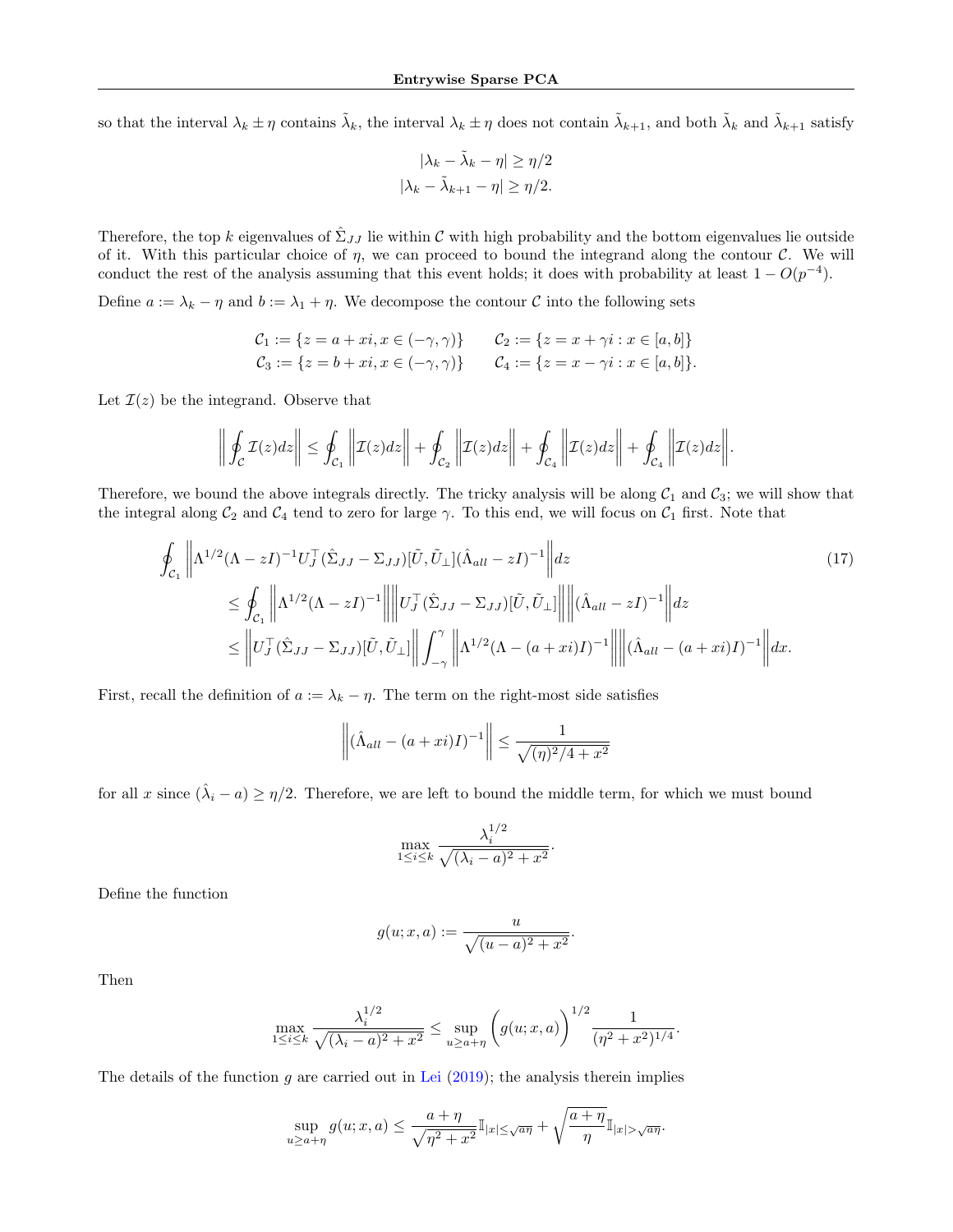so that the interval $\lambda_k \pm \eta$ contains $\tilde{\lambda}_k$, the interval $\lambda_k \pm \eta$ does not contain $\tilde{\lambda}_{k+1}$, and both $\tilde{\lambda}_k$ and $\tilde{\lambda}_{k+1}$ satisfy

$$
\begin{aligned}
|\lambda_k - \tilde{\lambda}_k - \eta| &\geq \eta/2 \\
|\lambda_k - \tilde{\lambda}_{k+1} - \eta| &\geq \eta/2.
\end{aligned}
$$

Therefore, the top $k$ eigenvalues of $\hat{\Sigma}_{JJ}$ lie within $\mathcal{C}$ with high probability and the bottom eigenvalues lie outside of it. With this particular choice of $\eta$, we can proceed to bound the integrand along the contour $\mathcal{C}$. We will conduct the rest of the analysis assuming that this event holds; it does with probability at least $1 - O(p^{-4})$.

Define $a := \lambda_k - \eta$ and $b := \lambda_1 + \eta$. We decompose the contour $\mathcal{C}$ into the following sets

$$
\begin{aligned}
\mathcal{C}_1 &:= \{z = a + xi, x \in (-\gamma, \gamma)\} \qquad \mathcal{C}_2 := \{z = x + \gamma i : x \in [a, b]\} \\
\mathcal{C}_3 &:= \{z = b + xi, x \in (-\gamma, \gamma)\} \qquad \mathcal{C}_4 := \{z = x - \gamma i : x \in [a, b]\}.
\end{aligned}
$$

Let $\mathcal{I}(z)$ be the integrand. Observe that

$$
\left\| \oint_{\mathcal{C}} \mathcal{I}(z) dz \right\| \leq \oint_{\mathcal{C}_1} \left\| \mathcal{I}(z) dz \right\| + \oint_{\mathcal{C}_2} \left\| \mathcal{I}(z) dz \right\| + \oint_{\mathcal{C}_4} \left\| \mathcal{I}(z) dz \right\| + \oint_{\mathcal{C}_4} \left\| \mathcal{I}(z) dz \right\|.
$$

Therefore, we bound the above integrals directly. The tricky analysis will be along $\mathcal{C}_1$ and $\mathcal{C}_3$; we will show that the integral along $\mathcal{C}_2$ and $\mathcal{C}_4$ tend to zero for large $\gamma$. To this end, we will focus on $\mathcal{C}_1$ first. Note that

$$
\begin{aligned}
&\oint_{\mathcal{C}_1} \left\| \Lambda^{1/2}(\Lambda - zI)^{-1} U_J^\top (\hat{\Sigma}_{JJ} - \Sigma_{JJ})[\tilde{U}, \tilde{U}_\perp](\hat{\Lambda}_{all} - zI)^{-1} \right\| dz \qquad (17) \\
&\quad \leq \oint_{\mathcal{C}_1} \left\| \Lambda^{1/2}(\Lambda - zI)^{-1} \right\| \left\| U_J^\top (\hat{\Sigma}_{JJ} - \Sigma_{JJ})[\tilde{U}, \tilde{U}_\perp] \right\| \left\| (\hat{\Lambda}_{all} - zI)^{-1} \right\| dz \\
&\quad \leq \left\| U_J^\top (\hat{\Sigma}_{JJ} - \Sigma_{JJ})[\tilde{U}, \tilde{U}_\perp] \right\| \int_{-\gamma}^{\gamma} \left\| \Lambda^{1/2}(\Lambda - (a + xi)I)^{-1} \right\| \left\| (\hat{\Lambda}_{all} - (a + xi)I)^{-1} \right\| dx.
\end{aligned}
$$

First, recall the definition of $a := \lambda_k - \eta$. The term on the right-most side satisfies

$$
\left\| (\hat{\Lambda}_{all} - (a + xi)I)^{-1} \right\| \leq \frac{1}{\sqrt{(\eta)^2/4 + x^2}}
$$

for all $x$ since $(\hat{\lambda}_i - a) \geq \eta/2$. Therefore, we are left to bound the middle term, for which we must bound

$$
\max_{1 \leq i \leq k} \frac{\lambda_i^{1/2}}{\sqrt{(\lambda_i - a)^2 + x^2}}.
$$

Define the function

$$
g(u; x, a) := \frac{u}{\sqrt{(u - a)^2 + x^2}}.
$$

Then

$$
\max_{1 \leq i \leq k} \frac{\lambda_i^{1/2}}{\sqrt{(\lambda_i - a)^2 + x^2}} \leq \sup_{u \geq a + \eta} \left( g(u; x, a) \right)^{1/2} \frac{1}{(\eta^2 + x^2)^{1/4}}.
$$

The details of the function $g$ are carried out in Lei (2019); the analysis therein implies

$$
\sup_{u \geq a + \eta} g(u; x, a) \leq \frac{a + \eta}{\sqrt{\eta^2 + x^2}} \mathbb{I}_{|x| \leq \sqrt{a\eta}} + \sqrt{\frac{a + \eta}{\eta}} \mathbb{I}_{|x| > \sqrt{a\eta}}.
$$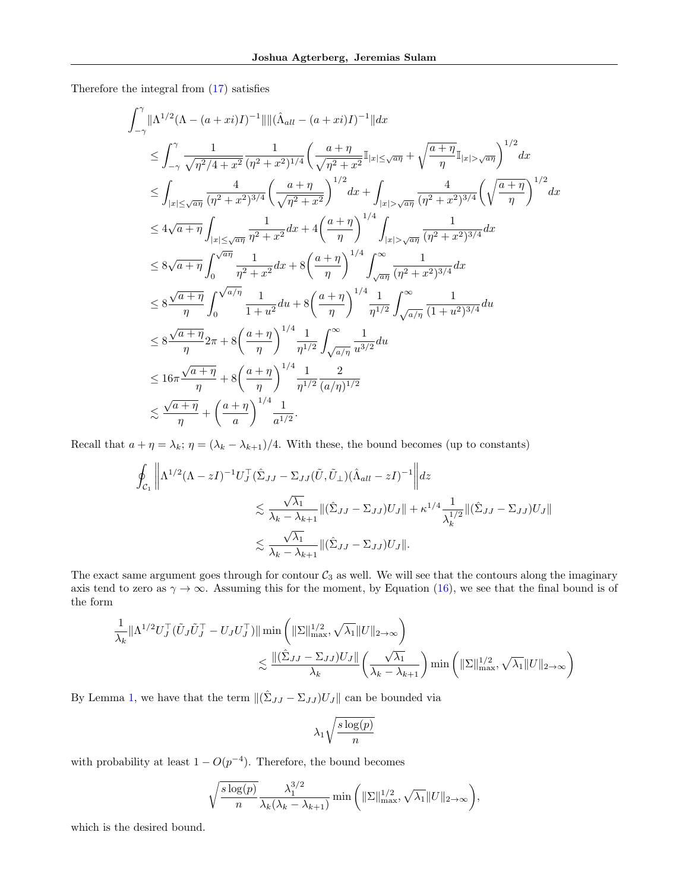Therefore the integral from (17) satisfies

$$
\begin{aligned}
&\int_{-\gamma}^{\gamma} \|\Lambda^{1/2}(\Lambda - (a+xi)I)^{-1}\| \|(\hat{\Lambda}_{all} - (a+xi)I)^{-1}\| dx \\
&\leq \int_{-\gamma}^{\gamma} \frac{1}{\sqrt{\eta^2/4 + x^2}} \frac{1}{(\eta^2+x^2)^{1/4}} \left( \frac{a+\eta}{\sqrt{\eta^2+x^2}} \mathbb{I}_{|x|\leq\sqrt{a\eta}} + \sqrt{\frac{a+\eta}{\eta}} \mathbb{I}_{|x|>\sqrt{a\eta}} \right)^{1/2} dx \\
&\leq \int_{|x|\leq\sqrt{a\eta}} \frac{4}{(\eta^2+x^2)^{3/4}} \left( \frac{a+\eta}{\sqrt{\eta^2+x^2}} \right)^{1/2} dx + \int_{|x|>\sqrt{a\eta}} \frac{4}{(\eta^2+x^2)^{3/4}} \left( \sqrt{\frac{a+\eta}{\eta}} \right)^{1/2} dx \\
&\leq 4\sqrt{a+\eta} \int_{|x|\leq\sqrt{a\eta}} \frac{1}{\eta^2+x^2} dx + 4\left( \frac{a+\eta}{\eta} \right)^{1/4} \int_{|x|>\sqrt{a\eta}} \frac{1}{(\eta^2+x^2)^{3/4}} dx \\
&\leq 8\sqrt{a+\eta} \int_0^{\sqrt{a\eta}} \frac{1}{\eta^2+x^2} dx + 8\left( \frac{a+\eta}{\eta} \right)^{1/4} \int_{\sqrt{a\eta}}^{\infty} \frac{1}{(\eta^2+x^2)^{3/4}} dx \\
&\leq 8\frac{\sqrt{a+\eta}}{\eta} \int_0^{\sqrt{a/\eta}} \frac{1}{1+u^2} du + 8\left( \frac{a+\eta}{\eta} \right)^{1/4} \frac{1}{\eta^{1/2}} \int_{\sqrt{a/\eta}}^{\infty} \frac{1}{(1+u^2)^{3/4}} du \\
&\leq 8\frac{\sqrt{a+\eta}}{\eta} 2\pi + 8\left( \frac{a+\eta}{\eta} \right)^{1/4} \frac{1}{\eta^{1/2}} \int_{\sqrt{a/\eta}}^{\infty} \frac{1}{u^{3/2}} du \\
&\leq 16\pi\frac{\sqrt{a+\eta}}{\eta} + 8\left( \frac{a+\eta}{\eta} \right)^{1/4} \frac{1}{\eta^{1/2}} \frac{2}{(a/\eta)^{1/2}} \\
&\lesssim \frac{\sqrt{a+\eta}}{\eta} + \left( \frac{a+\eta}{a} \right)^{1/4} \frac{1}{a^{1/2}}.
\end{aligned}
$$

Recall that $a + \eta = \lambda_k$; $\eta = (\lambda_k - \lambda_{k+1})/4$. With these, the bound becomes (up to constants)

$$
\begin{aligned}
\oint_{\mathcal{C}_1} &\left\| \Lambda^{1/2}(\Lambda - zI)^{-1} U_J^\top (\hat{\Sigma}_{JJ} - \Sigma_{JJ}(\tilde{U}, \tilde{U}_\perp)(\hat{\Lambda}_{all} - zI)^{-1} \right\| dz \\
&\lesssim \frac{\sqrt{\lambda_1}}{\lambda_k - \lambda_{k+1}} \|(\hat{\Sigma}_{JJ} - \Sigma_{JJ})U_J\| + \kappa^{1/4} \frac{1}{\lambda_k^{1/2}} \|(\hat{\Sigma}_{JJ} - \Sigma_{JJ})U_J\| \\
&\lesssim \frac{\sqrt{\lambda_1}}{\lambda_k - \lambda_{k+1}} \|(\hat{\Sigma}_{JJ} - \Sigma_{JJ})U_J\|.
\end{aligned}
$$

The exact same argument goes through for contour $\mathcal{C}_3$ as well. We will see that the contours along the imaginary axis tend to zero as $\gamma \to \infty$. Assuming this for the moment, by Equation (16), we see that the final bound is of the form

$$
\begin{aligned}
\frac{1}{\lambda_k} &\|\Lambda^{1/2} U_J^\top (\tilde{U}_J \tilde{U}_J^\top - U_J U_J^\top)\| \min\left( \|\Sigma\|_{\max}^{1/2}, \sqrt{\lambda_1} \|U\|_{2\to\infty} \right) \\
&\lesssim \frac{\|(\hat{\Sigma}_{JJ} - \Sigma_{JJ})U_J\|}{\lambda_k} \left( \frac{\sqrt{\lambda_1}}{\lambda_k - \lambda_{k+1}} \right) \min\left( \|\Sigma\|_{\max}^{1/2}, \sqrt{\lambda_1} \|U\|_{2\to\infty} \right)
\end{aligned}
$$

By Lemma 1, we have that the term $\|(\hat{\Sigma}_{JJ} - \Sigma_{JJ})U_J\|$ can be bounded via

$$
\lambda_1 \sqrt{\frac{s \log(p)}{n}}
$$

with probability at least $1 - O(p^{-4})$. Therefore, the bound becomes

$$
\sqrt{\frac{s \log(p)}{n}} \frac{\lambda_1^{3/2}}{\lambda_k(\lambda_k - \lambda_{k+1})} \min\left( \|\Sigma\|_{\max}^{1/2}, \sqrt{\lambda_1} \|U\|_{2\to\infty} \right),
$$

which is the desired bound.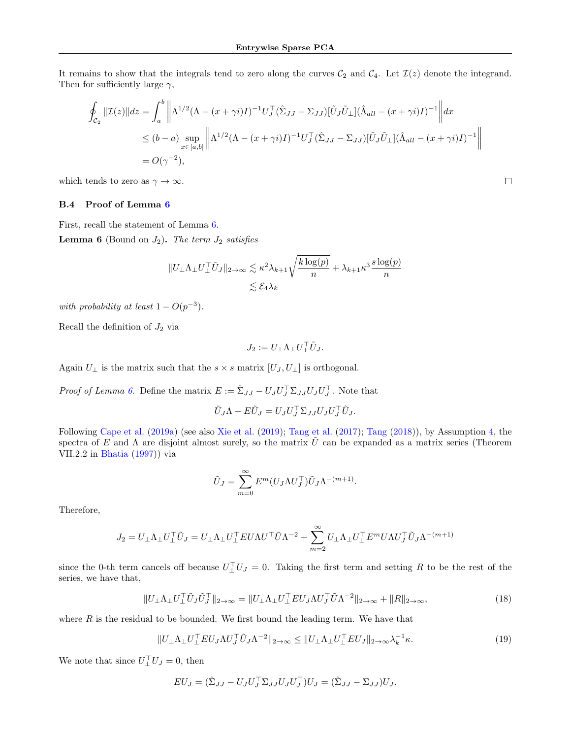It remains to show that the integrals tend to zero along the curves $\mathcal{C}_2$ and $\mathcal{C}_4$. Let $\mathcal{I}(z)$ denote the integrand. Then for sufficiently large $\gamma$,

$$
\begin{aligned}
\oint_{\mathcal{C}_2} \|\mathcal{I}(z)\| dz &= \int_a^b \left\| \Lambda^{1/2}(\Lambda - (x+\gamma i)I)^{-1} U_J^\top (\hat{\Sigma}_{JJ} - \Sigma_{JJ})[\tilde{U}_J \tilde{U}_\perp](\hat{\Lambda}_{all} - (x+\gamma i)I)^{-1} \right\| dx \\
&\leq (b-a) \sup_{x \in [a,b]} \left\| \Lambda^{1/2}(\Lambda - (x+\gamma i)I)^{-1} U_J^\top (\hat{\Sigma}_{JJ} - \Sigma_{JJ})[\tilde{U}_J \tilde{U}_\perp](\hat{\Lambda}_{all} - (x+\gamma i)I)^{-1} \right\| \\
&= O(\gamma^{-2}),
\end{aligned}
$$

which tends to zero as $\gamma \to \infty$. □

### B.4 Proof of Lemma 6

First, recall the statement of Lemma 6.

**Lemma 6** (Bound on $J_2$)**.** *The term $J_2$ satisfies*

$$
\begin{aligned}
\|U_\perp \Lambda_\perp U_\perp^\top \tilde{U}_J\|_{2\to\infty} &\lesssim \kappa^2 \lambda_{k+1} \sqrt{\frac{k \log(p)}{n}} + \lambda_{k+1} \kappa^3 \frac{s \log(p)}{n} \\
&\lesssim \mathcal{E}_4 \lambda_k
\end{aligned}
$$

*with probability at least $1 - O(p^{-3})$.*

Recall the definition of $J_2$ via

$$
J_2 := U_\perp \Lambda_\perp U_\perp^\top \tilde{U}_J.
$$

Again $U_\perp$ is the matrix such that the $s \times s$ matrix $[U_J, U_\perp]$ is orthogonal.

*Proof of Lemma 6.* Define the matrix $E := \hat{\Sigma}_{JJ} - U_J U_J^\top \Sigma_{JJ} U_J U_J^\top$. Note that

$$
\tilde{U}_J \Lambda - E \tilde{U}_J = U_J U_J^\top \Sigma_{JJ} U_J U_J^\top \tilde{U}_J.
$$

Following Cape et al. (2019a) (see also Xie et al. (2019); Tang et al. (2017); Tang (2018)), by Assumption 4, the spectra of $E$ and $\Lambda$ are disjoint almost surely, so the matrix $\tilde{U}$ can be expanded as a matrix series (Theorem VII.2.2 in Bhatia (1997)) via

$$
\tilde{U}_J = \sum_{m=0}^{\infty} E^m (U_J \Lambda U_J^\top) \tilde{U}_J \Lambda^{-(m+1)}.
$$

Therefore,

$$
J_2 = U_\perp \Lambda_\perp U_\perp^\top \tilde{U}_J = U_\perp \Lambda_\perp U_\perp^\top E U \Lambda U^\top \tilde{U} \Lambda^{-2} + \sum_{m=2}^{\infty} U_\perp \Lambda_\perp U_\perp^\top E^m U \Lambda U_J^\top \tilde{U}_J \Lambda^{-(m+1)}
$$

since the 0-th term cancels off because $U_\perp^\top U_J = 0$. Taking the first term and setting $R$ to be the rest of the series, we have that,

$$
\|U_\perp \Lambda_\perp U_\perp^\top \tilde{U}_J \tilde{U}_J^\top\|_{2\to\infty} = \|U_\perp \Lambda_\perp U_\perp^\top E U_J \Lambda U_J^\top \tilde{U} \Lambda^{-2}\|_{2\to\infty} + \|R\|_{2\to\infty}, \tag{18}
$$

where $R$ is the residual to be bounded. We first bound the leading term. We have that

$$
\|U_\perp \Lambda_\perp U_\perp^\top E U_J \Lambda U_J^\top \tilde{U}_J \Lambda^{-2}\|_{2\to\infty} \leq \|U_\perp \Lambda_\perp U_\perp^\top E U_J\|_{2\to\infty} \lambda_k^{-1} \kappa. \tag{19}
$$

We note that since $U_\perp^\top U_J = 0$, then

$$
E U_J = (\hat{\Sigma}_{JJ} - U_J U_J^\top \Sigma_{JJ} U_J U_J^\top) U_J = (\hat{\Sigma}_{JJ} - \Sigma_{JJ}) U_J.
$$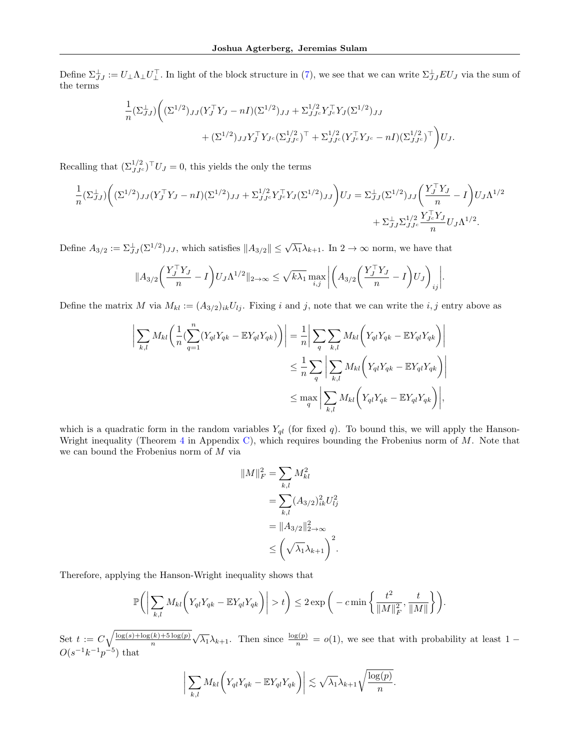Define $\Sigma^{\perp}_{JJ} := U_{\perp}\Lambda_{\perp}U_{\perp}^{\top}$. In light of the block structure in (7), we see that we can write $\Sigma^{\perp}_{JJ}EU_J$ via the sum of the terms

$$
\frac{1}{n}(\Sigma^{\perp}_{JJ})\bigg((\Sigma^{1/2})_{JJ}(Y_J^{\top}Y_J - nI)(\Sigma^{1/2})_{JJ} + \Sigma^{1/2}_{JJ^c}Y_{J^c}^{\top}Y_J(\Sigma^{1/2})_{JJ}
$$
$$
+ (\Sigma^{1/2})_{JJ}Y_J^{\top}Y_{J^c}(\Sigma^{1/2}_{JJ^c})^{\top} + \Sigma^{1/2}_{JJ^c}(Y_{J^c}^{\top}Y_{J^c} - nI)(\Sigma^{1/2}_{JJ^c})^{\top}\bigg)U_J.
$$

Recalling that $(\Sigma^{1/2}_{JJ^c})^{\top}U_J = 0$, this yields the only the terms

$$
\frac{1}{n}(\Sigma^{\perp}_{JJ})\bigg((\Sigma^{1/2})_{JJ}(Y_J^{\top}Y_J - nI)(\Sigma^{1/2})_{JJ} + \Sigma^{1/2}_{JJ^c}Y_{J^c}^{\top}Y_J(\Sigma^{1/2})_{JJ}\bigg)U_J = \Sigma^{\perp}_{JJ}(\Sigma^{1/2})_{JJ}\bigg(\frac{Y_J^{\top}Y_J}{n} - I\bigg)U_J\Lambda^{1/2}
$$
$$
+ \Sigma^{\perp}_{JJ}\Sigma^{1/2}_{JJ^c}\frac{Y_{J^c}^{\top}Y_J}{n}U_J\Lambda^{1/2}.
$$

Define $A_{3/2} := \Sigma^{\perp}_{JJ}(\Sigma^{1/2})_{JJ}$, which satisfies $\|A_{3/2}\| \leq \sqrt{\lambda_1}\lambda_{k+1}$. In $2 \to \infty$ norm, we have that

$$
\|A_{3/2}\bigg(\frac{Y_J^{\top}Y_J}{n} - I\bigg)U_J\Lambda^{1/2}\|_{2\to\infty} \leq \sqrt{k\lambda_1}\max_{i,j}\bigg|\bigg(A_{3/2}\bigg(\frac{Y_J^{\top}Y_J}{n} - I\bigg)U_J\bigg)_{ij}\bigg|.
$$

Define the matrix $M$ via $M_{kl} := (A_{3/2})_{ik}U_{lj}$. Fixing $i$ and $j$, note that we can write the $i,j$ entry above as

$$
\bigg|\sum_{k,l}M_{kl}\bigg(\frac{1}{n}(\sum_{q=1}^{n}(Y_{ql}Y_{qk} - \mathbb{E}Y_{ql}Y_{qk})\bigg)\bigg| = \frac{1}{n}\bigg|\sum_{q}\sum_{k,l}M_{kl}\bigg(Y_{ql}Y_{qk} - \mathbb{E}Y_{ql}Y_{qk}\bigg)\bigg|
$$
$$
\leq \frac{1}{n}\sum_{q}\bigg|\sum_{k,l}M_{kl}\bigg(Y_{ql}Y_{qk} - \mathbb{E}Y_{ql}Y_{qk}\bigg)\bigg|
$$
$$
\leq \max_{q}\bigg|\sum_{k,l}M_{kl}\bigg(Y_{ql}Y_{qk} - \mathbb{E}Y_{ql}Y_{qk}\bigg)\bigg|,
$$

which is a quadratic form in the random variables $Y_{ql}$ (for fixed $q$). To bound this, we will apply the Hanson-Wright inequality (Theorem 4 in Appendix C), which requires bounding the Frobenius norm of $M$. Note that we can bound the Frobenius norm of $M$ via

$$
\begin{aligned}
\|M\|_F^2 &= \sum_{k,l}M_{kl}^2 \\
&= \sum_{k,l}(A_{3/2})_{ik}^2U_{lj}^2 \\
&= \|A_{3/2}\|_{2\to\infty}^2 \\
&\leq \bigg(\sqrt{\lambda_1}\lambda_{k+1}\bigg)^2.
\end{aligned}
$$

Therefore, applying the Hanson-Wright inequality shows that

$$
\mathbb{P}\bigg(\bigg|\sum_{k,l}M_{kl}\bigg(Y_{ql}Y_{qk} - \mathbb{E}Y_{ql}Y_{qk}\bigg)\bigg| > t\bigg) \leq 2\exp\bigg(-c\min\bigg\{\frac{t^2}{\|M\|_F^2}, \frac{t}{\|M\|}\bigg\}\bigg).
$$

Set $t := C\sqrt{\frac{\log(s)+\log(k)+5\log(p)}{n}}\sqrt{\lambda_1}\lambda_{k+1}$. Then since $\frac{\log(p)}{n} = o(1)$, we see that with probability at least $1 - O(s^{-1}k^{-1}p^{-5})$ that

$$
\bigg|\sum_{k,l}M_{kl}\bigg(Y_{ql}Y_{qk} - \mathbb{E}Y_{ql}Y_{qk}\bigg)\bigg| \lesssim \sqrt{\lambda_1}\lambda_{k+1}\sqrt{\frac{\log(p)}{n}}.
$$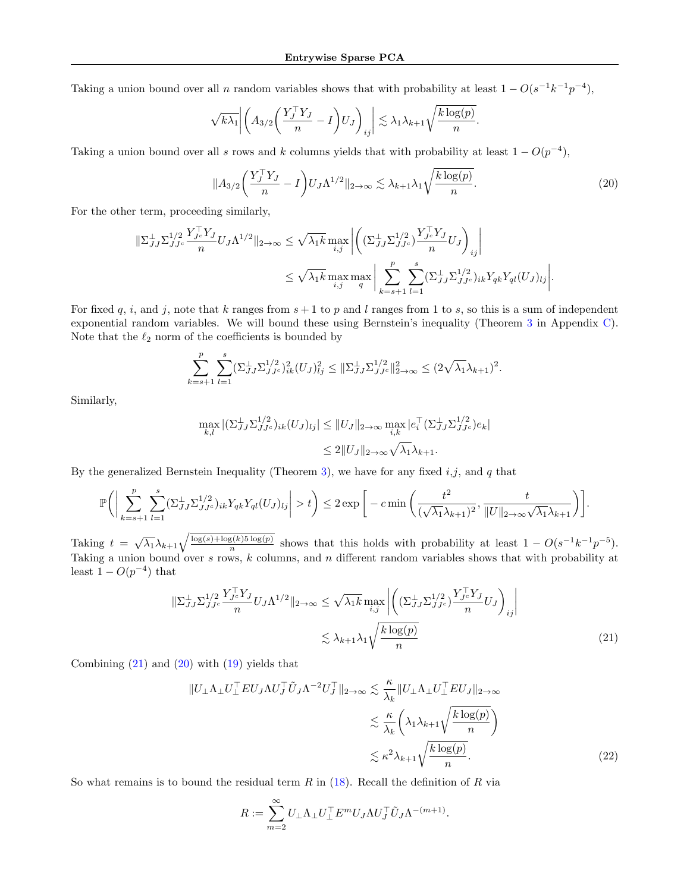Taking a union bound over all $n$ random variables shows that with probability at least $1 - O(s^{-1}k^{-1}p^{-4})$,

$$\sqrt{k\lambda_1}\left|\left(A_{3/2}\left(\frac{Y_J^\top Y_J}{n} - I\right)U_J\right)_{ij}\right| \lesssim \lambda_1\lambda_{k+1}\sqrt{\frac{k\log(p)}{n}}.$$

Taking a union bound over all $s$ rows and $k$ columns yields that with probability at least $1 - O(p^{-4})$,

$$\|A_{3/2}\left(\frac{Y_J^\top Y_J}{n} - I\right)U_J\Lambda^{1/2}\|_{2\to\infty} \lesssim \lambda_{k+1}\lambda_1\sqrt{\frac{k\log(p)}{n}}. \tag{20}$$

For the other term, proceeding similarly,

$$\begin{aligned}
\|\Sigma_{JJ}^{\perp}\Sigma_{JJ^c}^{1/2}\frac{Y_{J^c}^\top Y_J}{n}U_J\Lambda^{1/2}\|_{2\to\infty} &\leq \sqrt{\lambda_1 k}\max_{i,j}\left|\left((\Sigma_{JJ}^{\perp}\Sigma_{JJ^c}^{1/2})\frac{Y_{J^c}^\top Y_J}{n}U_J\right)_{ij}\right| \\
&\leq \sqrt{\lambda_1 k}\max_{i,j}\max_{q}\left|\sum_{k=s+1}^{p}\sum_{l=1}^{s}(\Sigma_{JJ}^{\perp}\Sigma_{JJ^c}^{1/2})_{ik}Y_{qk}Y_{ql}(U_J)_{lj}\right|.
\end{aligned}$$

For fixed $q$, $i$, and $j$, note that $k$ ranges from $s+1$ to $p$ and $l$ ranges from 1 to $s$, so this is a sum of independent exponential random variables. We will bound these using Bernstein's inequality (Theorem 3 in Appendix C). Note that the $\ell_2$ norm of the coefficients is bounded by

$$\sum_{k=s+1}^{p}\sum_{l=1}^{s}(\Sigma_{JJ}^{\perp}\Sigma_{JJ^c}^{1/2})_{ik}^2(U_J)_{lj}^2 \leq \|\Sigma_{JJ}^{\perp}\Sigma_{JJ^c}^{1/2}\|_{2\to\infty}^2 \leq (2\sqrt{\lambda_1}\lambda_{k+1})^2.$$

Similarly,

$$\begin{aligned}
\max_{k,l}|(\Sigma_{JJ}^{\perp}\Sigma_{JJ^c}^{1/2})_{ik}(U_J)_{lj}| &\leq \|U_J\|_{2\to\infty}\max_{i,k}|e_i^\top(\Sigma_{JJ}^{\perp}\Sigma_{JJ^c}^{1/2})e_k| \\
&\leq 2\|U_J\|_{2\to\infty}\sqrt{\lambda_1}\lambda_{k+1}.
\end{aligned}$$

By the generalized Bernstein Inequality (Theorem 3), we have for any fixed $i$,$j$, and $q$ that

$$\mathbb{P}\left(\left|\sum_{k=s+1}^{p}\sum_{l=1}^{s}(\Sigma_{JJ}^{\perp}\Sigma_{JJ^c}^{1/2})_{ik}Y_{qk}Y_{ql}(U_J)_{lj}\right| > t\right) \leq 2\exp\left[-c\min\left(\frac{t^2}{(\sqrt{\lambda_1}\lambda_{k+1})^2}, \frac{t}{\|U\|_{2\to\infty}\sqrt{\lambda_1}\lambda_{k+1}}\right)\right].$$

Taking $t = \sqrt{\lambda_1}\lambda_{k+1}\sqrt{\frac{\log(s)+\log(k)5\log(p)}{n}}$ shows that this holds with probability at least $1 - O(s^{-1}k^{-1}p^{-5})$. Taking a union bound over $s$ rows, $k$ columns, and $n$ different random variables shows that with probability at least $1 - O(p^{-4})$ that

$$\begin{aligned}
\|\Sigma_{JJ}^{\perp}\Sigma_{JJ^c}^{1/2}\frac{Y_{J^c}^\top Y_J}{n}U_J\Lambda^{1/2}\|_{2\to\infty} &\leq \sqrt{\lambda_1 k}\max_{i,j}\left|\left((\Sigma_{JJ}^{\perp}\Sigma_{JJ^c}^{1/2})\frac{Y_{J^c}^\top Y_J}{n}U_J\right)_{ij}\right| \\
&\lesssim \lambda_{k+1}\lambda_1\sqrt{\frac{k\log(p)}{n}}
\end{aligned} \tag{21}$$

Combining (21) and (20) with (19) yields that

$$\begin{aligned}
\|U_\perp\Lambda_\perp U_\perp^\top EU_J\Lambda U_J^\top\tilde{U}_J\Lambda^{-2}U_J^\top\|_{2\to\infty} &\lesssim \frac{\kappa}{\lambda_k}\|U_\perp\Lambda_\perp U_\perp^\top EU_J\|_{2\to\infty} \\
&\lesssim \frac{\kappa}{\lambda_k}\left(\lambda_1\lambda_{k+1}\sqrt{\frac{k\log(p)}{n}}\right) \\
&\lesssim \kappa^2\lambda_{k+1}\sqrt{\frac{k\log(p)}{n}}.
\end{aligned} \tag{22}$$

So what remains is to bound the residual term $R$ in (18). Recall the definition of $R$ via

$$R := \sum_{m=2}^{\infty}U_\perp\Lambda_\perp U_\perp^\top E^m U_J\Lambda U_J^\top\tilde{U}_J\Lambda^{-(m+1)}.$$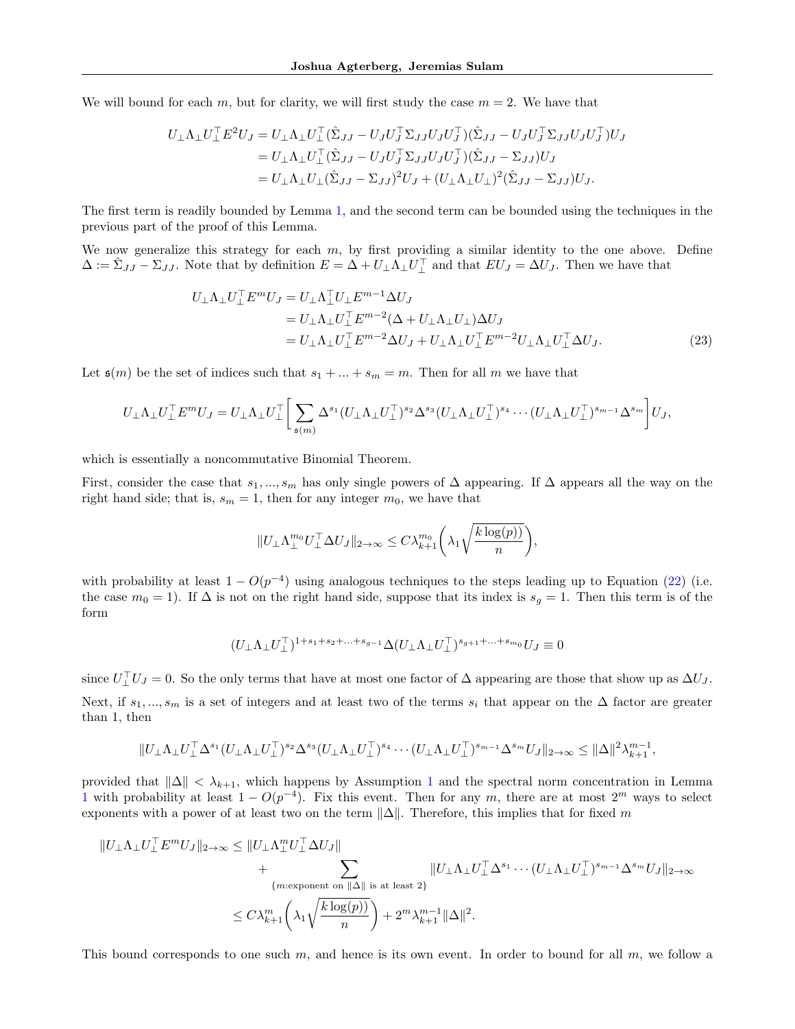We will bound for each $m$, but for clarity, we will first study the case $m = 2$. We have that

$$
\begin{aligned}
U_\perp \Lambda_\perp U_\perp^\top E^2 U_J &= U_\perp \Lambda_\perp U_\perp^\top (\hat{\Sigma}_{JJ} - U_J U_J^\top \Sigma_{JJ} U_J U_J^\top)(\hat{\Sigma}_{JJ} - U_J U_J^\top \Sigma_{JJ} U_J U_J^\top) U_J \\
&= U_\perp \Lambda_\perp U_\perp^\top (\hat{\Sigma}_{JJ} - U_J U_J^\top \Sigma_{JJ} U_J U_J^\top)(\hat{\Sigma}_{JJ} - \Sigma_{JJ}) U_J \\
&= U_\perp \Lambda_\perp U_\perp (\hat{\Sigma}_{JJ} - \Sigma_{JJ})^2 U_J + (U_\perp \Lambda_\perp U_\perp)^2 (\hat{\Sigma}_{JJ} - \Sigma_{JJ}) U_J.
\end{aligned}
$$

The first term is readily bounded by Lemma 1, and the second term can be bounded using the techniques in the previous part of the proof of this Lemma.

We now generalize this strategy for each $m$, by first providing a similar identity to the one above. Define $\Delta := \hat{\Sigma}_{JJ} - \Sigma_{JJ}$. Note that by definition $E = \Delta + U_\perp \Lambda_\perp U_\perp^\top$ and that $E U_J = \Delta U_J$. Then we have that

$$
\begin{aligned}
U_\perp \Lambda_\perp U_\perp^\top E^m U_J &= U_\perp \Lambda_\perp^\top U_\perp E^{m-1} \Delta U_J \\
&= U_\perp \Lambda_\perp U_\perp^\top E^{m-2} (\Delta + U_\perp \Lambda_\perp U_\perp) \Delta U_J \\
&= U_\perp \Lambda_\perp U_\perp^\top E^{m-2} \Delta U_J + U_\perp \Lambda_\perp U_\perp^\top E^{m-2} U_\perp \Lambda_\perp U_\perp^\top \Delta U_J. \qquad (23)
\end{aligned}
$$

Let $\mathfrak{s}(m)$ be the set of indices such that $s_1 + ... + s_m = m$. Then for all $m$ we have that

$$
U_\perp \Lambda_\perp U_\perp^\top E^m U_J = U_\perp \Lambda_\perp U_\perp^\top \left[ \sum_{\mathfrak{s}(m)} \Delta^{s_1} (U_\perp \Lambda_\perp U_\perp^\top)^{s_2} \Delta^{s_3} (U_\perp \Lambda_\perp U_\perp^\top)^{s_4} \cdots (U_\perp \Lambda_\perp U_\perp^\top)^{s_{m-1}} \Delta^{s_m} \right] U_J,
$$

which is essentially a noncommutative Binomial Theorem.

First, consider the case that $s_1, ..., s_m$ has only single powers of $\Delta$ appearing. If $\Delta$ appears all the way on the right hand side; that is, $s_m = 1$, then for any integer $m_0$, we have that

$$
\| U_\perp \Lambda_\perp^{m_0} U_\perp^\top \Delta U_J \|_{2\to\infty} \leq C \lambda_{k+1}^{m_0} \left( \lambda_1 \sqrt{\frac{k \log(p))}{n}} \right),
$$

with probability at least $1 - O(p^{-4})$ using analogous techniques to the steps leading up to Equation (22) (i.e. the case $m_0 = 1$). If $\Delta$ is not on the right hand side, suppose that its index is $s_g = 1$. Then this term is of the form

$$
(U_\perp \Lambda_\perp U_\perp^\top)^{1 + s_1 + s_2 + ... + s_{g-1}} \Delta (U_\perp \Lambda_\perp U_\perp^\top)^{s_{g+1} + ... + s_{m_0}} U_J \equiv 0
$$

since $U_\perp^\top U_J = 0$. So the only terms that have at most one factor of $\Delta$ appearing are those that show up as $\Delta U_J$.

Next, if $s_1, ..., s_m$ is a set of integers and at least two of the terms $s_i$ that appear on the $\Delta$ factor are greater than 1, then

$$
\| U_\perp \Lambda_\perp U_\perp^\top \Delta^{s_1} (U_\perp \Lambda_\perp U_\perp^\top)^{s_2} \Delta^{s_3} (U_\perp \Lambda_\perp U_\perp^\top)^{s_4} \cdots (U_\perp \Lambda_\perp U_\perp^\top)^{s_{m-1}} \Delta^{s_m} U_J \|_{2\to\infty} \leq \|\Delta\|^2 \lambda_{k+1}^{m-1},
$$

provided that $\|\Delta\| < \lambda_{k+1}$, which happens by Assumption 1 and the spectral norm concentration in Lemma 1 with probability at least $1 - O(p^{-4})$. Fix this event. Then for any $m$, there are at most $2^m$ ways to select exponents with a power of at least two on the term $\|\Delta\|$. Therefore, this implies that for fixed $m$

$$
\begin{aligned}
\| U_\perp \Lambda_\perp U_\perp^\top E^m U_J \|_{2\to\infty} &\leq \| U_\perp \Lambda_\perp^m U_\perp^\top \Delta U_J \| \\
&\quad + \sum_{\{m: \text{exponent on } \|\Delta\| \text{ is at least } 2\}} \| U_\perp \Lambda_\perp U_\perp^\top \Delta^{s_1} \cdots (U_\perp \Lambda_\perp U_\perp^\top)^{s_{m-1}} \Delta^{s_m} U_J \|_{2\to\infty} \\
&\leq C \lambda_{k+1}^m \left( \lambda_1 \sqrt{\frac{k \log(p))}{n}} \right) + 2^m \lambda_{k+1}^{m-1} \|\Delta\|^2.
\end{aligned}
$$

This bound corresponds to one such $m$, and hence is its own event. In order to bound for all $m$, we follow a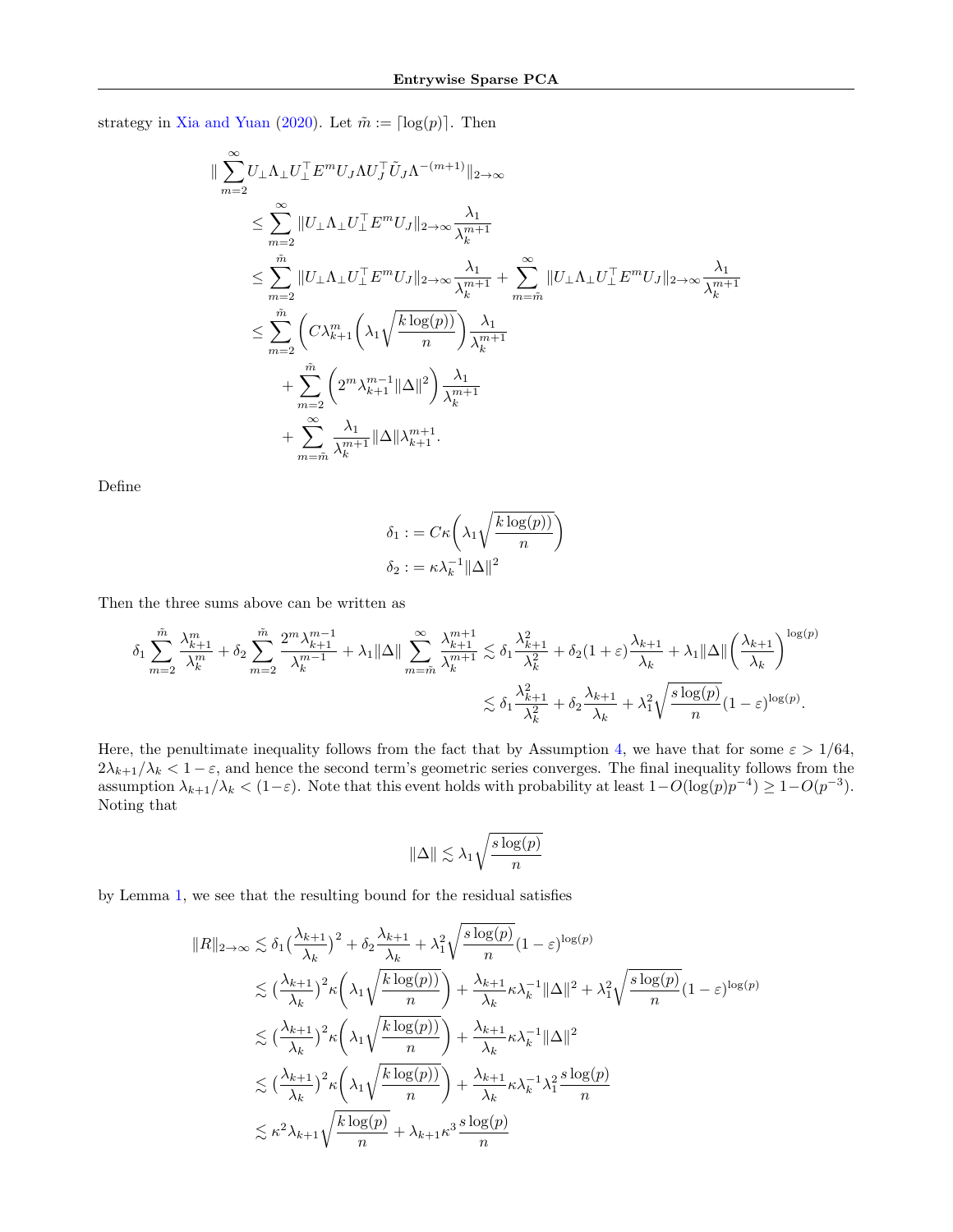strategy in Xia and Yuan (2020). Let $\tilde{m} := \lceil \log(p) \rceil$. Then

$$
\begin{aligned}
\| \sum_{m=2}^{\infty} & U_\perp \Lambda_\perp U_\perp^\top E^m U_J \Lambda U_J^\top \tilde{U}_J \Lambda^{-(m+1)} \|_{2\to\infty} \\
&\leq \sum_{m=2}^{\infty} \|U_\perp \Lambda_\perp U_\perp^\top E^m U_J\|_{2\to\infty} \frac{\lambda_1}{\lambda_k^{m+1}} \\
&\leq \sum_{m=2}^{\tilde{m}} \|U_\perp \Lambda_\perp U_\perp^\top E^m U_J\|_{2\to\infty} \frac{\lambda_1}{\lambda_k^{m+1}} + \sum_{m=\tilde{m}}^{\infty} \|U_\perp \Lambda_\perp U_\perp^\top E^m U_J\|_{2\to\infty} \frac{\lambda_1}{\lambda_k^{m+1}} \\
&\leq \sum_{m=2}^{\tilde{m}} \left( C \lambda_{k+1}^m \left( \lambda_1 \sqrt{\frac{k \log(p))}{n}} \right) \right) \frac{\lambda_1}{\lambda_k^{m+1}} \\
&\quad + \sum_{m=2}^{\tilde{m}} \left( 2^m \lambda_{k+1}^{m-1} \|\Delta\|^2 \right) \frac{\lambda_1}{\lambda_k^{m+1}} \\
&\quad + \sum_{m=\tilde{m}}^{\infty} \frac{\lambda_1}{\lambda_k^{m+1}} \|\Delta\| \lambda_{k+1}^{m+1}.
\end{aligned}
$$

Define

$$
\begin{aligned}
\delta_1 &:= C\kappa \left( \lambda_1 \sqrt{\frac{k \log(p))}{n}} \right) \\
\delta_2 &:= \kappa \lambda_k^{-1} \|\Delta\|^2
\end{aligned}
$$

Then the three sums above can be written as

$$
\begin{aligned}
\delta_1 \sum_{m=2}^{\tilde{m}} \frac{\lambda_{k+1}^m}{\lambda_k^m} + \delta_2 \sum_{m=2}^{\tilde{m}} \frac{2^m \lambda_{k+1}^{m-1}}{\lambda_k^{m-1}} + \lambda_1 \|\Delta\| \sum_{m=\tilde{m}}^{\infty} \frac{\lambda_{k+1}^{m+1}}{\lambda_k^{m+1}} &\lesssim \delta_1 \frac{\lambda_{k+1}^2}{\lambda_k^2} + \delta_2 (1+\varepsilon) \frac{\lambda_{k+1}}{\lambda_k} + \lambda_1 \|\Delta\| \left( \frac{\lambda_{k+1}}{\lambda_k} \right)^{\log(p)} \\
&\lesssim \delta_1 \frac{\lambda_{k+1}^2}{\lambda_k^2} + \delta_2 \frac{\lambda_{k+1}}{\lambda_k} + \lambda_1^2 \sqrt{\frac{s \log(p)}{n}} (1-\varepsilon)^{\log(p)}.
\end{aligned}
$$

Here, the penultimate inequality follows from the fact that by Assumption 4, we have that for some $\varepsilon > 1/64$, $2\lambda_{k+1}/\lambda_k < 1 - \varepsilon$, and hence the second term's geometric series converges. The final inequality follows from the assumption $\lambda_{k+1}/\lambda_k < (1-\varepsilon)$. Note that this event holds with probability at least $1 - O(\log(p) p^{-4}) \geq 1 - O(p^{-3})$. Noting that

$$
\|\Delta\| \lesssim \lambda_1 \sqrt{\frac{s \log(p)}{n}}
$$

by Lemma 1, we see that the resulting bound for the residual satisfies

$$
\begin{aligned}
\|R\|_{2\to\infty} &\lesssim \delta_1 \big( \frac{\lambda_{k+1}}{\lambda_k} \big)^2 + \delta_2 \frac{\lambda_{k+1}}{\lambda_k} + \lambda_1^2 \sqrt{\frac{s \log(p)}{n}} (1-\varepsilon)^{\log(p)} \\
&\lesssim \big( \frac{\lambda_{k+1}}{\lambda_k} \big)^2 \kappa \left( \lambda_1 \sqrt{\frac{k \log(p))}{n}} \right) + \frac{\lambda_{k+1}}{\lambda_k} \kappa \lambda_k^{-1} \|\Delta\|^2 + \lambda_1^2 \sqrt{\frac{s \log(p)}{n}} (1-\varepsilon)^{\log(p)} \\
&\lesssim \big( \frac{\lambda_{k+1}}{\lambda_k} \big)^2 \kappa \left( \lambda_1 \sqrt{\frac{k \log(p))}{n}} \right) + \frac{\lambda_{k+1}}{\lambda_k} \kappa \lambda_k^{-1} \|\Delta\|^2 \\
&\lesssim \big( \frac{\lambda_{k+1}}{\lambda_k} \big)^2 \kappa \left( \lambda_1 \sqrt{\frac{k \log(p))}{n}} \right) + \frac{\lambda_{k+1}}{\lambda_k} \kappa \lambda_k^{-1} \lambda_1^2 \frac{s \log(p)}{n} \\
&\lesssim \kappa^2 \lambda_{k+1} \sqrt{\frac{k \log(p)}{n}} + \lambda_{k+1} \kappa^3 \frac{s \log(p)}{n}
\end{aligned}
$$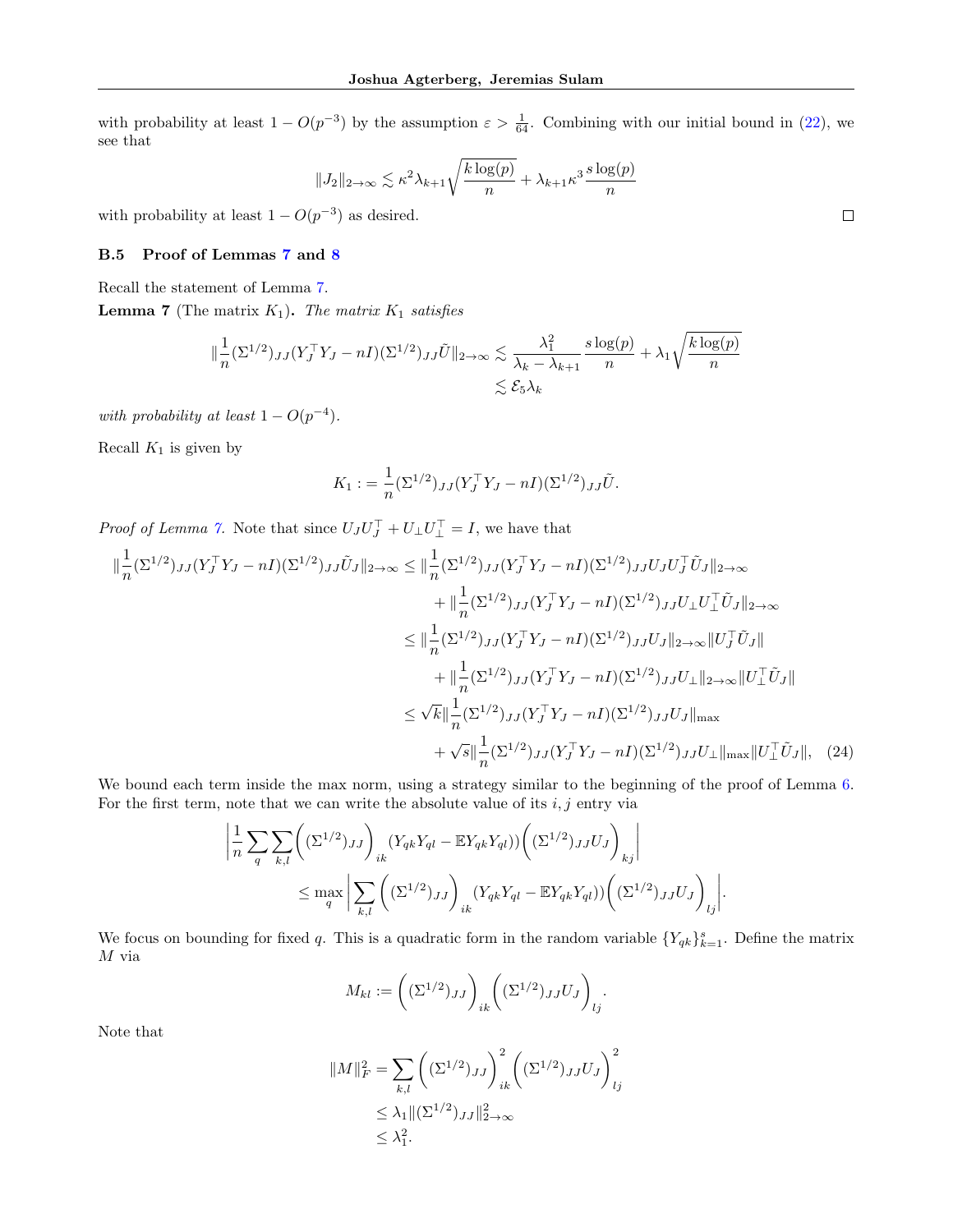with probability at least $1 - O(p^{-3})$ by the assumption $\varepsilon > \frac{1}{64}$. Combining with our initial bound in (22), we see that

$$\|J_2\|_{2\to\infty} \lesssim \kappa^2 \lambda_{k+1} \sqrt{\frac{k \log(p)}{n}} + \lambda_{k+1} \kappa^3 \frac{s \log(p)}{n}$$

with probability at least $1 - O(p^{-3})$ as desired. ◻

### B.5 Proof of Lemmas 7 and 8

Recall the statement of Lemma 7.

**Lemma 7** (The matrix $K_1$). *The matrix $K_1$ satisfies*

$$\|\frac{1}{n}(\Sigma^{1/2})_{JJ}(Y_J^\top Y_J - nI)(\Sigma^{1/2})_{JJ}\tilde{U}\|_{2\to\infty} \lesssim \frac{\lambda_1^2}{\lambda_k - \lambda_{k+1}} \frac{s \log(p)}{n} + \lambda_1 \sqrt{\frac{k \log(p)}{n}}$$
$$\lesssim \mathcal{E}_5 \lambda_k$$

*with probability at least $1 - O(p^{-4})$.*

Recall $K_1$ is given by

$$K_1 := \frac{1}{n}(\Sigma^{1/2})_{JJ}(Y_J^\top Y_J - nI)(\Sigma^{1/2})_{JJ}\tilde{U}.$$

*Proof of Lemma 7.* Note that since $U_J U_J^\top + U_\perp U_\perp^\top = I$, we have that

$$\begin{aligned}
\|\frac{1}{n}(\Sigma^{1/2})_{JJ}(Y_J^\top Y_J - nI)(\Sigma^{1/2})_{JJ}\tilde{U}_J\|_{2\to\infty} &\leq \|\frac{1}{n}(\Sigma^{1/2})_{JJ}(Y_J^\top Y_J - nI)(\Sigma^{1/2})_{JJ}U_J U_J^\top \tilde{U}_J\|_{2\to\infty} \\
&\quad + \|\frac{1}{n}(\Sigma^{1/2})_{JJ}(Y_J^\top Y_J - nI)(\Sigma^{1/2})_{JJ}U_\perp U_\perp^\top \tilde{U}_J\|_{2\to\infty} \\
&\leq \|\frac{1}{n}(\Sigma^{1/2})_{JJ}(Y_J^\top Y_J - nI)(\Sigma^{1/2})_{JJ}U_J\|_{2\to\infty}\|U_J^\top \tilde{U}_J\| \\
&\quad + \|\frac{1}{n}(\Sigma^{1/2})_{JJ}(Y_J^\top Y_J - nI)(\Sigma^{1/2})_{JJ}U_\perp\|_{2\to\infty}\|U_\perp^\top \tilde{U}_J\| \\
&\leq \sqrt{k}\|\frac{1}{n}(\Sigma^{1/2})_{JJ}(Y_J^\top Y_J - nI)(\Sigma^{1/2})_{JJ}U_J\|_{\max} \\
&\quad + \sqrt{s}\|\frac{1}{n}(\Sigma^{1/2})_{JJ}(Y_J^\top Y_J - nI)(\Sigma^{1/2})_{JJ}U_\perp\|_{\max}\|U_\perp^\top \tilde{U}_J\|, \quad (24)
\end{aligned}$$

We bound each term inside the max norm, using a strategy similar to the beginning of the proof of Lemma 6. For the first term, note that we can write the absolute value of its $i, j$ entry via

$$\left|\frac{1}{n}\sum_q \sum_{k,l} \bigg( (\Sigma^{1/2})_{JJ} \bigg)_{ik} (Y_{qk}Y_{ql} - \mathbb{E}Y_{qk}Y_{ql})) \bigg( (\Sigma^{1/2})_{JJ}U_J \bigg)_{kj} \right|$$
$$\leq \max_q \left| \sum_{k,l} \bigg( (\Sigma^{1/2})_{JJ} \bigg)_{ik} (Y_{qk}Y_{ql} - \mathbb{E}Y_{qk}Y_{ql})) \bigg( (\Sigma^{1/2})_{JJ}U_J \bigg)_{lj} \right|.$$

We focus on bounding for fixed $q$. This is a quadratic form in the random variable $\{Y_{qk}\}_{k=1}^s$. Define the matrix $M$ via

$$M_{kl} := \bigg( (\Sigma^{1/2})_{JJ} \bigg)_{ik} \bigg( (\Sigma^{1/2})_{JJ}U_J \bigg)_{lj}.$$

Note that

$$\begin{aligned}
\|M\|_F^2 &= \sum_{k,l} \bigg( (\Sigma^{1/2})_{JJ} \bigg)_{ik}^2 \bigg( (\Sigma^{1/2})_{JJ}U_J \bigg)_{lj}^2 \\
&\leq \lambda_1 \|(\Sigma^{1/2})_{JJ}\|_{2\to\infty}^2 \\
&\leq \lambda_1^2.
\end{aligned}$$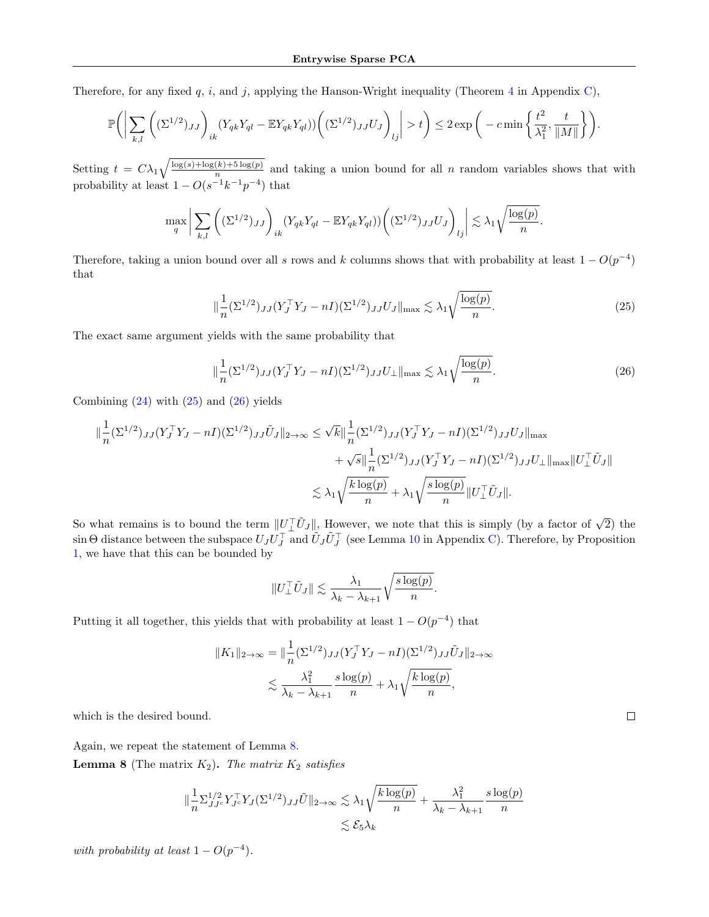Therefore, for any fixed $q$, $i$, and $j$, applying the Hanson-Wright inequality (Theorem 4 in Appendix C),

$$\mathbb{P}\bigg( \bigg| \sum_{k,l} \bigg( (\Sigma^{1/2})_{JJ} \bigg)_{ik} (Y_{qk} Y_{ql} - \mathbb{E} Y_{qk} Y_{ql}) \bigg) \bigg( (\Sigma^{1/2})_{JJ} U_J \bigg)_{lj} \bigg| > t \bigg) \leq 2 \exp\bigg( -c \min\bigg\{ \frac{t^2}{\lambda_1^2}, \frac{t}{\|M\|} \bigg\} \bigg).$$

Setting $t = C\lambda_1 \sqrt{\frac{\log(s) + \log(k) + 5\log(p)}{n}}$ and taking a union bound for all $n$ random variables shows that with probability at least $1 - O(s^{-1}k^{-1}p^{-4})$ that

$$\max_q \bigg| \sum_{k,l} \bigg( (\Sigma^{1/2})_{JJ} \bigg)_{ik} (Y_{qk} Y_{ql} - \mathbb{E} Y_{qk} Y_{ql}) \bigg) \bigg( (\Sigma^{1/2})_{JJ} U_J \bigg)_{lj} \bigg| \lesssim \lambda_1 \sqrt{\frac{\log(p)}{n}}.$$

Therefore, taking a union bound over all $s$ rows and $k$ columns shows that with probability at least $1 - O(p^{-4})$ that

$$\|\frac{1}{n} (\Sigma^{1/2})_{JJ} (Y_J^\top Y_J - nI)(\Sigma^{1/2})_{JJ} U_J \|_{\max} \lesssim \lambda_1 \sqrt{\frac{\log(p)}{n}}. \tag{25}$$

The exact same argument yields with the same probability that

$$\|\frac{1}{n} (\Sigma^{1/2})_{JJ} (Y_J^\top Y_J - nI)(\Sigma^{1/2})_{JJ} U_\perp \|_{\max} \lesssim \lambda_1 \sqrt{\frac{\log(p)}{n}}. \tag{26}$$

Combining (24) with (25) and (26) yields

$$\begin{aligned}
\|\frac{1}{n} (\Sigma^{1/2})_{JJ} (Y_J^\top Y_J - nI)(\Sigma^{1/2})_{JJ} \tilde{U}_J \|_{2\to\infty} &\leq \sqrt{k} \|\frac{1}{n} (\Sigma^{1/2})_{JJ} (Y_J^\top Y_J - nI)(\Sigma^{1/2})_{JJ} U_J \|_{\max} \\
&\quad + \sqrt{s} \|\frac{1}{n} (\Sigma^{1/2})_{JJ} (Y_J^\top Y_J - nI)(\Sigma^{1/2})_{JJ} U_\perp \|_{\max} \|U_\perp^\top \tilde{U}_J\| \\
&\lesssim \lambda_1 \sqrt{\frac{k\log(p)}{n}} + \lambda_1 \sqrt{\frac{s\log(p)}{n}} \|U_\perp^\top \tilde{U}_J\|.
\end{aligned}$$

So what remains is to bound the term $\|U_\perp^\top \tilde{U}_J\|$, However, we note that this is simply (by a factor of $\sqrt{2}$) the $\sin\Theta$ distance between the subspace $U_J U_J^\top$ and $\tilde{U}_J \tilde{U}_J^\top$ (see Lemma 10 in Appendix C). Therefore, by Proposition 1, we have that this can be bounded by

$$\|U_\perp^\top \tilde{U}_J\| \lesssim \frac{\lambda_1}{\lambda_k - \lambda_{k+1}} \sqrt{\frac{s\log(p)}{n}}.$$

Putting it all together, this yields that with probability at least $1 - O(p^{-4})$ that

$$\begin{aligned}
\|K_1\|_{2\to\infty} &= \|\frac{1}{n} (\Sigma^{1/2})_{JJ} (Y_J^\top Y_J - nI)(\Sigma^{1/2})_{JJ} \tilde{U}_J \|_{2\to\infty} \\
&\lesssim \frac{\lambda_1^2}{\lambda_k - \lambda_{k+1}} \frac{s\log(p)}{n} + \lambda_1 \sqrt{\frac{k\log(p)}{n}},
\end{aligned}$$

which is the desired bound. ∎

Again, we repeat the statement of Lemma 8.

**Lemma 8** (The matrix $K_2$). *The matrix $K_2$ satisfies*

$$\begin{aligned}
\|\frac{1}{n} \Sigma_{JJ^c}^{1/2} Y_{J^c}^\top Y_J (\Sigma^{1/2})_{JJ} \tilde{U} \|_{2\to\infty} &\lesssim \lambda_1 \sqrt{\frac{k\log(p)}{n}} + \frac{\lambda_1^2}{\lambda_k - \lambda_{k+1}} \frac{s\log(p)}{n} \\
&\lesssim \mathcal{E}_5 \lambda_k
\end{aligned}$$

*with probability at least $1 - O(p^{-4})$.*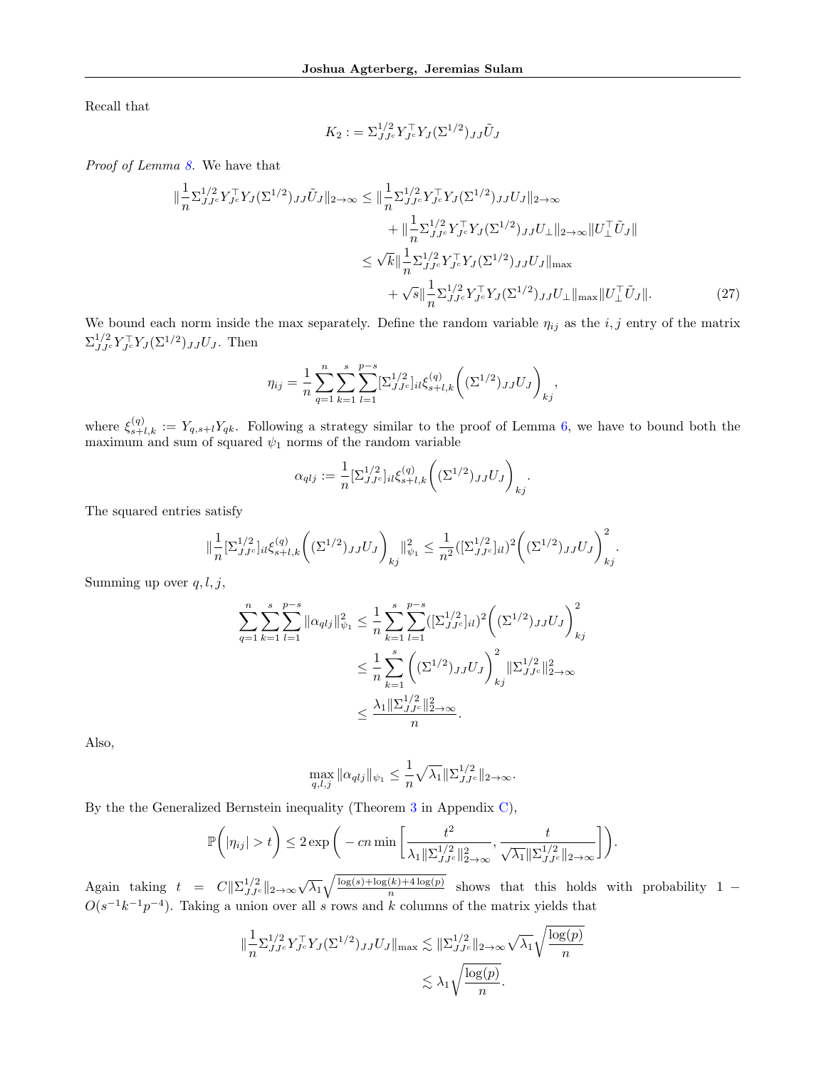Recall that

$$K_2 := \Sigma^{1/2}_{JJ^c} Y_{J^c}^\top Y_J (\Sigma^{1/2})_{JJ} \tilde{U}_J$$

*Proof of Lemma 8.* We have that

$$\begin{aligned}
\|\frac{1}{n}\Sigma^{1/2}_{JJ^c} Y_{J^c}^\top Y_J (\Sigma^{1/2})_{JJ} \tilde{U}_J\|_{2\to\infty} &\leq \|\frac{1}{n}\Sigma^{1/2}_{JJ^c} Y_{J^c}^\top Y_J (\Sigma^{1/2})_{JJ} U_J\|_{2\to\infty} \\
&\quad + \|\frac{1}{n}\Sigma^{1/2}_{JJ^c} Y_{J^c}^\top Y_J (\Sigma^{1/2})_{JJ} U_\perp\|_{2\to\infty} \|U_\perp^\top \tilde{U}_J\| \\
&\leq \sqrt{k} \|\frac{1}{n}\Sigma^{1/2}_{JJ^c} Y_{J^c}^\top Y_J (\Sigma^{1/2})_{JJ} U_J\|_{\max} \\
&\quad + \sqrt{s} \|\frac{1}{n}\Sigma^{1/2}_{JJ^c} Y_{J^c}^\top Y_J (\Sigma^{1/2})_{JJ} U_\perp\|_{\max} \|U_\perp^\top \tilde{U}_J\|. \qquad (27)
\end{aligned}$$

We bound each norm inside the max separately. Define the random variable $\eta_{ij}$ as the $i,j$ entry of the matrix $\Sigma^{1/2}_{JJ^c} Y_{J^c}^\top Y_J (\Sigma^{1/2})_{JJ} U_J$. Then

$$\eta_{ij} = \frac{1}{n}\sum_{q=1}^n \sum_{k=1}^s \sum_{l=1}^{p-s} [\Sigma^{1/2}_{JJ^c}]_{il} \xi^{(q)}_{s+l,k} \bigg( (\Sigma^{1/2})_{JJ} U_J \bigg)_{kj},$$

where $\xi^{(q)}_{s+l,k} := Y_{q,s+l} Y_{qk}$. Following a strategy similar to the proof of Lemma 6, we have to bound both the maximum and sum of squared $\psi_1$ norms of the random variable

$$\alpha_{qlj} := \frac{1}{n} [\Sigma^{1/2}_{JJ^c}]_{il} \xi^{(q)}_{s+l,k} \bigg( (\Sigma^{1/2})_{JJ} U_J \bigg)_{kj}.$$

The squared entries satisfy

$$\|\frac{1}{n} [\Sigma^{1/2}_{JJ^c}]_{il} \xi^{(q)}_{s+l,k} \bigg( (\Sigma^{1/2})_{JJ} U_J \bigg)_{kj}\|_{\psi_1}^2 \leq \frac{1}{n^2} ([\Sigma^{1/2}_{JJ^c}]_{il})^2 \bigg( (\Sigma^{1/2})_{JJ} U_J \bigg)_{kj}^2.$$

Summing up over $q, l, j$,

$$\begin{aligned}
\sum_{q=1}^n \sum_{k=1}^s \sum_{l=1}^{p-s} \|\alpha_{qlj}\|_{\psi_1}^2 &\leq \frac{1}{n} \sum_{k=1}^s \sum_{l=1}^{p-s} ([\Sigma^{1/2}_{JJ^c}]_{il})^2 \bigg( (\Sigma^{1/2})_{JJ} U_J \bigg)_{kj}^2 \\
&\leq \frac{1}{n} \sum_{k=1}^s \bigg( (\Sigma^{1/2})_{JJ} U_J \bigg)_{kj}^2 \|\Sigma^{1/2}_{JJ^c}\|_{2\to\infty}^2 \\
&\leq \frac{\lambda_1 \|\Sigma^{1/2}_{JJ^c}\|_{2\to\infty}^2}{n}.
\end{aligned}$$

Also,

$$\max_{q,l,j} \|\alpha_{qlj}\|_{\psi_1} \leq \frac{1}{n} \sqrt{\lambda_1} \|\Sigma^{1/2}_{JJ^c}\|_{2\to\infty}.$$

By the the Generalized Bernstein inequality (Theorem 3 in Appendix C),

$$\mathbb{P}\bigg( |\eta_{ij}| > t \bigg) \leq 2\exp\bigg( -cn \min\bigg[ \frac{t^2}{\lambda_1 \|\Sigma^{1/2}_{JJ^c}\|_{2\to\infty}^2}, \frac{t}{\sqrt{\lambda_1}\|\Sigma^{1/2}_{JJ^c}\|_{2\to\infty}} \bigg] \bigg).$$

Again taking $t = C\|\Sigma^{1/2}_{JJ^c}\|_{2\to\infty}\sqrt{\lambda_1}\sqrt{\frac{\log(s)+\log(k)+4\log(p)}{n}}$ shows that this holds with probability $1 - O(s^{-1}k^{-1}p^{-4})$. Taking a union over all $s$ rows and $k$ columns of the matrix yields that

$$\begin{aligned}
\|\frac{1}{n}\Sigma^{1/2}_{JJ^c} Y_{J^c}^\top Y_J (\Sigma^{1/2})_{JJ} U_J\|_{\max} &\lesssim \|\Sigma^{1/2}_{JJ^c}\|_{2\to\infty} \sqrt{\lambda_1} \sqrt{\frac{\log(p)}{n}} \\
&\lesssim \lambda_1 \sqrt{\frac{\log(p)}{n}}.
\end{aligned}$$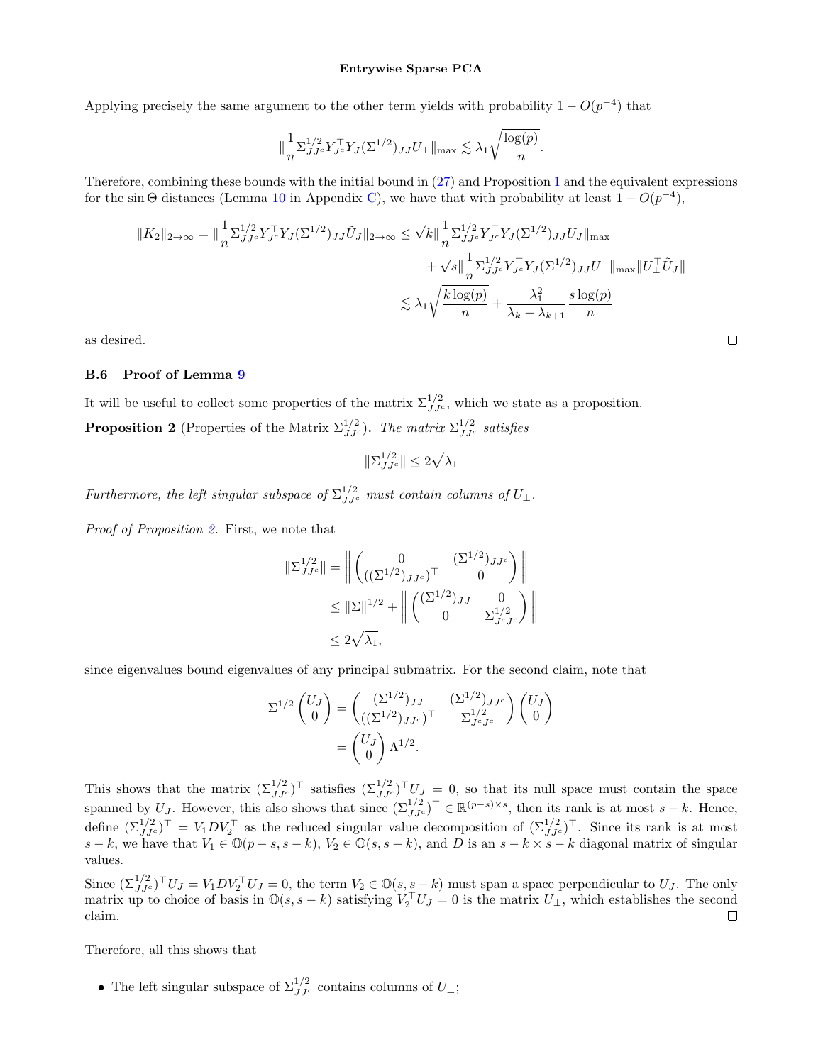Applying precisely the same argument to the other term yields with probability $1 - O(p^{-4})$ that

$$\|\frac{1}{n}\Sigma^{1/2}_{JJ^c} Y_{J^c}^\top Y_J (\Sigma^{1/2})_{JJ} U_\perp\|_{\max} \lesssim \lambda_1 \sqrt{\frac{\log(p)}{n}}.$$

Therefore, combining these bounds with the initial bound in (27) and Proposition 1 and the equivalent expressions for the $\sin\Theta$ distances (Lemma 10 in Appendix C), we have that with probability at least $1 - O(p^{-4})$,

$$\begin{aligned}
\|K_2\|_{2\to\infty} = \|\frac{1}{n}\Sigma^{1/2}_{JJ^c} Y_{J^c}^\top Y_J (\Sigma^{1/2})_{JJ} \tilde{U}_J\|_{2\to\infty} &\leq \sqrt{k}\|\frac{1}{n}\Sigma^{1/2}_{JJ^c} Y_{J^c}^\top Y_J (\Sigma^{1/2})_{JJ} U_J\|_{\max} \\
&\quad + \sqrt{s}\|\frac{1}{n}\Sigma^{1/2}_{JJ^c} Y_{J^c}^\top Y_J (\Sigma^{1/2})_{JJ} U_\perp\|_{\max}\|U_\perp^\top \tilde{U}_J\| \\
&\lesssim \lambda_1 \sqrt{\frac{k\log(p)}{n}} + \frac{\lambda_1^2}{\lambda_k - \lambda_{k+1}} \frac{s\log(p)}{n}
\end{aligned}$$

as desired. $\square$

### B.6 Proof of Lemma 9

It will be useful to collect some properties of the matrix $\Sigma^{1/2}_{JJ^c}$, which we state as a proposition.

**Proposition 2** (Properties of the Matrix $\Sigma^{1/2}_{JJ^c}$). *The matrix $\Sigma^{1/2}_{JJ^c}$ satisfies*

$$\|\Sigma^{1/2}_{JJ^c}\| \leq 2\sqrt{\lambda_1}$$

*Furthermore, the left singular subspace of $\Sigma^{1/2}_{JJ^c}$ must contain columns of $U_\perp$.*

*Proof of Proposition 2.* First, we note that

$$\begin{aligned}
\|\Sigma^{1/2}_{JJ^c}\| &= \left\| \begin{pmatrix} 0 & (\Sigma^{1/2})_{JJ^c} \\ ((\Sigma^{1/2})_{JJ^c})^\top & 0 \end{pmatrix} \right\| \\
&\leq \|\Sigma\|^{1/2} + \left\| \begin{pmatrix} (\Sigma^{1/2})_{JJ} & 0 \\ 0 & \Sigma^{1/2}_{J^cJ^c} \end{pmatrix} \right\| \\
&\leq 2\sqrt{\lambda_1},
\end{aligned}$$

since eigenvalues bound eigenvalues of any principal submatrix. For the second claim, note that

$$\begin{aligned}
\Sigma^{1/2} \begin{pmatrix} U_J \\ 0 \end{pmatrix} &= \begin{pmatrix} (\Sigma^{1/2})_{JJ} & (\Sigma^{1/2})_{JJ^c} \\ ((\Sigma^{1/2})_{JJ^c})^\top & \Sigma^{1/2}_{J^cJ^c} \end{pmatrix} \begin{pmatrix} U_J \\ 0 \end{pmatrix} \\
&= \begin{pmatrix} U_J \\ 0 \end{pmatrix} \Lambda^{1/2}.
\end{aligned}$$

This shows that the matrix $(\Sigma^{1/2}_{JJ^c})^\top$ satisfies $(\Sigma^{1/2}_{JJ^c})^\top U_J = 0$, so that its null space must contain the space spanned by $U_J$. However, this also shows that since $(\Sigma^{1/2}_{JJ^c})^\top \in \mathbb{R}^{(p-s)\times s}$, then its rank is at most $s - k$. Hence, define $(\Sigma^{1/2}_{JJ^c})^\top = V_1 D V_2^\top$ as the reduced singular value decomposition of $(\Sigma^{1/2}_{JJ^c})^\top$. Since its rank is at most $s - k$, we have that $V_1 \in \mathbb{O}(p - s, s - k)$, $V_2 \in \mathbb{O}(s, s - k)$, and $D$ is an $s - k \times s - k$ diagonal matrix of singular values.

Since $(\Sigma^{1/2}_{JJ^c})^\top U_J = V_1 D V_2^\top U_J = 0$, the term $V_2 \in \mathbb{O}(s, s - k)$ must span a space perpendicular to $U_J$. The only matrix up to choice of basis in $\mathbb{O}(s, s - k)$ satisfying $V_2^\top U_J = 0$ is the matrix $U_\perp$, which establishes the second claim. $\square$

Therefore, all this shows that

- The left singular subspace of $\Sigma^{1/2}_{JJ^c}$ contains columns of $U_\perp$;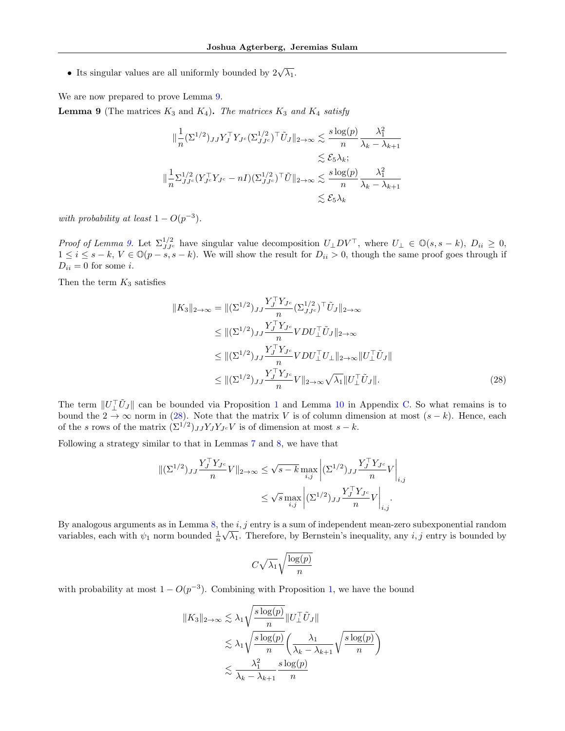- Its singular values are all uniformly bounded by $2\sqrt{\lambda_1}$.

We are now prepared to prove Lemma 9.

**Lemma 9** (The matrices $K_3$ and $K_4$)**.** *The matrices $K_3$ and $K_4$ satisfy*

$$
\begin{aligned}
\|\frac{1}{n}(\Sigma^{1/2})_{JJ}Y_J^\top Y_{J^c}(\Sigma^{1/2}_{JJ^c})^\top \tilde{U}_J\|_{2\to\infty} &\lesssim \frac{s\log(p)}{n}\frac{\lambda_1^2}{\lambda_k-\lambda_{k+1}} \\
&\lesssim \mathcal{E}_5\lambda_k; \\
\|\frac{1}{n}\Sigma^{1/2}_{JJ^c}(Y_{J^c}^\top Y_{J^c}-nI)(\Sigma^{1/2}_{JJ^c})^\top \tilde{U}\|_{2\to\infty} &\lesssim \frac{s\log(p)}{n}\frac{\lambda_1^2}{\lambda_k-\lambda_{k+1}} \\
&\lesssim \mathcal{E}_5\lambda_k
\end{aligned}
$$

*with probability at least $1-O(p^{-3})$.*

*Proof of Lemma 9.* Let $\Sigma^{1/2}_{JJ^c}$ have singular value decomposition $U_\perp D V^\top$, where $U_\perp \in \mathbb{O}(s, s-k)$, $D_{ii} \geq 0$, $1 \leq i \leq s-k$, $V \in \mathbb{O}(p-s, s-k)$. We will show the result for $D_{ii} > 0$, though the same proof goes through if $D_{ii} = 0$ for some $i$.

Then the term $K_3$ satisfies

$$
\begin{aligned}
\|K_3\|_{2\to\infty} &= \|(\Sigma^{1/2})_{JJ}\frac{Y_J^\top Y_{J^c}}{n}(\Sigma^{1/2}_{JJ^c})^\top \tilde{U}_J\|_{2\to\infty} \\
&\leq \|(\Sigma^{1/2})_{JJ}\frac{Y_J^\top Y_{J^c}}{n}VDU_\perp^\top \tilde{U}_J\|_{2\to\infty} \\
&\leq \|(\Sigma^{1/2})_{JJ}\frac{Y_J^\top Y_{J^c}}{n}VDU_\perp^\top U_\perp\|_{2\to\infty}\|U_\perp^\top \tilde{U}_J\| \\
&\leq \|(\Sigma^{1/2})_{JJ}\frac{Y_J^\top Y_{J^c}}{n}V\|_{2\to\infty}\sqrt{\lambda_1}\|U_\perp^\top \tilde{U}_J\|. \qquad (28)
\end{aligned}
$$

The term $\|U_\perp^\top \tilde{U}_J\|$ can be bounded via Proposition 1 and Lemma 10 in Appendix C. So what remains is to bound the $2\to\infty$ norm in (28). Note that the matrix $V$ is of column dimension at most $(s-k)$. Hence, each of the $s$ rows of the matrix $(\Sigma^{1/2})_{JJ}Y_J Y_{J^c} V$ is of dimension at most $s-k$.

Following a strategy similar to that in Lemmas 7 and 8, we have that

$$
\begin{aligned}
\|(\Sigma^{1/2})_{JJ}\frac{Y_J^\top Y_{J^c}}{n}V\|_{2\to\infty} &\leq \sqrt{s-k}\max_{i,j}\left|(\Sigma^{1/2})_{JJ}\frac{Y_J^\top Y_{J^c}}{n}V\right|_{i,j} \\
&\leq \sqrt{s}\max_{i,j}\left|(\Sigma^{1/2})_{JJ}\frac{Y_J^\top Y_{J^c}}{n}V\right|_{i,j}.
\end{aligned}
$$

By analogous arguments as in Lemma 8, the $i,j$ entry is a sum of independent mean-zero subexponential random variables, each with $\psi_1$ norm bounded $\frac{1}{n}\sqrt{\lambda_1}$. Therefore, by Bernstein's inequality, any $i,j$ entry is bounded by

$$
C\sqrt{\lambda_1}\sqrt{\frac{\log(p)}{n}}
$$

with probability at most $1-O(p^{-3})$. Combining with Proposition 1, we have the bound

$$
\begin{aligned}
\|K_3\|_{2\to\infty} &\lesssim \lambda_1\sqrt{\frac{s\log(p)}{n}}\|U_\perp^\top \tilde{U}_J\| \\
&\lesssim \lambda_1\sqrt{\frac{s\log(p)}{n}}\left(\frac{\lambda_1}{\lambda_k-\lambda_{k+1}}\sqrt{\frac{s\log(p)}{n}}\right) \\
&\lesssim \frac{\lambda_1^2}{\lambda_k-\lambda_{k+1}}\frac{s\log(p)}{n}
\end{aligned}
$$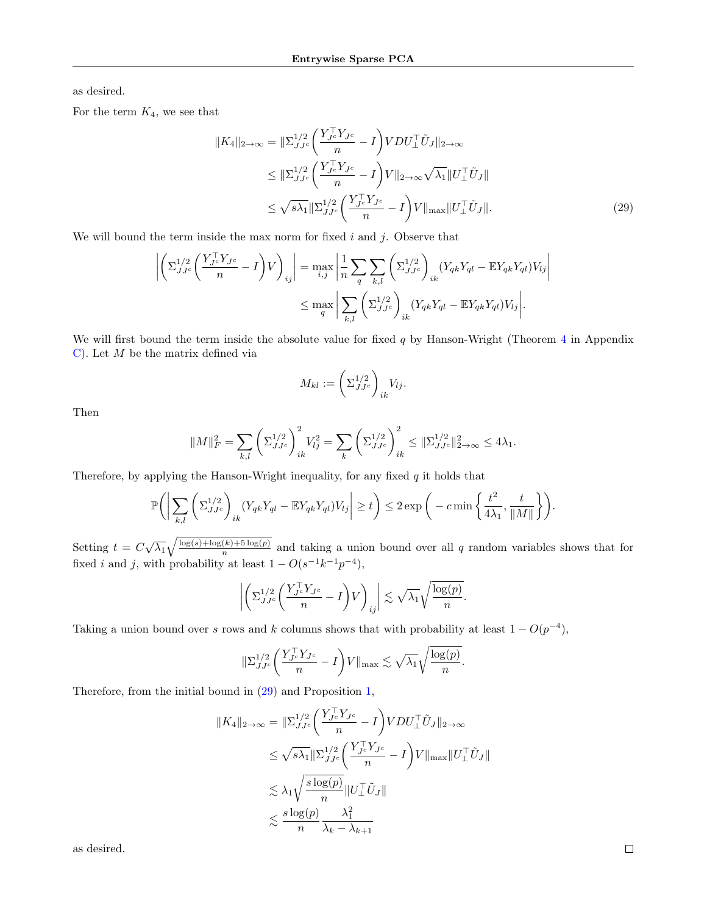as desired.

For the term $K_4$, we see that

$$
\begin{aligned}
\|K_4\|_{2\to\infty} &= \|\Sigma_{JJ^c}^{1/2}\bigg(\frac{Y_{J^c}^\top Y_{J^c}}{n} - I\bigg) V D U_\perp^\top \tilde{U}_J\|_{2\to\infty} \\
&\leq \|\Sigma_{JJ^c}^{1/2}\bigg(\frac{Y_{J^c}^\top Y_{J^c}}{n} - I\bigg) V\|_{2\to\infty} \sqrt{\lambda_1} \|U_\perp^\top \tilde{U}_J\| \\
&\leq \sqrt{s\lambda_1} \|\Sigma_{JJ^c}^{1/2}\bigg(\frac{Y_{J^c}^\top Y_{J^c}}{n} - I\bigg) V\|_{\max} \|U_\perp^\top \tilde{U}_J\|. \qquad (29)
\end{aligned}
$$

We will bound the term inside the max norm for fixed $i$ and $j$. Observe that

$$
\begin{aligned}
\left| \bigg(\Sigma_{JJ^c}^{1/2}\bigg(\frac{Y_{J^c}^\top Y_{J^c}}{n} - I\bigg) V\bigg)_{ij} \right| &= \max_{i,j} \left| \frac{1}{n} \sum_q \sum_{k,l} \bigg(\Sigma_{JJ^c}^{1/2}\bigg)_{ik} (Y_{qk}Y_{ql} - \mathbb{E}Y_{qk}Y_{ql}) V_{lj} \right| \\
&\leq \max_q \left| \sum_{k,l} \bigg(\Sigma_{JJ^c}^{1/2}\bigg)_{ik} (Y_{qk}Y_{ql} - \mathbb{E}Y_{qk}Y_{ql}) V_{lj} \right|.
\end{aligned}
$$

We will first bound the term inside the absolute value for fixed $q$ by Hanson-Wright (Theorem 4 in Appendix C). Let $M$ be the matrix defined via

$$
M_{kl} := \bigg(\Sigma_{JJ^c}^{1/2}\bigg)_{ik} V_{lj}.
$$

Then

$$
\|M\|_F^2 = \sum_{k,l} \bigg(\Sigma_{JJ^c}^{1/2}\bigg)_{ik}^2 V_{lj}^2 = \sum_k \bigg(\Sigma_{JJ^c}^{1/2}\bigg)_{ik}^2 \leq \|\Sigma_{JJ^c}^{1/2}\|_{2\to\infty}^2 \leq 4\lambda_1.
$$

Therefore, by applying the Hanson-Wright inequality, for any fixed $q$ it holds that

$$
\mathbb{P}\bigg( \left| \sum_{k,l} \bigg(\Sigma_{JJ^c}^{1/2}\bigg)_{ik} (Y_{qk}Y_{ql} - \mathbb{E}Y_{qk}Y_{ql}) V_{lj} \right| \geq t \bigg) \leq 2 \exp\bigg( -c \min\bigg\{ \frac{t^2}{4\lambda_1}, \frac{t}{\|M\|} \bigg\} \bigg).
$$

Setting $t = C\sqrt{\lambda_1}\sqrt{\frac{\log(s)+\log(k)+5\log(p)}{n}}$ and taking a union bound over all $q$ random variables shows that for fixed $i$ and $j$, with probability at least $1 - O(s^{-1}k^{-1}p^{-4})$,

$$
\left| \bigg(\Sigma_{JJ^c}^{1/2}\bigg(\frac{Y_{J^c}^\top Y_{J^c}}{n} - I\bigg) V\bigg)_{ij} \right| \lesssim \sqrt{\lambda_1}\sqrt{\frac{\log(p)}{n}}.
$$

Taking a union bound over $s$ rows and $k$ columns shows that with probability at least $1 - O(p^{-4})$,

$$
\|\Sigma_{JJ^c}^{1/2}\bigg(\frac{Y_{J^c}^\top Y_{J^c}}{n} - I\bigg) V\|_{\max} \lesssim \sqrt{\lambda_1}\sqrt{\frac{\log(p)}{n}}.
$$

Therefore, from the initial bound in (29) and Proposition 1,

$$
\begin{aligned}
\|K_4\|_{2\to\infty} &= \|\Sigma_{JJ^c}^{1/2}\bigg(\frac{Y_{J^c}^\top Y_{J^c}}{n} - I\bigg) V D U_\perp^\top \tilde{U}_J\|_{2\to\infty} \\
&\leq \sqrt{s\lambda_1} \|\Sigma_{JJ^c}^{1/2}\bigg(\frac{Y_{J^c}^\top Y_{J^c}}{n} - I\bigg) V\|_{\max} \|U_\perp^\top \tilde{U}_J\| \\
&\lesssim \lambda_1 \sqrt{\frac{s\log(p)}{n}} \|U_\perp^\top \tilde{U}_J\| \\
&\lesssim \frac{s\log(p)}{n} \frac{\lambda_1^2}{\lambda_k - \lambda_{k+1}}
\end{aligned}
$$

as desired. □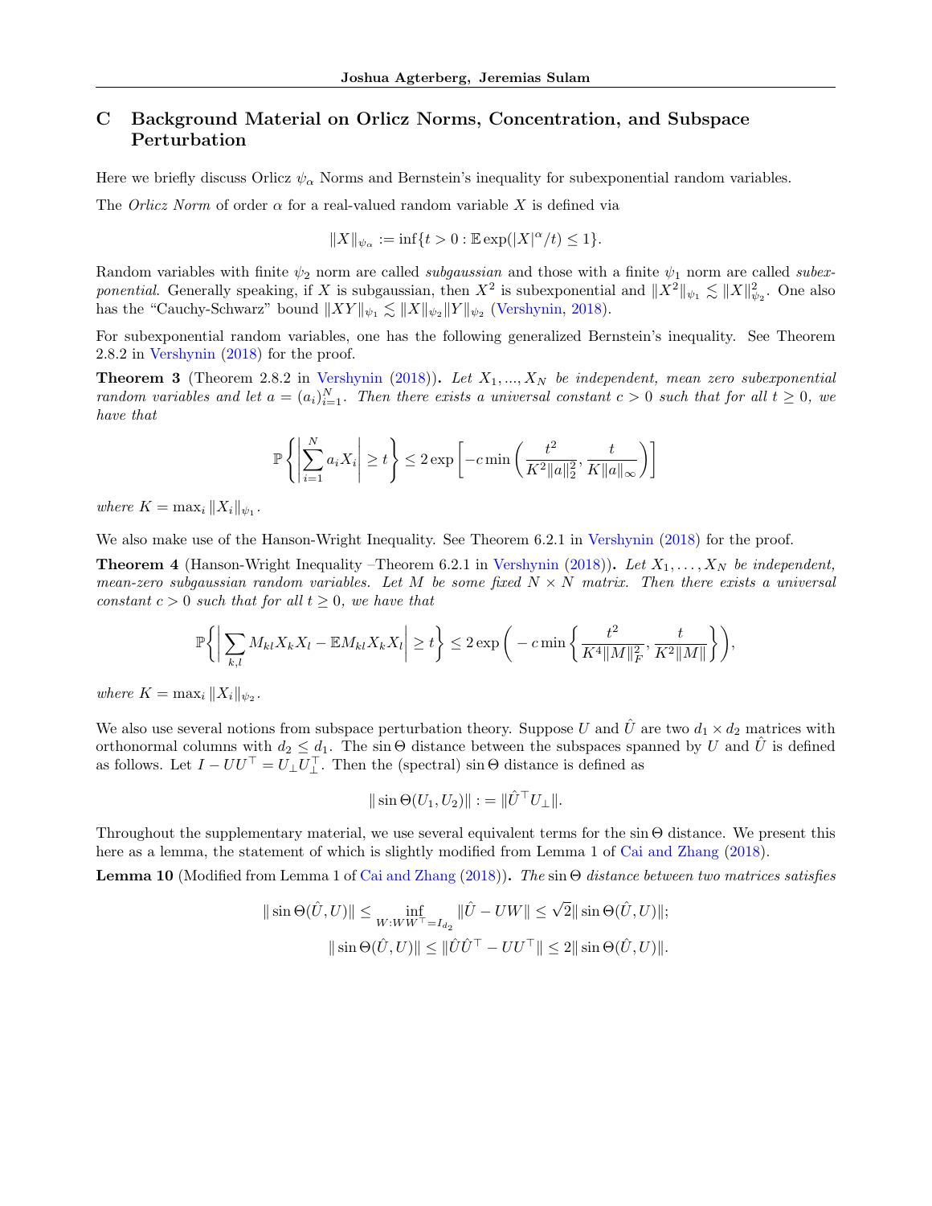# C Background Material on Orlicz Norms, Concentration, and Subspace Perturbation

Here we briefly discuss Orlicz $\psi_\alpha$ Norms and Bernstein's inequality for subexponential random variables.

The *Orlicz Norm* of order $\alpha$ for a real-valued random variable $X$ is defined via

$$\|X\|_{\psi_\alpha} := \inf\{t > 0 : \mathbb{E}\exp(|X|^\alpha/t) \leq 1\}.$$

Random variables with finite $\psi_2$ norm are called *subgaussian* and those with a finite $\psi_1$ norm are called *subexponential*. Generally speaking, if $X$ is subgaussian, then $X^2$ is subexponential and $\|X^2\|_{\psi_1} \lesssim \|X\|_{\psi_2}^2$. One also has the "Cauchy-Schwarz" bound $\|XY\|_{\psi_1} \lesssim \|X\|_{\psi_2}\|Y\|_{\psi_2}$ (Vershynin, 2018).

For subexponential random variables, one has the following generalized Bernstein's inequality. See Theorem 2.8.2 in Vershynin (2018) for the proof.

**Theorem 3** (Theorem 2.8.2 in Vershynin (2018))**.** *Let $X_1, ..., X_N$ be independent, mean zero subexponential random variables and let $a = (a_i)_{i=1}^N$. Then there exists a universal constant $c > 0$ such that for all $t \geq 0$, we have that*

$$\mathbb{P}\left\{\left|\sum_{i=1}^N a_i X_i\right| \geq t\right\} \leq 2\exp\left[-c\min\left(\frac{t^2}{K^2\|a\|_2^2}, \frac{t}{K\|a\|_\infty}\right)\right]$$

*where $K = \max_i \|X_i\|_{\psi_1}$.*

We also make use of the Hanson-Wright Inequality. See Theorem 6.2.1 in Vershynin (2018) for the proof.

**Theorem 4** (Hanson-Wright Inequality –Theorem 6.2.1 in Vershynin (2018))**.** *Let $X_1, \ldots, X_N$ be independent, mean-zero subgaussian random variables. Let $M$ be some fixed $N \times N$ matrix. Then there exists a universal constant $c > 0$ such that for all $t \geq 0$, we have that*

$$\mathbb{P}\bigg\{\bigg|\sum_{k,l} M_{kl}X_kX_l - \mathbb{E}M_{kl}X_kX_l\bigg| \geq t\bigg\} \leq 2\exp\bigg(-c\min\bigg\{\frac{t^2}{K^4\|M\|_F^2}, \frac{t}{K^2\|M\|}\bigg\}\bigg),$$

*where $K = \max_i \|X_i\|_{\psi_2}$.*

We also use several notions from subspace perturbation theory. Suppose $U$ and $\hat{U}$ are two $d_1 \times d_2$ matrices with orthonormal columns with $d_2 \leq d_1$. The $\sin\Theta$ distance between the subspaces spanned by $U$ and $\hat{U}$ is defined as follows. Let $I - UU^\top = U_\perp U_\perp^\top$. Then the (spectral) $\sin\Theta$ distance is defined as

$$\|\sin\Theta(U_1, U_2)\| := \|\hat{U}^\top U_\perp\|.$$

Throughout the supplementary material, we use several equivalent terms for the $\sin\Theta$ distance. We present this here as a lemma, the statement of which is slightly modified from Lemma 1 of Cai and Zhang (2018).

**Lemma 10** (Modified from Lemma 1 of Cai and Zhang (2018))**.** *The $\sin\Theta$ distance between two matrices satisfies*

$$\|\sin\Theta(\hat{U}, U)\| \leq \inf_{W: WW^\top = I_{d_2}} \|\hat{U} - UW\| \leq \sqrt{2}\|\sin\Theta(\hat{U}, U)\|;$$

$$\|\sin\Theta(\hat{U}, U)\| \leq \|\hat{U}\hat{U}^\top - UU^\top\| \leq 2\|\sin\Theta(\hat{U}, U)\|.$$